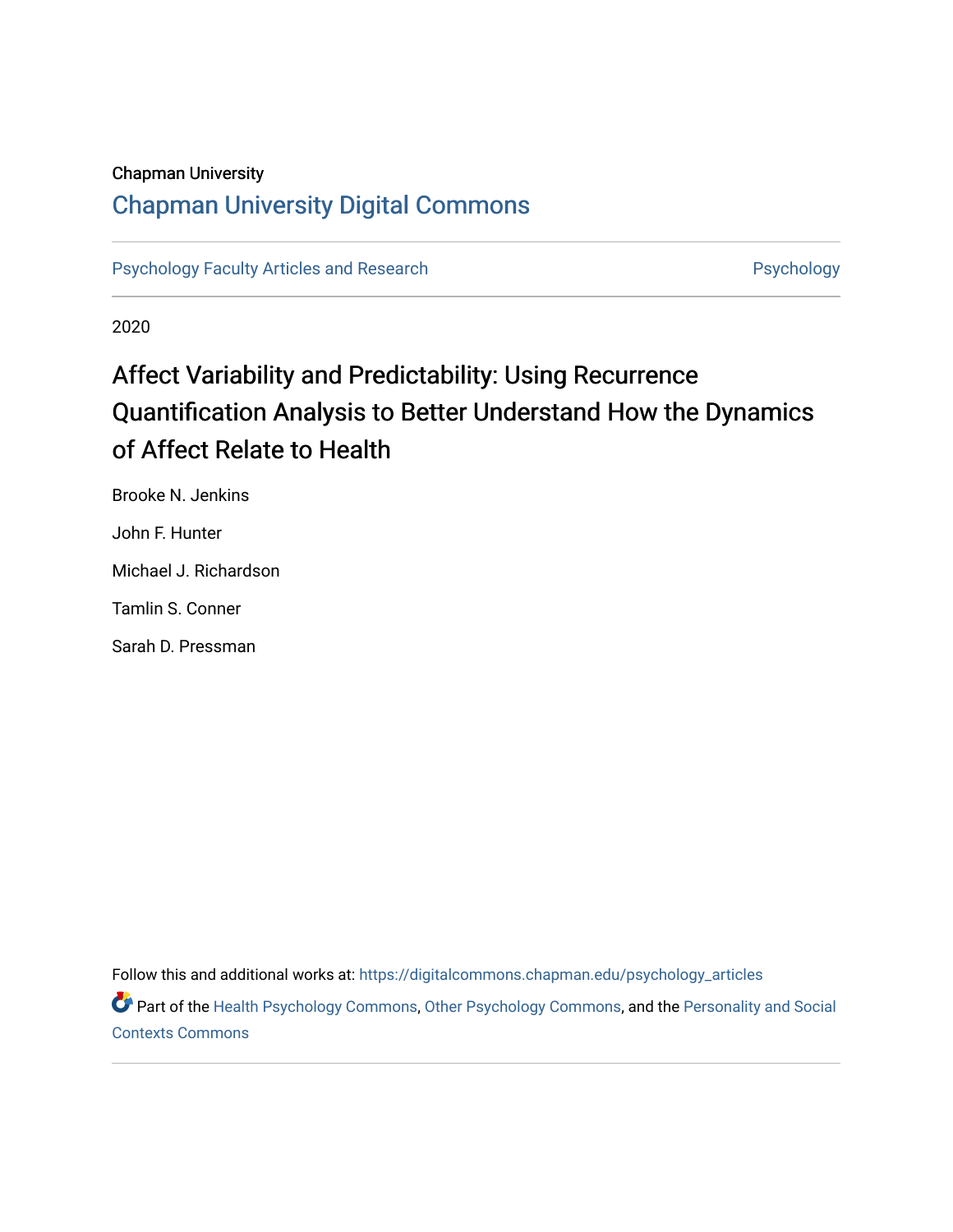Chapman University

# Chapman University Digital Commons

Psychology Faculty Articles and Research

Psychology

2020

## Affect Variability and Predictability: Using Recurrence Quantification Analysis to Better Understand How the Dynamics of Affect Relate to Health

Brooke N. Jenkins

John F. Hunter

Michael J. Richardson

Tamlin S. Conner

Sarah D. Pressman

Follow this and additional works at: https://digitalcommons.chapman.edu/psychology_articles

Part of the Health Psychology Commons, Other Psychology Commons, and the Personality and Social Contexts Commons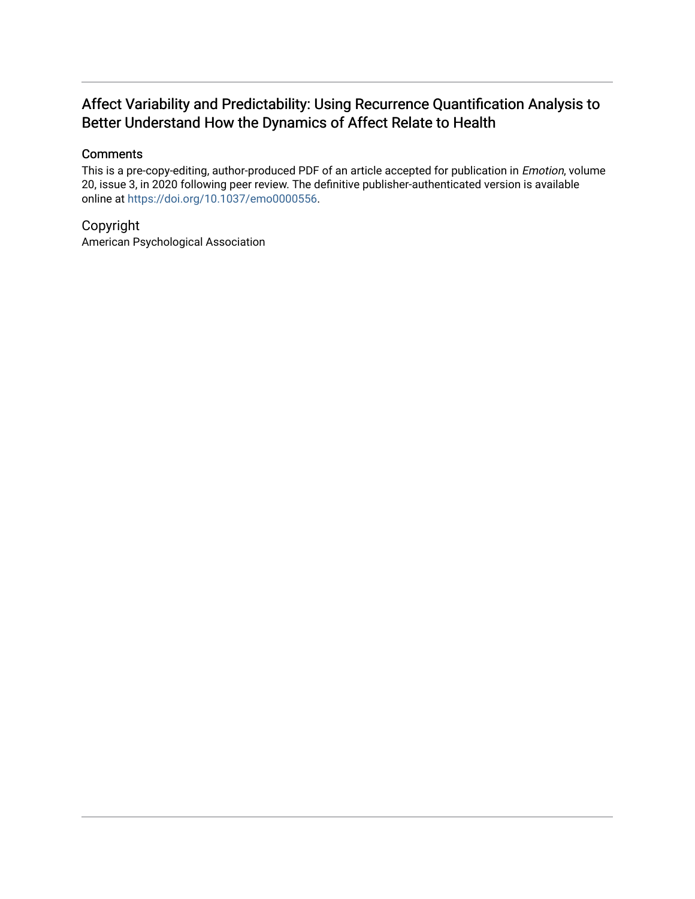# Affect Variability and Predictability: Using Recurrence Quantification Analysis to Better Understand How the Dynamics of Affect Relate to Health

## Comments

This is a pre-copy-editing, author-produced PDF of an article accepted for publication in *Emotion*, volume 20, issue 3, in 2020 following peer review. The definitive publisher-authenticated version is available online at https://doi.org/10.1037/emo0000556.

## Copyright

American Psychological Association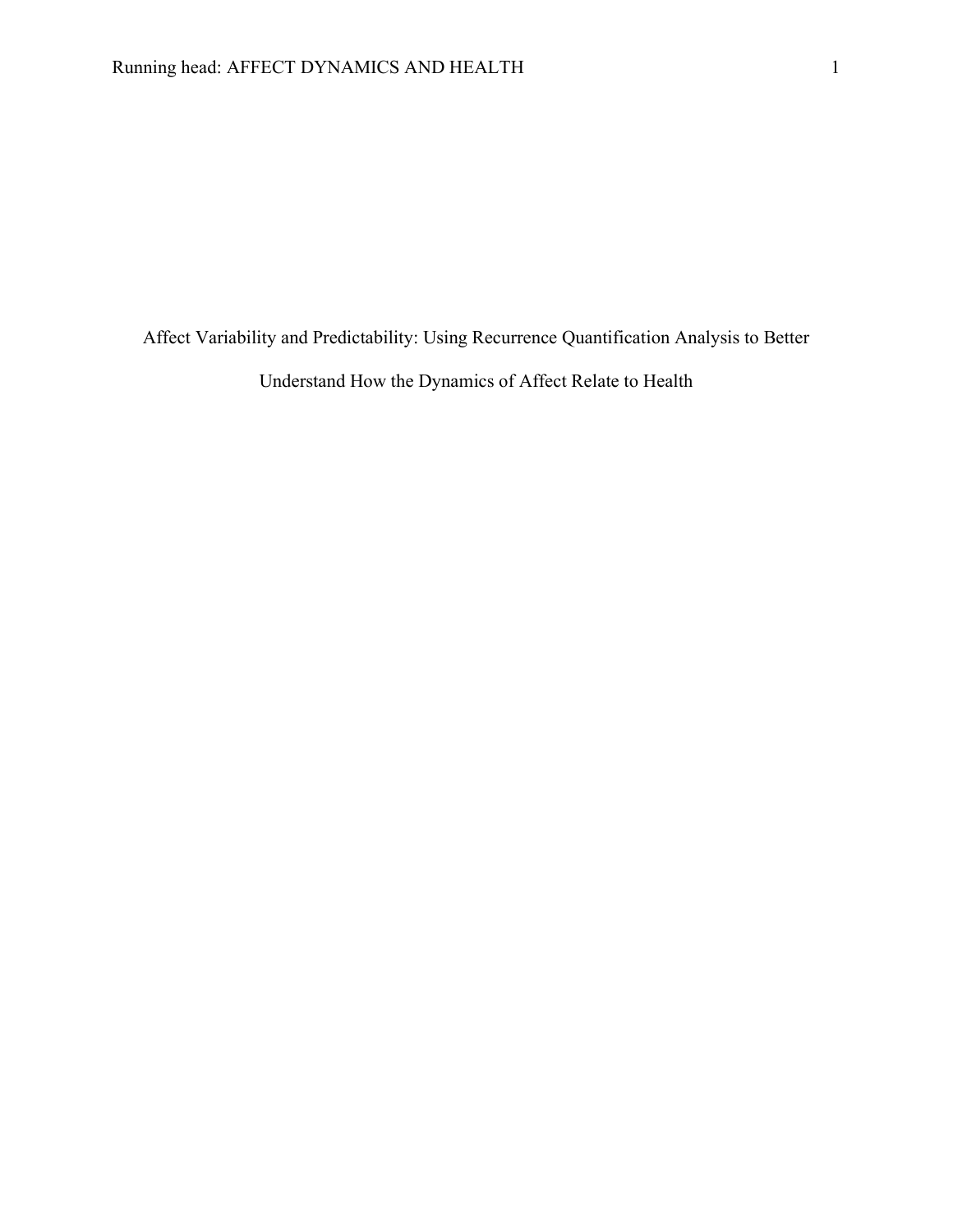# Affect Variability and Predictability: Using Recurrence Quantification Analysis to Better Understand How the Dynamics of Affect Relate to Health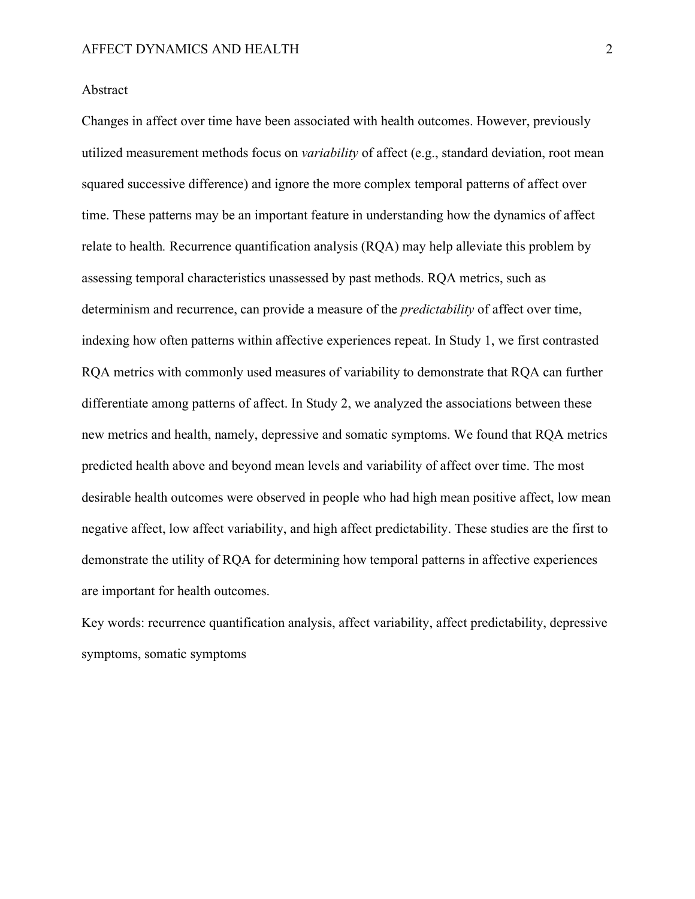## Abstract

Changes in affect over time have been associated with health outcomes. However, previously utilized measurement methods focus on *variability* of affect (e.g., standard deviation, root mean squared successive difference) and ignore the more complex temporal patterns of affect over time. These patterns may be an important feature in understanding how the dynamics of affect relate to health. Recurrence quantification analysis (RQA) may help alleviate this problem by assessing temporal characteristics unassessed by past methods. RQA metrics, such as determinism and recurrence, can provide a measure of the *predictability* of affect over time, indexing how often patterns within affective experiences repeat. In Study 1, we first contrasted RQA metrics with commonly used measures of variability to demonstrate that RQA can further differentiate among patterns of affect. In Study 2, we analyzed the associations between these new metrics and health, namely, depressive and somatic symptoms. We found that RQA metrics predicted health above and beyond mean levels and variability of affect over time. The most desirable health outcomes were observed in people who had high mean positive affect, low mean negative affect, low affect variability, and high affect predictability. These studies are the first to demonstrate the utility of RQA for determining how temporal patterns in affective experiences are important for health outcomes.

Key words: recurrence quantification analysis, affect variability, affect predictability, depressive symptoms, somatic symptoms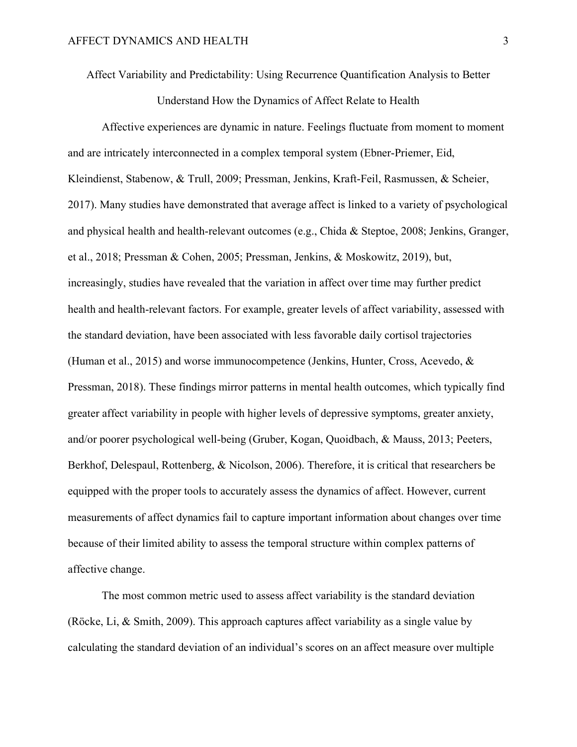# Affect Variability and Predictability: Using Recurrence Quantification Analysis to Better Understand How the Dynamics of Affect Relate to Health

Affective experiences are dynamic in nature. Feelings fluctuate from moment to moment and are intricately interconnected in a complex temporal system (Ebner-Priemer, Eid, Kleindienst, Stabenow, & Trull, 2009; Pressman, Jenkins, Kraft-Feil, Rasmussen, & Scheier, 2017). Many studies have demonstrated that average affect is linked to a variety of psychological and physical health and health-relevant outcomes (e.g., Chida & Steptoe, 2008; Jenkins, Granger, et al., 2018; Pressman & Cohen, 2005; Pressman, Jenkins, & Moskowitz, 2019), but, increasingly, studies have revealed that the variation in affect over time may further predict health and health-relevant factors. For example, greater levels of affect variability, assessed with the standard deviation, have been associated with less favorable daily cortisol trajectories (Human et al., 2015) and worse immunocompetence (Jenkins, Hunter, Cross, Acevedo, & Pressman, 2018). These findings mirror patterns in mental health outcomes, which typically find greater affect variability in people with higher levels of depressive symptoms, greater anxiety, and/or poorer psychological well-being (Gruber, Kogan, Quoidbach, & Mauss, 2013; Peeters, Berkhof, Delespaul, Rottenberg, & Nicolson, 2006). Therefore, it is critical that researchers be equipped with the proper tools to accurately assess the dynamics of affect. However, current measurements of affect dynamics fail to capture important information about changes over time because of their limited ability to assess the temporal structure within complex patterns of affective change.

The most common metric used to assess affect variability is the standard deviation (Röcke, Li, & Smith, 2009). This approach captures affect variability as a single value by calculating the standard deviation of an individual's scores on an affect measure over multiple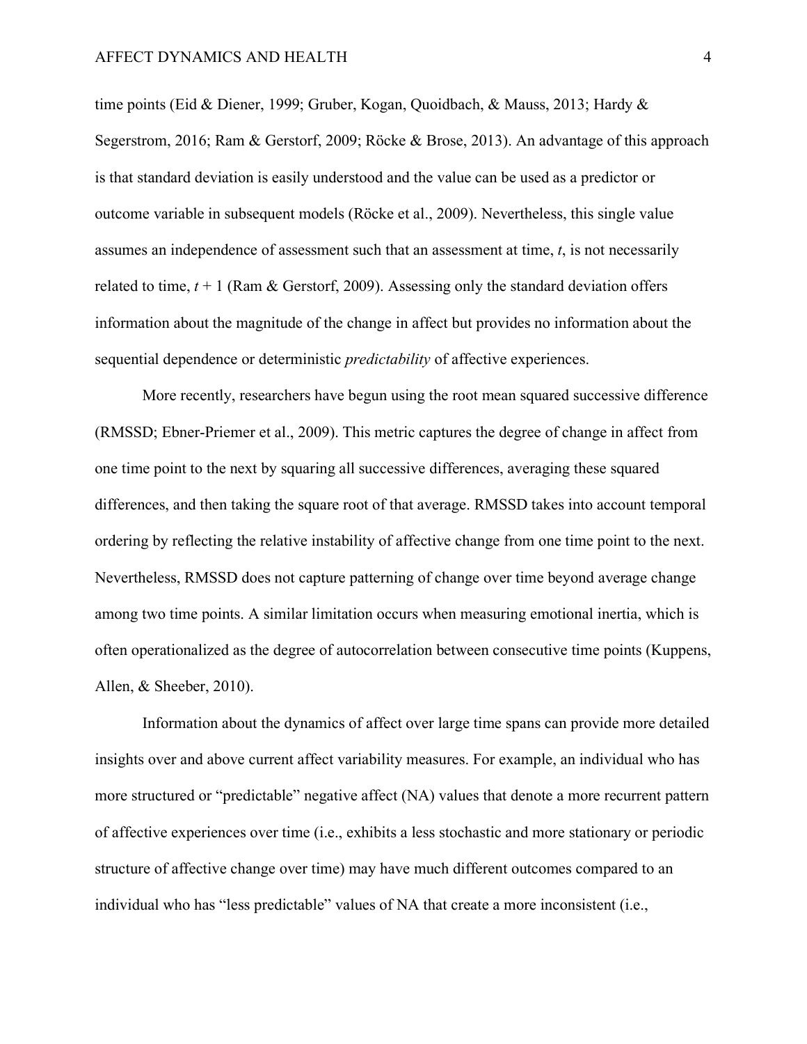time points (Eid & Diener, 1999; Gruber, Kogan, Quoidbach, & Mauss, 2013; Hardy & Segerstrom, 2016; Ram & Gerstorf, 2009; Röcke & Brose, 2013). An advantage of this approach is that standard deviation is easily understood and the value can be used as a predictor or outcome variable in subsequent models (Röcke et al., 2009). Nevertheless, this single value assumes an independence of assessment such that an assessment at time, $t$, is not necessarily related to time, $t + 1$ (Ram & Gerstorf, 2009). Assessing only the standard deviation offers information about the magnitude of the change in affect but provides no information about the sequential dependence or deterministic *predictability* of affective experiences.

More recently, researchers have begun using the root mean squared successive difference (RMSSD; Ebner-Priemer et al., 2009). This metric captures the degree of change in affect from one time point to the next by squaring all successive differences, averaging these squared differences, and then taking the square root of that average. RMSSD takes into account temporal ordering by reflecting the relative instability of affective change from one time point to the next. Nevertheless, RMSSD does not capture patterning of change over time beyond average change among two time points. A similar limitation occurs when measuring emotional inertia, which is often operationalized as the degree of autocorrelation between consecutive time points (Kuppens, Allen, & Sheeber, 2010).

Information about the dynamics of affect over large time spans can provide more detailed insights over and above current affect variability measures. For example, an individual who has more structured or "predictable" negative affect (NA) values that denote a more recurrent pattern of affective experiences over time (i.e., exhibits a less stochastic and more stationary or periodic structure of affective change over time) may have much different outcomes compared to an individual who has "less predictable" values of NA that create a more inconsistent (i.e.,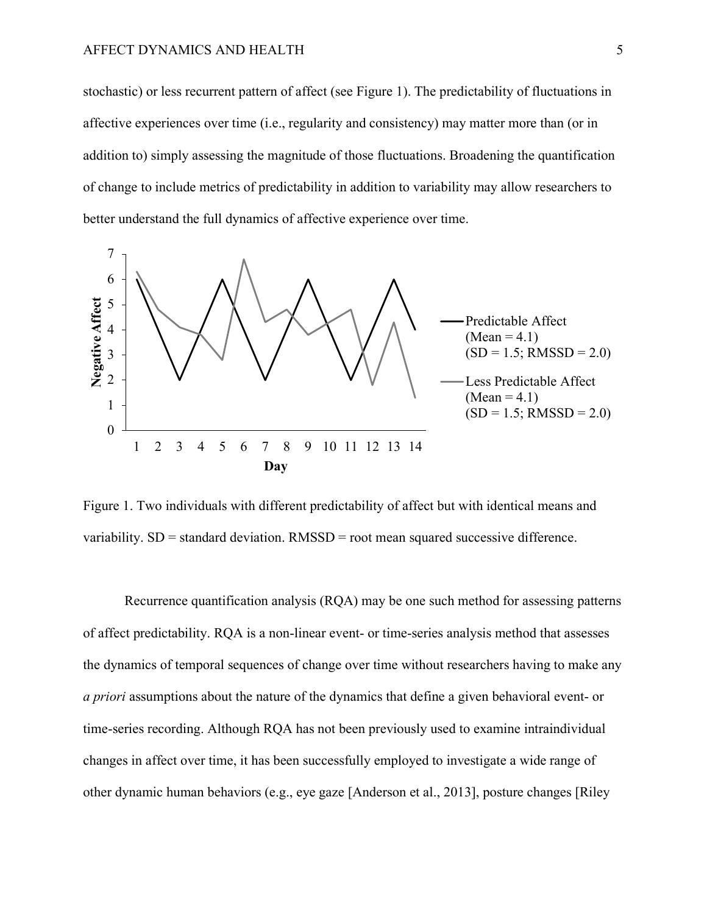stochastic) or less recurrent pattern of affect (see Figure 1). The predictability of fluctuations in affective experiences over time (i.e., regularity and consistency) may matter more than (or in addition to) simply assessing the magnitude of those fluctuations. Broadening the quantification of change to include metrics of predictability in addition to variability may allow researchers to better understand the full dynamics of affective experience over time.

Figure 1. Two individuals with different predictability of affect but with identical means and variability. SD = standard deviation. RMSSD = root mean squared successive difference.

Recurrence quantification analysis (RQA) may be one such method for assessing patterns of affect predictability. RQA is a non-linear event- or time-series analysis method that assesses the dynamics of temporal sequences of change over time without researchers having to make any *a priori* assumptions about the nature of the dynamics that define a given behavioral event- or time-series recording. Although RQA has not been previously used to examine intraindividual changes in affect over time, it has been successfully employed to investigate a wide range of other dynamic human behaviors (e.g., eye gaze [Anderson et al., 2013], posture changes [Riley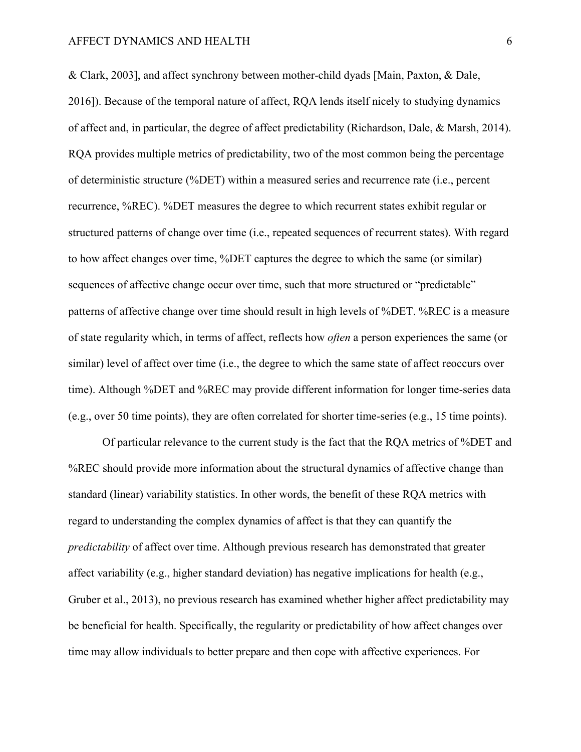& Clark, 2003], and affect synchrony between mother-child dyads [Main, Paxton, & Dale, 2016]). Because of the temporal nature of affect, RQA lends itself nicely to studying dynamics of affect and, in particular, the degree of affect predictability (Richardson, Dale, & Marsh, 2014). RQA provides multiple metrics of predictability, two of the most common being the percentage of deterministic structure (%DET) within a measured series and recurrence rate (i.e., percent recurrence, %REC). %DET measures the degree to which recurrent states exhibit regular or structured patterns of change over time (i.e., repeated sequences of recurrent states). With regard to how affect changes over time, %DET captures the degree to which the same (or similar) sequences of affective change occur over time, such that more structured or "predictable" patterns of affective change over time should result in high levels of %DET. %REC is a measure of state regularity which, in terms of affect, reflects how *often* a person experiences the same (or similar) level of affect over time (i.e., the degree to which the same state of affect reoccurs over time). Although %DET and %REC may provide different information for longer time-series data (e.g., over 50 time points), they are often correlated for shorter time-series (e.g., 15 time points).

Of particular relevance to the current study is the fact that the RQA metrics of %DET and %REC should provide more information about the structural dynamics of affective change than standard (linear) variability statistics. In other words, the benefit of these RQA metrics with regard to understanding the complex dynamics of affect is that they can quantify the *predictability* of affect over time. Although previous research has demonstrated that greater affect variability (e.g., higher standard deviation) has negative implications for health (e.g., Gruber et al., 2013), no previous research has examined whether higher affect predictability may be beneficial for health. Specifically, the regularity or predictability of how affect changes over time may allow individuals to better prepare and then cope with affective experiences. For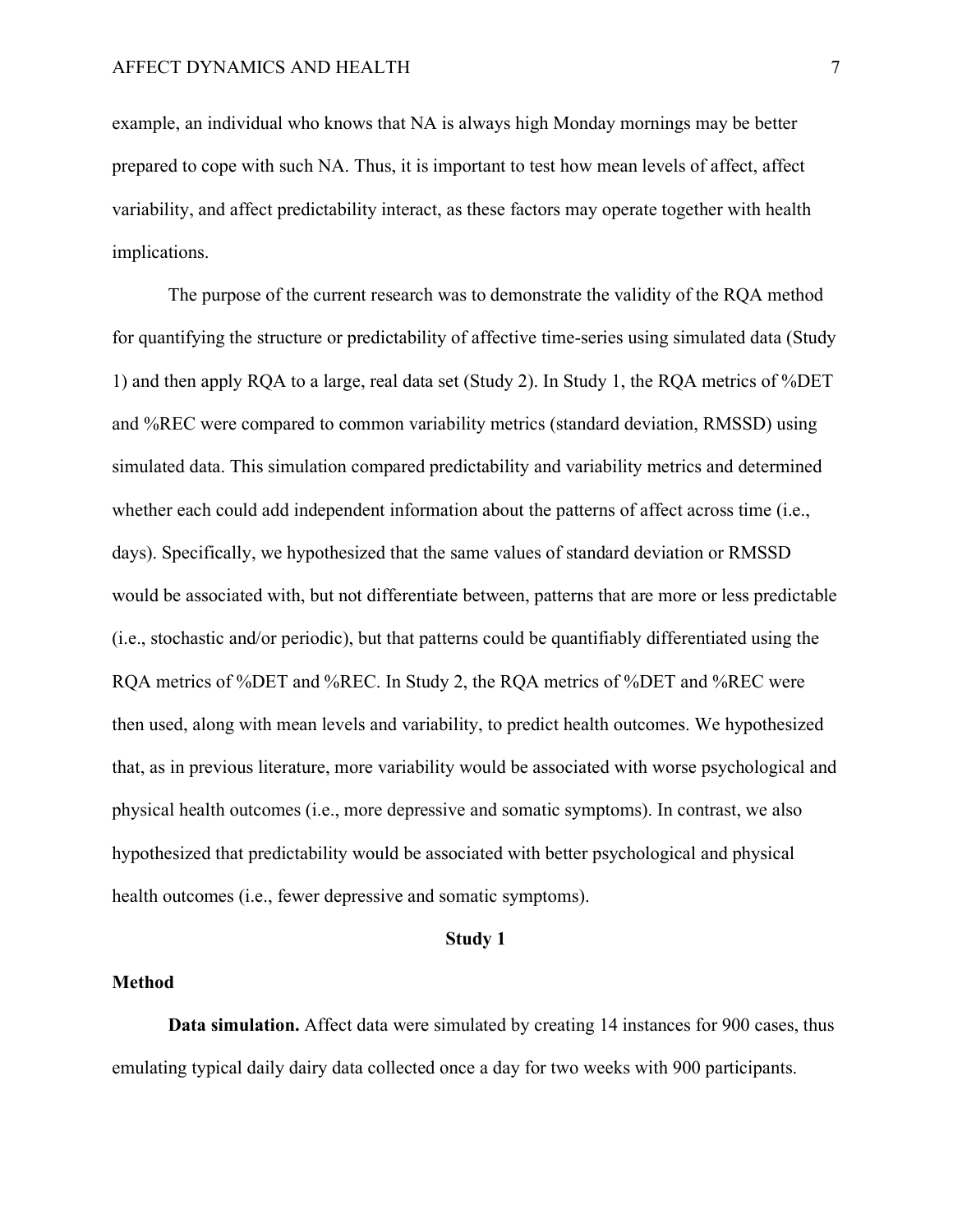example, an individual who knows that NA is always high Monday mornings may be better prepared to cope with such NA. Thus, it is important to test how mean levels of affect, affect variability, and affect predictability interact, as these factors may operate together with health implications.

The purpose of the current research was to demonstrate the validity of the RQA method for quantifying the structure or predictability of affective time-series using simulated data (Study 1) and then apply RQA to a large, real data set (Study 2). In Study 1, the RQA metrics of %DET and %REC were compared to common variability metrics (standard deviation, RMSSD) using simulated data. This simulation compared predictability and variability metrics and determined whether each could add independent information about the patterns of affect across time (i.e., days). Specifically, we hypothesized that the same values of standard deviation or RMSSD would be associated with, but not differentiate between, patterns that are more or less predictable (i.e., stochastic and/or periodic), but that patterns could be quantifiably differentiated using the RQA metrics of %DET and %REC. In Study 2, the RQA metrics of %DET and %REC were then used, along with mean levels and variability, to predict health outcomes. We hypothesized that, as in previous literature, more variability would be associated with worse psychological and physical health outcomes (i.e., more depressive and somatic symptoms). In contrast, we also hypothesized that predictability would be associated with better psychological and physical health outcomes (i.e., fewer depressive and somatic symptoms).

## Study 1

### Method

**Data simulation.** Affect data were simulated by creating 14 instances for 900 cases, thus emulating typical daily dairy data collected once a day for two weeks with 900 participants.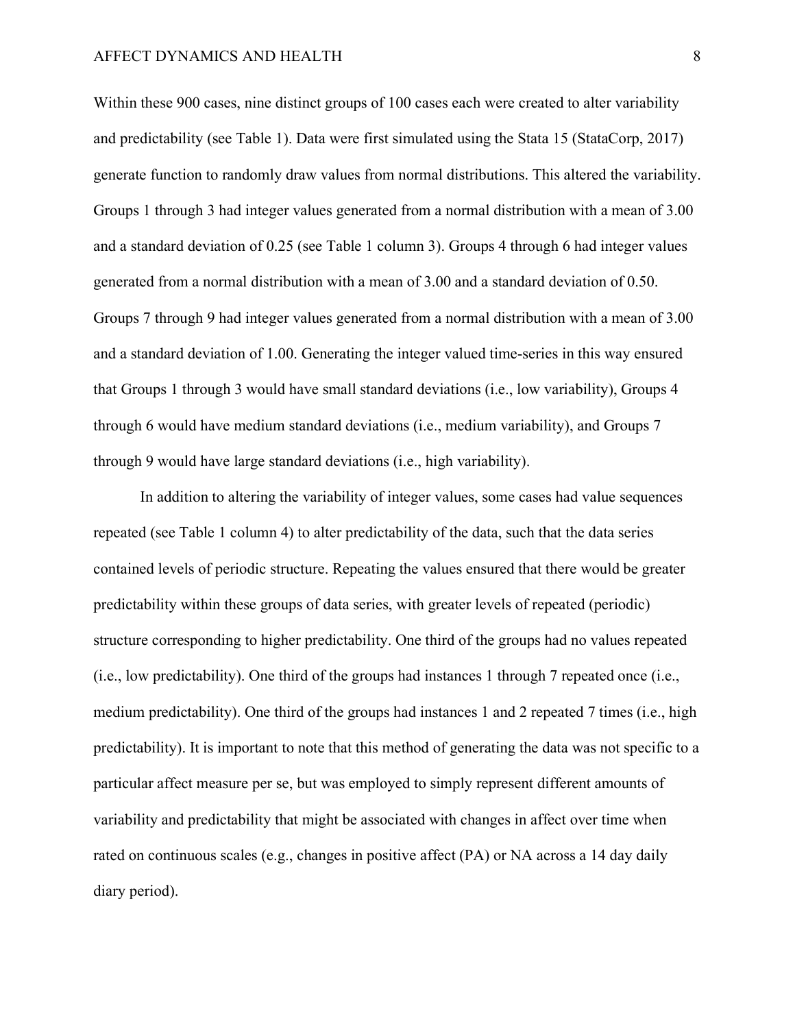Within these 900 cases, nine distinct groups of 100 cases each were created to alter variability and predictability (see Table 1). Data were first simulated using the Stata 15 (StataCorp, 2017) generate function to randomly draw values from normal distributions. This altered the variability. Groups 1 through 3 had integer values generated from a normal distribution with a mean of 3.00 and a standard deviation of 0.25 (see Table 1 column 3). Groups 4 through 6 had integer values generated from a normal distribution with a mean of 3.00 and a standard deviation of 0.50. Groups 7 through 9 had integer values generated from a normal distribution with a mean of 3.00 and a standard deviation of 1.00. Generating the integer valued time-series in this way ensured that Groups 1 through 3 would have small standard deviations (i.e., low variability), Groups 4 through 6 would have medium standard deviations (i.e., medium variability), and Groups 7 through 9 would have large standard deviations (i.e., high variability).

In addition to altering the variability of integer values, some cases had value sequences repeated (see Table 1 column 4) to alter predictability of the data, such that the data series contained levels of periodic structure. Repeating the values ensured that there would be greater predictability within these groups of data series, with greater levels of repeated (periodic) structure corresponding to higher predictability. One third of the groups had no values repeated (i.e., low predictability). One third of the groups had instances 1 through 7 repeated once (i.e., medium predictability). One third of the groups had instances 1 and 2 repeated 7 times (i.e., high predictability). It is important to note that this method of generating the data was not specific to a particular affect measure per se, but was employed to simply represent different amounts of variability and predictability that might be associated with changes in affect over time when rated on continuous scales (e.g., changes in positive affect (PA) or NA across a 14 day daily diary period).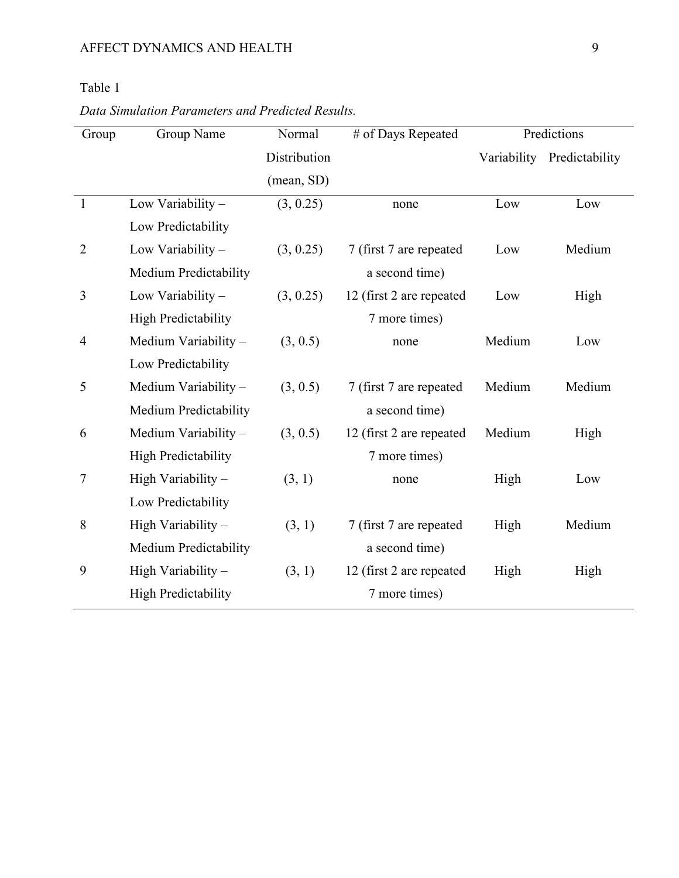Table 1

*Data Simulation Parameters and Predicted Results.*

| Group | Group Name | Normal Distribution (mean, SD) | # of Days Repeated | Predictions | |
|---|---|---|---|---|---|
| | | | | Variability | Predictability |
| 1 | Low Variability – Low Predictability | (3, 0.25) | none | Low | Low |
| 2 | Low Variability – Medium Predictability | (3, 0.25) | 7 (first 7 are repeated a second time) | Low | Medium |
| 3 | Low Variability – High Predictability | (3, 0.25) | 12 (first 2 are repeated 7 more times) | Low | High |
| 4 | Medium Variability – Low Predictability | (3, 0.5) | none | Medium | Low |
| 5 | Medium Variability – Medium Predictability | (3, 0.5) | 7 (first 7 are repeated a second time) | Medium | Medium |
| 6 | Medium Variability – High Predictability | (3, 0.5) | 12 (first 2 are repeated 7 more times) | Medium | High |
| 7 | High Variability – Low Predictability | (3, 1) | none | High | Low |
| 8 | High Variability – Medium Predictability | (3, 1) | 7 (first 7 are repeated a second time) | High | Medium |
| 9 | High Variability – High Predictability | (3, 1) | 12 (first 2 are repeated 7 more times) | High | High |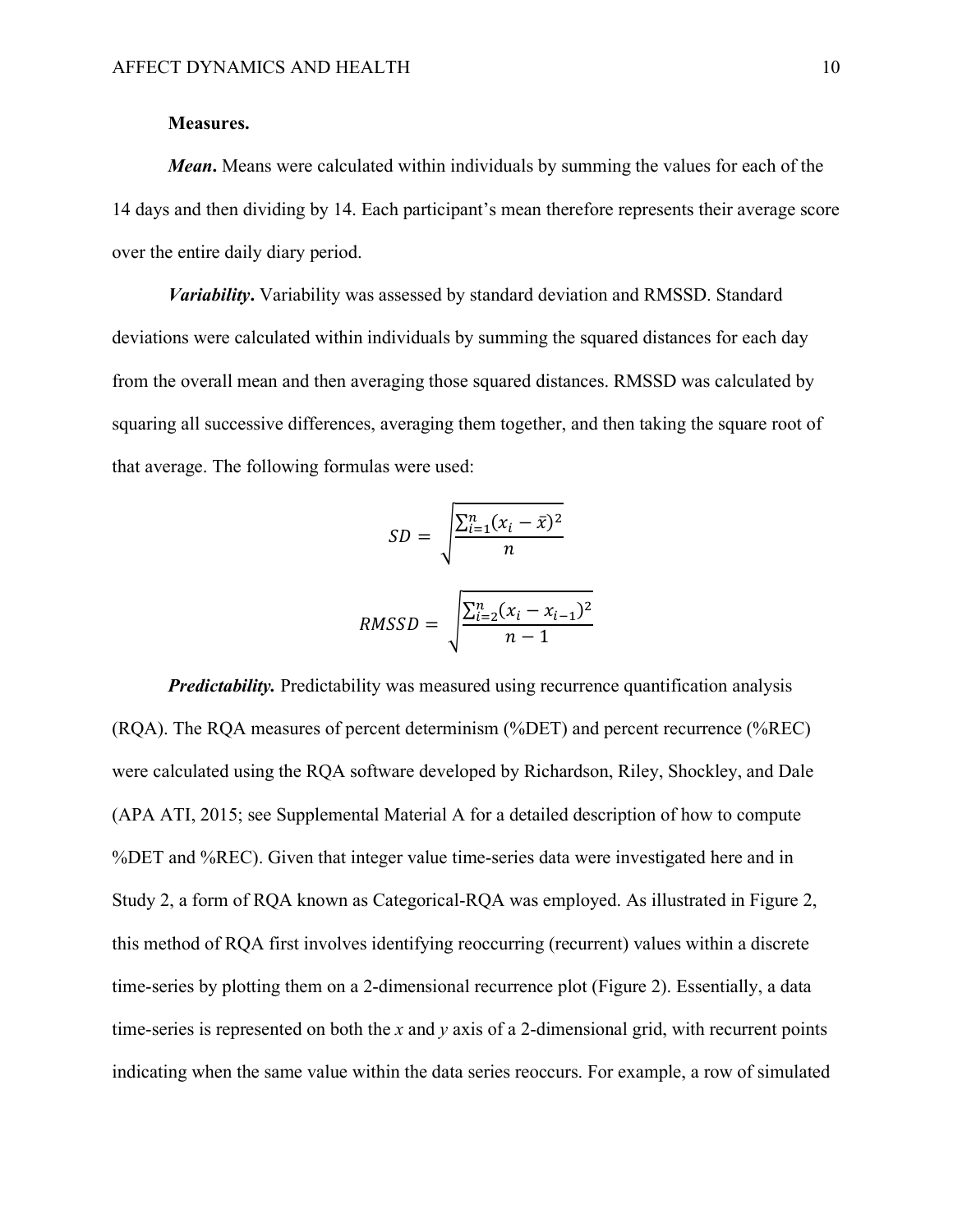**Measures.**

***Mean*.** Means were calculated within individuals by summing the values for each of the 14 days and then dividing by 14. Each participant's mean therefore represents their average score over the entire daily diary period.

***Variability*.** Variability was assessed by standard deviation and RMSSD. Standard deviations were calculated within individuals by summing the squared distances for each day from the overall mean and then averaging those squared distances. RMSSD was calculated by squaring all successive differences, averaging them together, and then taking the square root of that average. The following formulas were used:

$$SD = \sqrt{\frac{\sum_{i=1}^{n}(x_i - \bar{x})^2}{n}}$$

$$RMSSD = \sqrt{\frac{\sum_{i=2}^{n}(x_i - x_{i-1})^2}{n-1}}$$

***Predictability.*** Predictability was measured using recurrence quantification analysis (RQA). The RQA measures of percent determinism (%DET) and percent recurrence (%REC) were calculated using the RQA software developed by Richardson, Riley, Shockley, and Dale (APA ATI, 2015; see Supplemental Material A for a detailed description of how to compute %DET and %REC). Given that integer value time-series data were investigated here and in Study 2, a form of RQA known as Categorical-RQA was employed. As illustrated in Figure 2, this method of RQA first involves identifying reoccurring (recurrent) values within a discrete time-series by plotting them on a 2-dimensional recurrence plot (Figure 2). Essentially, a data time-series is represented on both the *x* and *y* axis of a 2-dimensional grid, with recurrent points indicating when the same value within the data series reoccurs. For example, a row of simulated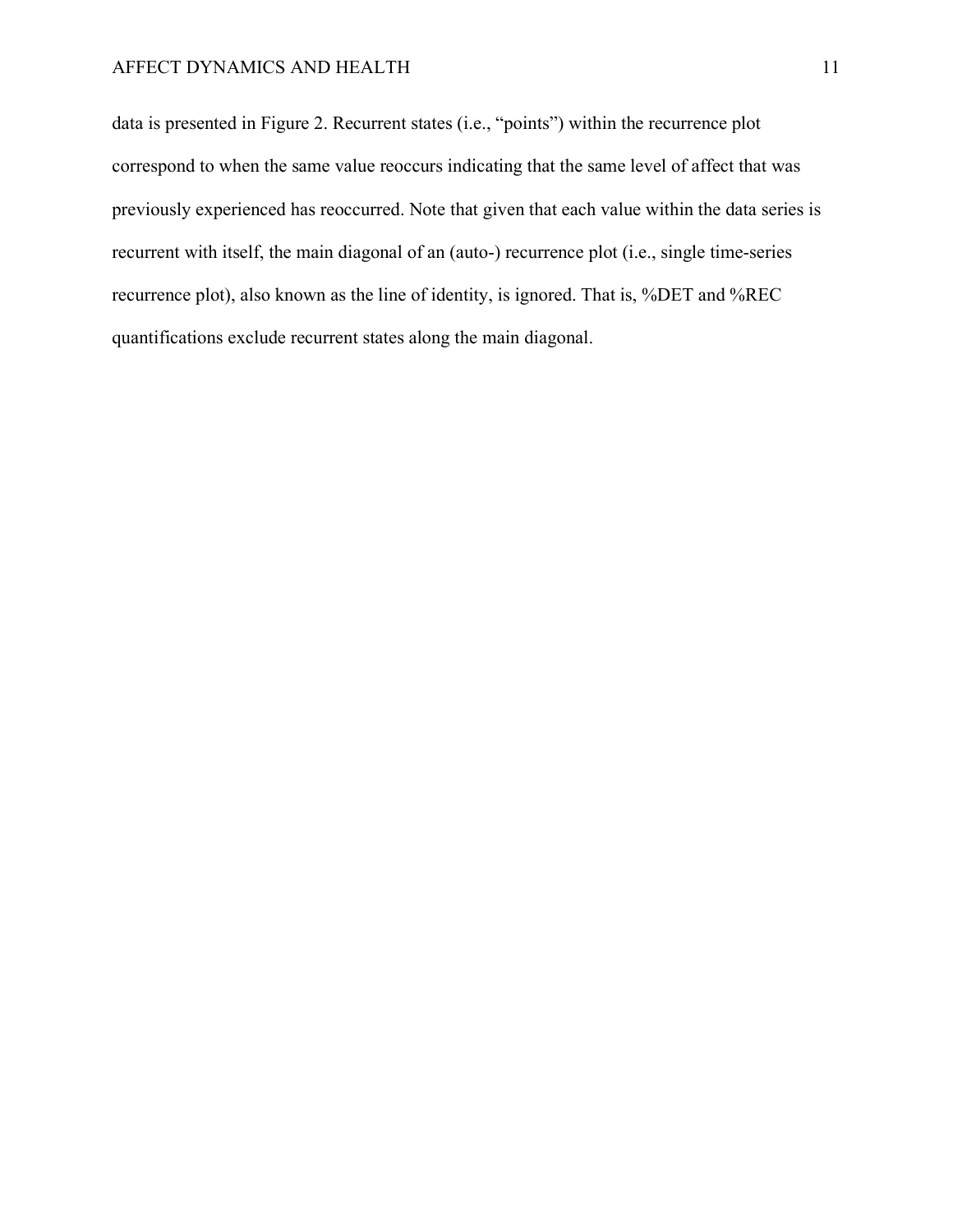data is presented in Figure 2. Recurrent states (i.e., "points") within the recurrence plot correspond to when the same value reoccurs indicating that the same level of affect that was previously experienced has reoccurred. Note that given that each value within the data series is recurrent with itself, the main diagonal of an (auto-) recurrence plot (i.e., single time-series recurrence plot), also known as the line of identity, is ignored. That is, %DET and %REC quantifications exclude recurrent states along the main diagonal.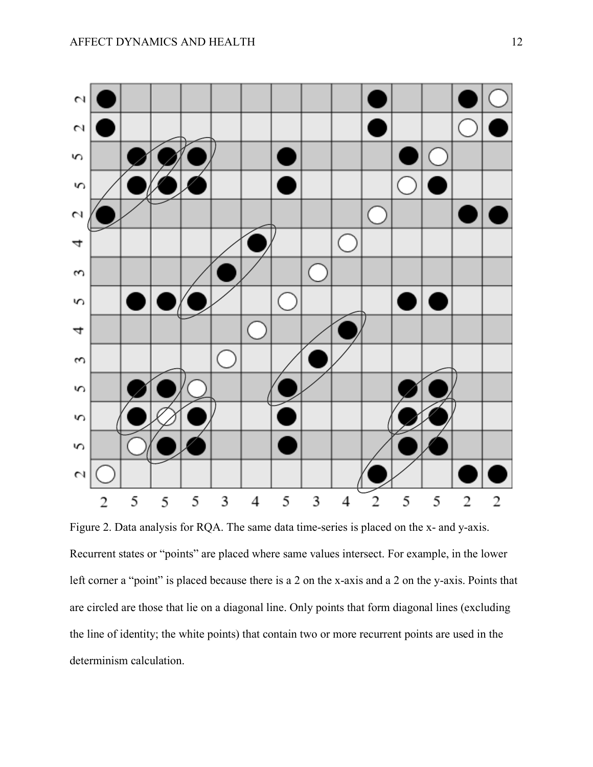Figure 2. Data analysis for RQA. The same data time-series is placed on the x- and y-axis. Recurrent states or "points" are placed where same values intersect. For example, in the lower left corner a "point" is placed because there is a 2 on the x-axis and a 2 on the y-axis. Points that are circled are those that lie on a diagonal line. Only points that form diagonal lines (excluding the line of identity; the white points) that contain two or more recurrent points are used in the determinism calculation.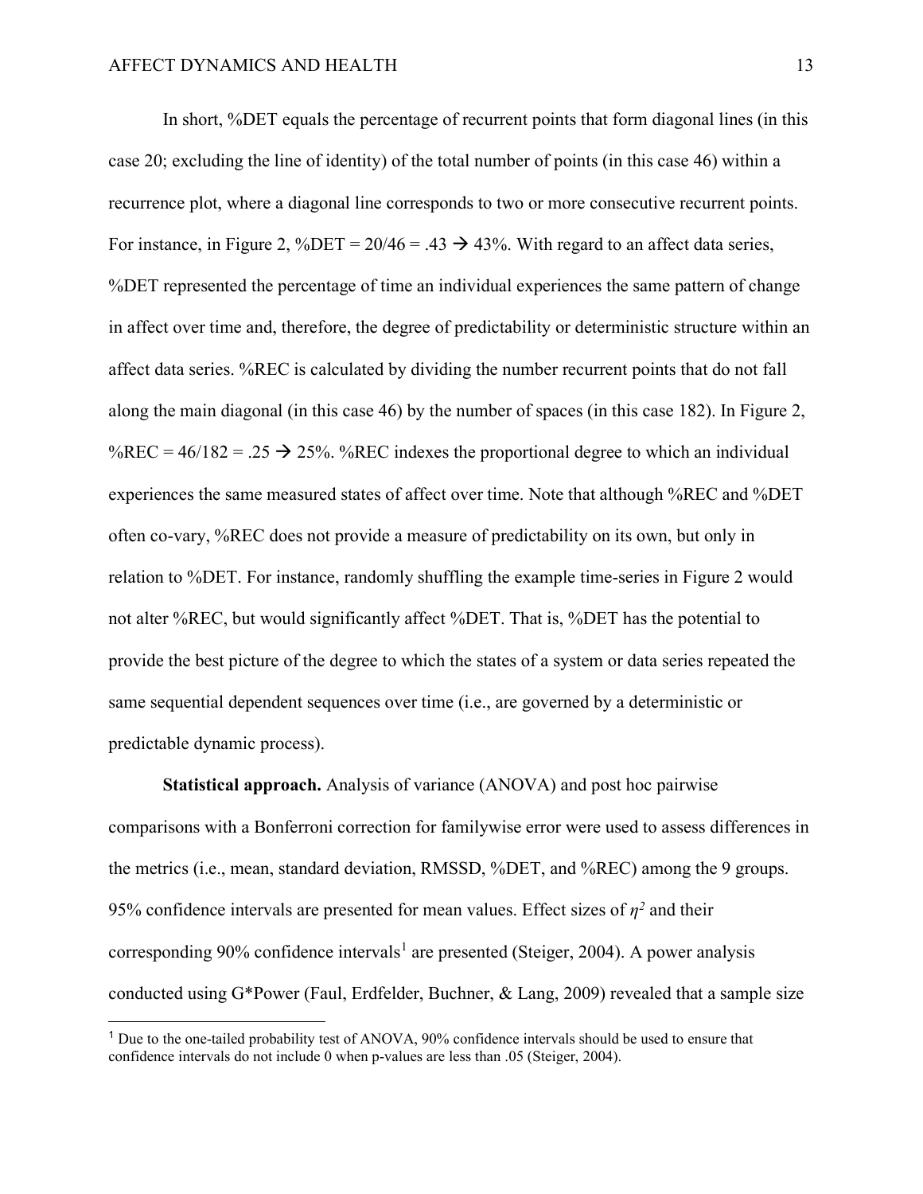In short, %DET equals the percentage of recurrent points that form diagonal lines (in this case 20; excluding the line of identity) of the total number of points (in this case 46) within a recurrence plot, where a diagonal line corresponds to two or more consecutive recurrent points. For instance, in Figure 2, %DET = 20/46 = .43 → 43%. With regard to an affect data series, %DET represented the percentage of time an individual experiences the same pattern of change in affect over time and, therefore, the degree of predictability or deterministic structure within an affect data series. %REC is calculated by dividing the number recurrent points that do not fall along the main diagonal (in this case 46) by the number of spaces (in this case 182). In Figure 2, %REC = 46/182 = .25 → 25%. %REC indexes the proportional degree to which an individual experiences the same measured states of affect over time. Note that although %REC and %DET often co-vary, %REC does not provide a measure of predictability on its own, but only in relation to %DET. For instance, randomly shuffling the example time-series in Figure 2 would not alter %REC, but would significantly affect %DET. That is, %DET has the potential to provide the best picture of the degree to which the states of a system or data series repeated the same sequential dependent sequences over time (i.e., are governed by a deterministic or predictable dynamic process).

**Statistical approach.** Analysis of variance (ANOVA) and post hoc pairwise comparisons with a Bonferroni correction for familywise error were used to assess differences in the metrics (i.e., mean, standard deviation, RMSSD, %DET, and %REC) among the 9 groups. 95% confidence intervals are presented for mean values. Effect sizes of $\eta^2$ and their corresponding 90% confidence intervals[1] are presented (Steiger, 2004). A power analysis conducted using G*Power (Faul, Erdfelder, Buchner, & Lang, 2009) revealed that a sample size

[1] Due to the one-tailed probability test of ANOVA, 90% confidence intervals should be used to ensure that confidence intervals do not include 0 when p-values are less than .05 (Steiger, 2004).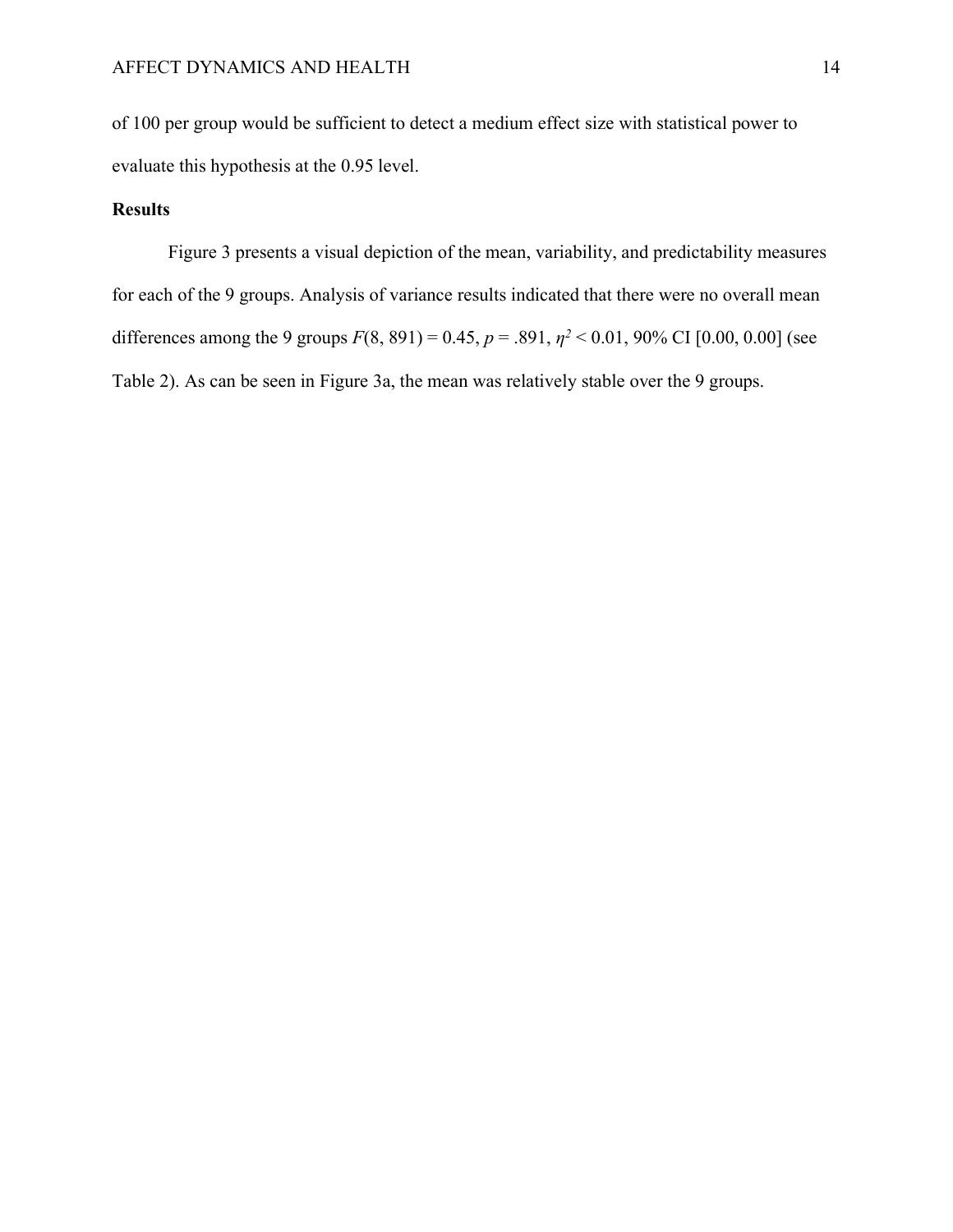of 100 per group would be sufficient to detect a medium effect size with statistical power to evaluate this hypothesis at the 0.95 level.

## Results

Figure 3 presents a visual depiction of the mean, variability, and predictability measures for each of the 9 groups. Analysis of variance results indicated that there were no overall mean differences among the 9 groups $F(8, 891) = 0.45$, $p = .891$, $\eta^2 < 0.01$, 90% CI [0.00, 0.00] (see Table 2). As can be seen in Figure 3a, the mean was relatively stable over the 9 groups.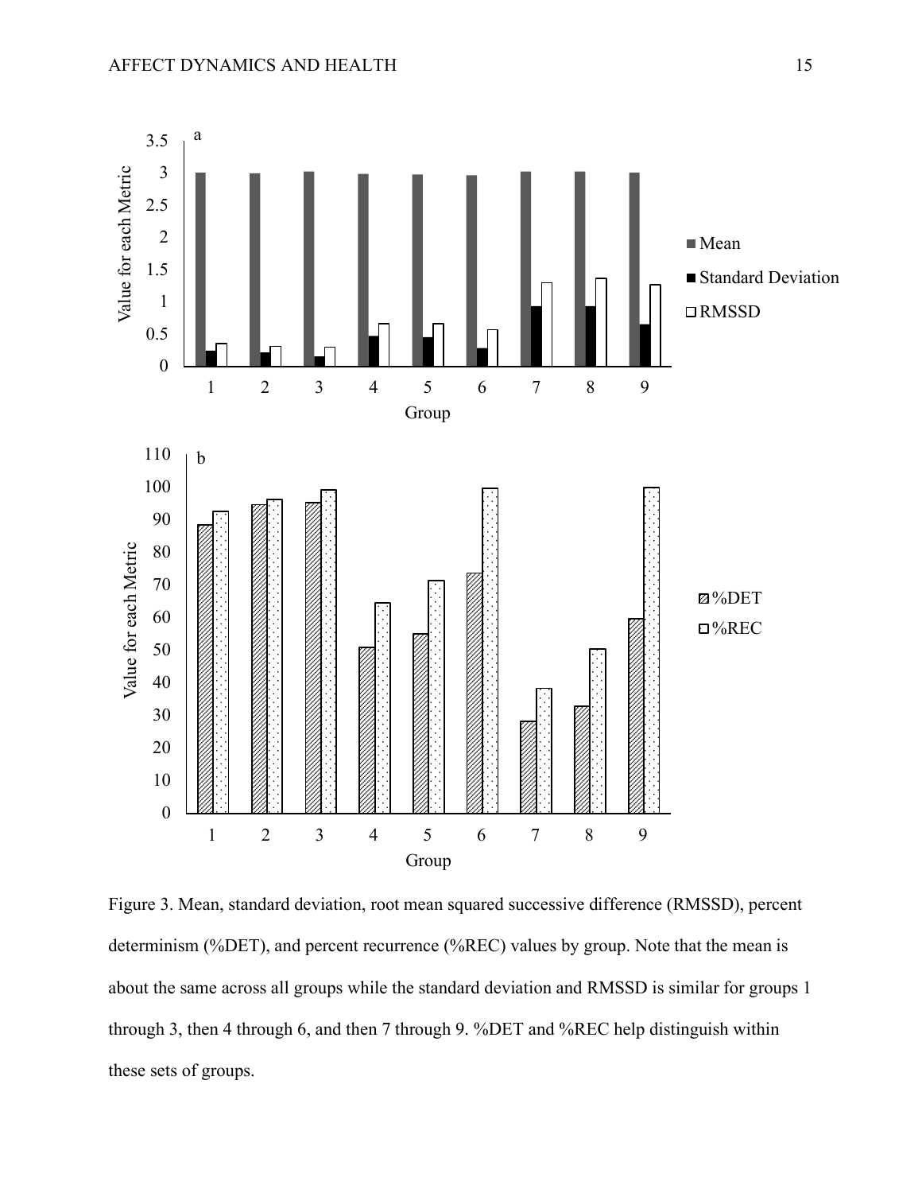Figure 3. Mean, standard deviation, root mean squared successive difference (RMSSD), percent determinism (%DET), and percent recurrence (%REC) values by group. Note that the mean is about the same across all groups while the standard deviation and RMSSD is similar for groups 1 through 3, then 4 through 6, and then 7 through 9. %DET and %REC help distinguish within these sets of groups.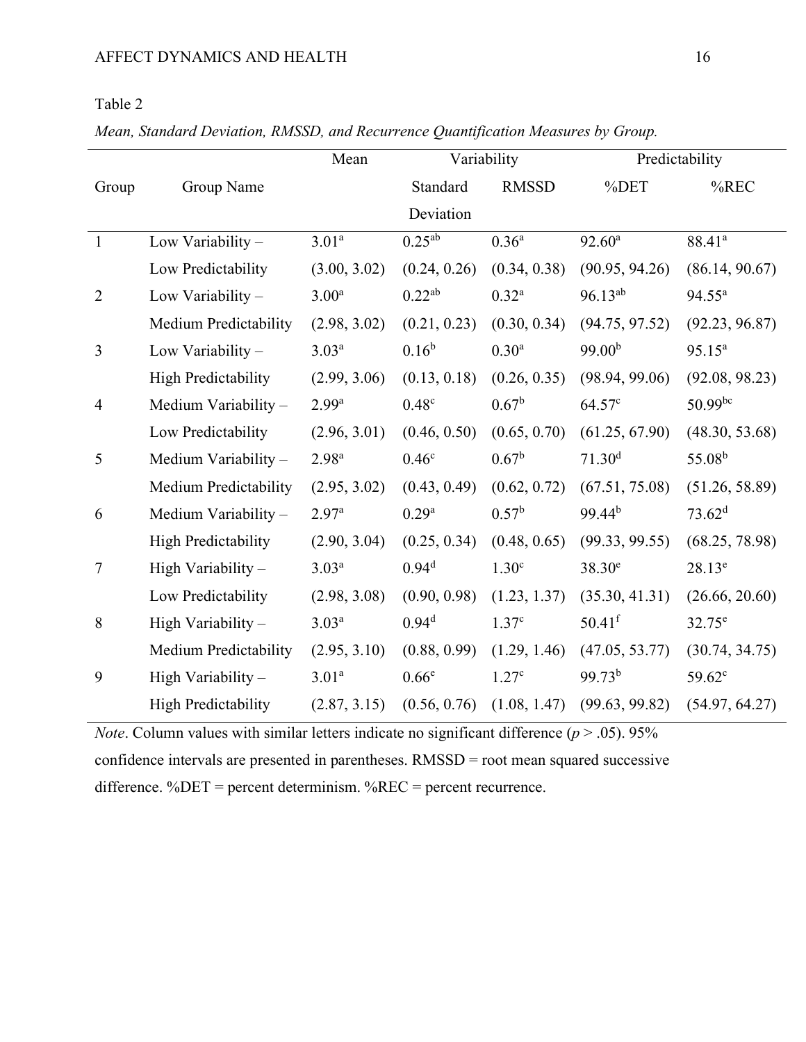Table 2

*Mean, Standard Deviation, RMSSD, and Recurrence Quantification Measures by Group.*

| Group | Group Name | Mean | Variability | | Predictability | |
|---|---|---|---|---|---|---|
| | | | Standard Deviation | RMSSD | %DET | %REC |
| 1 | Low Variability – Low Predictability | 3.01[a] (3.00, 3.02) | 0.25[ab] (0.24, 0.26) | 0.36[a] (0.34, 0.38) | 92.60[a] (90.95, 94.26) | 88.41[a] (86.14, 90.67) |
| 2 | Low Variability – Medium Predictability | 3.00[a] (2.98, 3.02) | 0.22[ab] (0.21, 0.23) | 0.32[a] (0.30, 0.34) | 96.13[ab] (94.75, 97.52) | 94.55[a] (92.23, 96.87) |
| 3 | Low Variability – High Predictability | 3.03[a] (2.99, 3.06) | 0.16[b] (0.13, 0.18) | 0.30[a] (0.26, 0.35) | 99.00[b] (98.94, 99.06) | 95.15[a] (92.08, 98.23) |
| 4 | Medium Variability – Low Predictability | 2.99[a] (2.96, 3.01) | 0.48[c] (0.46, 0.50) | 0.67[b] (0.65, 0.70) | 64.57[c] (61.25, 67.90) | 50.99[bc] (48.30, 53.68) |
| 5 | Medium Variability – Medium Predictability | 2.98[a] (2.95, 3.02) | 0.46[c] (0.43, 0.49) | 0.67[b] (0.62, 0.72) | 71.30[d] (67.51, 75.08) | 55.08[b] (51.26, 58.89) |
| 6 | Medium Variability – High Predictability | 2.97[a] (2.90, 3.04) | 0.29[a] (0.25, 0.34) | 0.57[b] (0.48, 0.65) | 99.44[b] (99.33, 99.55) | 73.62[d] (68.25, 78.98) |
| 7 | High Variability – Low Predictability | 3.03[a] (2.98, 3.08) | 0.94[d] (0.90, 0.98) | 1.30[c] (1.23, 1.37) | 38.30[e] (35.30, 41.31) | 28.13[e] (26.66, 20.60) |
| 8 | High Variability – Medium Predictability | 3.03[a] (2.95, 3.10) | 0.94[d] (0.88, 0.99) | 1.37[c] (1.29, 1.46) | 50.41[f] (47.05, 53.77) | 32.75[e] (30.74, 34.75) |
| 9 | High Variability – High Predictability | 3.01[a] (2.87, 3.15) | 0.66[e] (0.56, 0.76) | 1.27[c] (1.08, 1.47) | 99.73[b] (99.63, 99.82) | 59.62[c] (54.97, 64.27) |

*Note*. Column values with similar letters indicate no significant difference ($p > .05$). 95% confidence intervals are presented in parentheses. RMSSD = root mean squared successive difference. %DET = percent determinism. %REC = percent recurrence.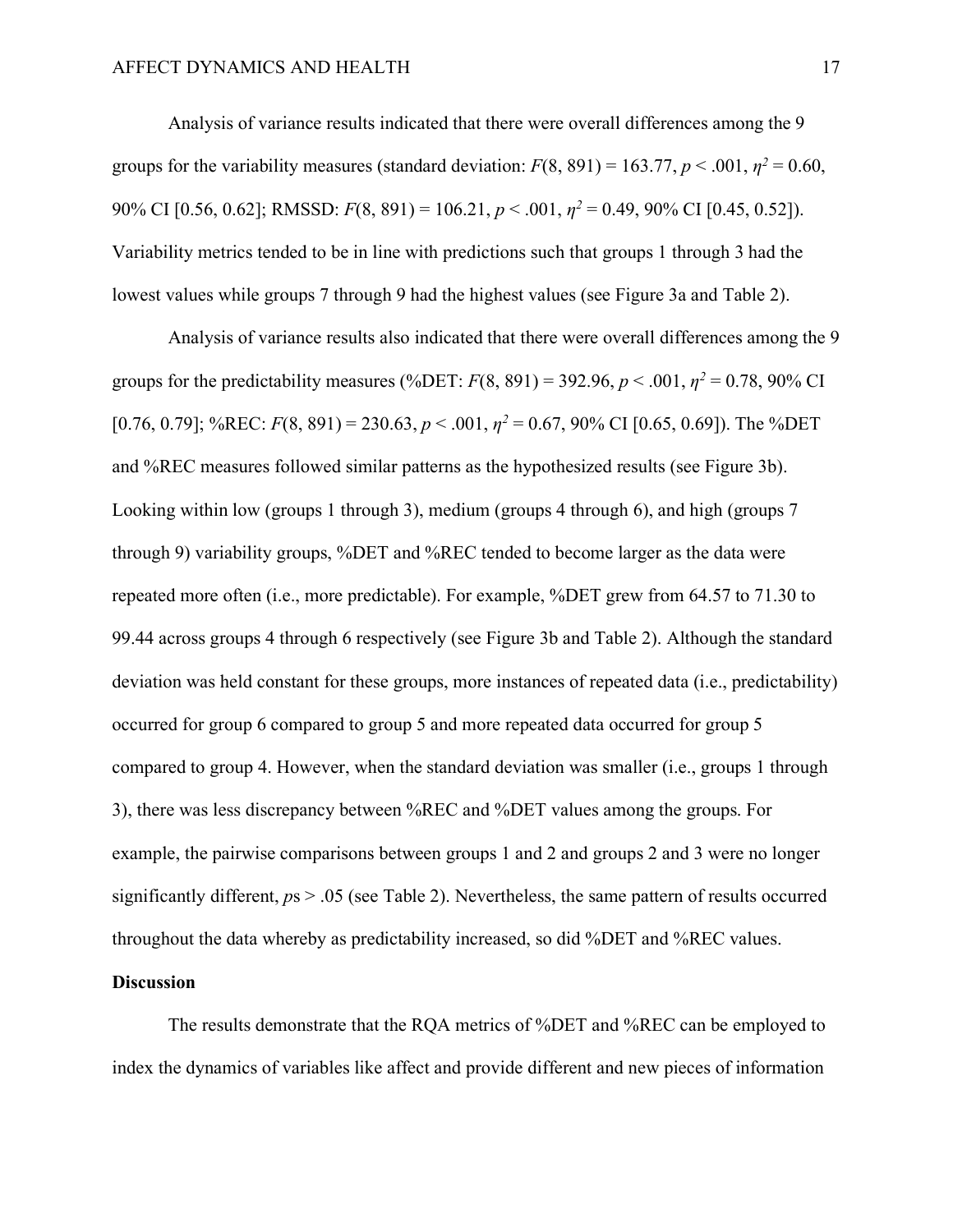Analysis of variance results indicated that there were overall differences among the 9 groups for the variability measures (standard deviation: $F(8, 891) = 163.77$, $p < .001$, $\eta^2 = 0.60$, 90% CI [0.56, 0.62]; RMSSD: $F(8, 891) = 106.21$, $p < .001$, $\eta^2 = 0.49$, 90% CI [0.45, 0.52]). Variability metrics tended to be in line with predictions such that groups 1 through 3 had the lowest values while groups 7 through 9 had the highest values (see Figure 3a and Table 2).

Analysis of variance results also indicated that there were overall differences among the 9 groups for the predictability measures (%DET: $F(8, 891) = 392.96$, $p < .001$, $\eta^2 = 0.78$, 90% CI [0.76, 0.79]; %REC: $F(8, 891) = 230.63$, $p < .001$, $\eta^2 = 0.67$, 90% CI [0.65, 0.69]). The %DET and %REC measures followed similar patterns as the hypothesized results (see Figure 3b). Looking within low (groups 1 through 3), medium (groups 4 through 6), and high (groups 7 through 9) variability groups, %DET and %REC tended to become larger as the data were repeated more often (i.e., more predictable). For example, %DET grew from 64.57 to 71.30 to 99.44 across groups 4 through 6 respectively (see Figure 3b and Table 2). Although the standard deviation was held constant for these groups, more instances of repeated data (i.e., predictability) occurred for group 6 compared to group 5 and more repeated data occurred for group 5 compared to group 4. However, when the standard deviation was smaller (i.e., groups 1 through 3), there was less discrepancy between %REC and %DET values among the groups. For example, the pairwise comparisons between groups 1 and 2 and groups 2 and 3 were no longer significantly different, *p*s > .05 (see Table 2). Nevertheless, the same pattern of results occurred throughout the data whereby as predictability increased, so did %DET and %REC values.

## Discussion

The results demonstrate that the RQA metrics of %DET and %REC can be employed to index the dynamics of variables like affect and provide different and new pieces of information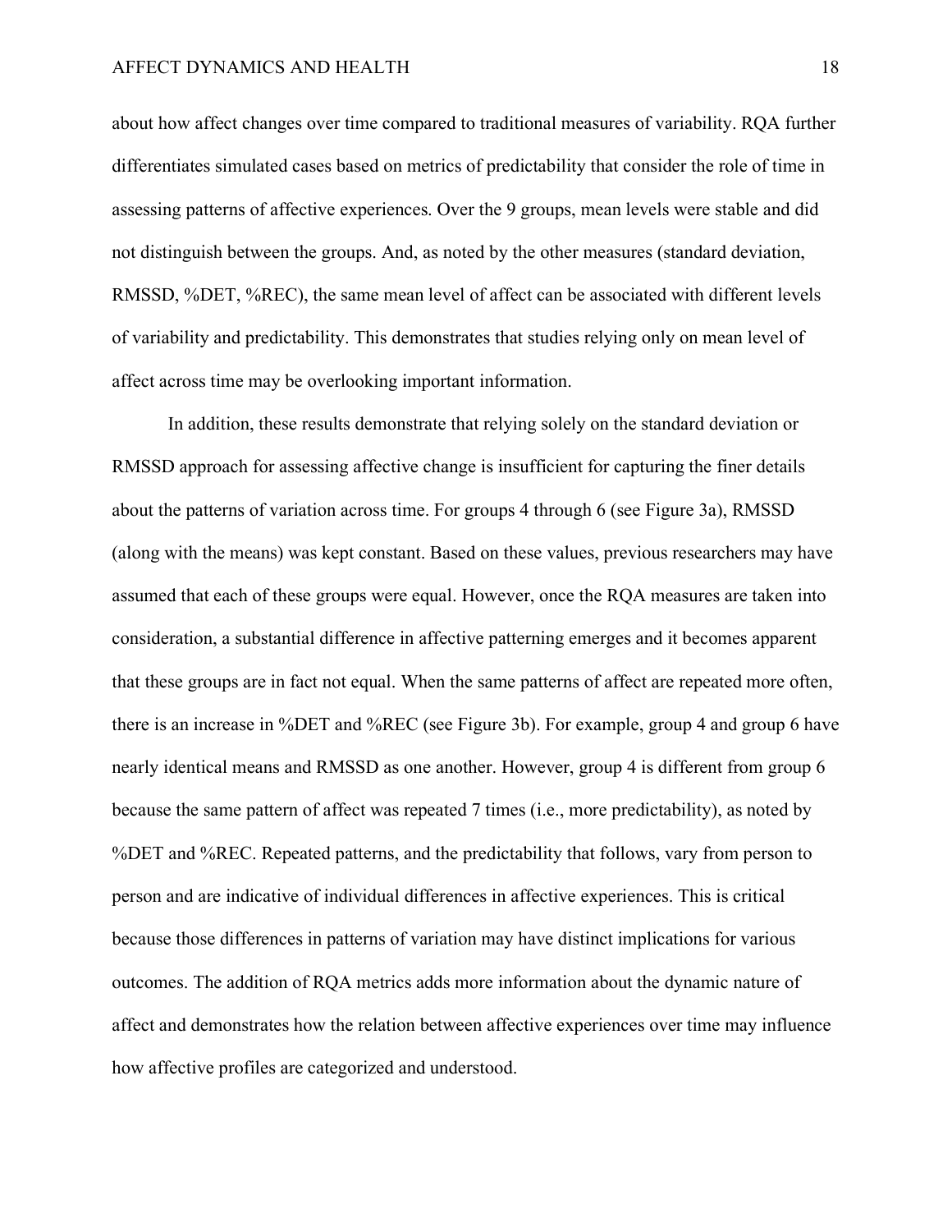about how affect changes over time compared to traditional measures of variability. RQA further differentiates simulated cases based on metrics of predictability that consider the role of time in assessing patterns of affective experiences. Over the 9 groups, mean levels were stable and did not distinguish between the groups. And, as noted by the other measures (standard deviation, RMSSD, %DET, %REC), the same mean level of affect can be associated with different levels of variability and predictability. This demonstrates that studies relying only on mean level of affect across time may be overlooking important information.

In addition, these results demonstrate that relying solely on the standard deviation or RMSSD approach for assessing affective change is insufficient for capturing the finer details about the patterns of variation across time. For groups 4 through 6 (see Figure 3a), RMSSD (along with the means) was kept constant. Based on these values, previous researchers may have assumed that each of these groups were equal. However, once the RQA measures are taken into consideration, a substantial difference in affective patterning emerges and it becomes apparent that these groups are in fact not equal. When the same patterns of affect are repeated more often, there is an increase in %DET and %REC (see Figure 3b). For example, group 4 and group 6 have nearly identical means and RMSSD as one another. However, group 4 is different from group 6 because the same pattern of affect was repeated 7 times (i.e., more predictability), as noted by %DET and %REC. Repeated patterns, and the predictability that follows, vary from person to person and are indicative of individual differences in affective experiences. This is critical because those differences in patterns of variation may have distinct implications for various outcomes. The addition of RQA metrics adds more information about the dynamic nature of affect and demonstrates how the relation between affective experiences over time may influence how affective profiles are categorized and understood.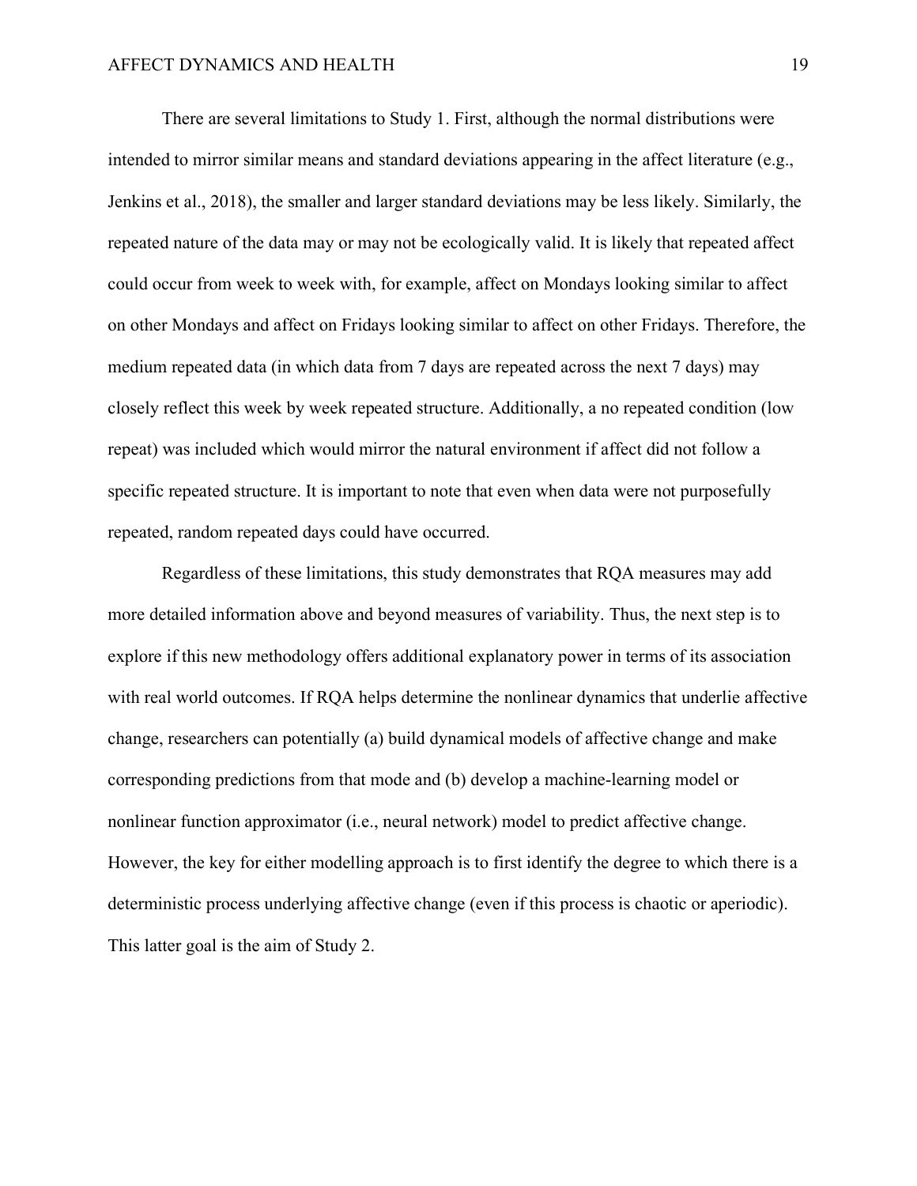There are several limitations to Study 1. First, although the normal distributions were intended to mirror similar means and standard deviations appearing in the affect literature (e.g., Jenkins et al., 2018), the smaller and larger standard deviations may be less likely. Similarly, the repeated nature of the data may or may not be ecologically valid. It is likely that repeated affect could occur from week to week with, for example, affect on Mondays looking similar to affect on other Mondays and affect on Fridays looking similar to affect on other Fridays. Therefore, the medium repeated data (in which data from 7 days are repeated across the next 7 days) may closely reflect this week by week repeated structure. Additionally, a no repeated condition (low repeat) was included which would mirror the natural environment if affect did not follow a specific repeated structure. It is important to note that even when data were not purposefully repeated, random repeated days could have occurred.

Regardless of these limitations, this study demonstrates that RQA measures may add more detailed information above and beyond measures of variability. Thus, the next step is to explore if this new methodology offers additional explanatory power in terms of its association with real world outcomes. If RQA helps determine the nonlinear dynamics that underlie affective change, researchers can potentially (a) build dynamical models of affective change and make corresponding predictions from that mode and (b) develop a machine-learning model or nonlinear function approximator (i.e., neural network) model to predict affective change. However, the key for either modelling approach is to first identify the degree to which there is a deterministic process underlying affective change (even if this process is chaotic or aperiodic). This latter goal is the aim of Study 2.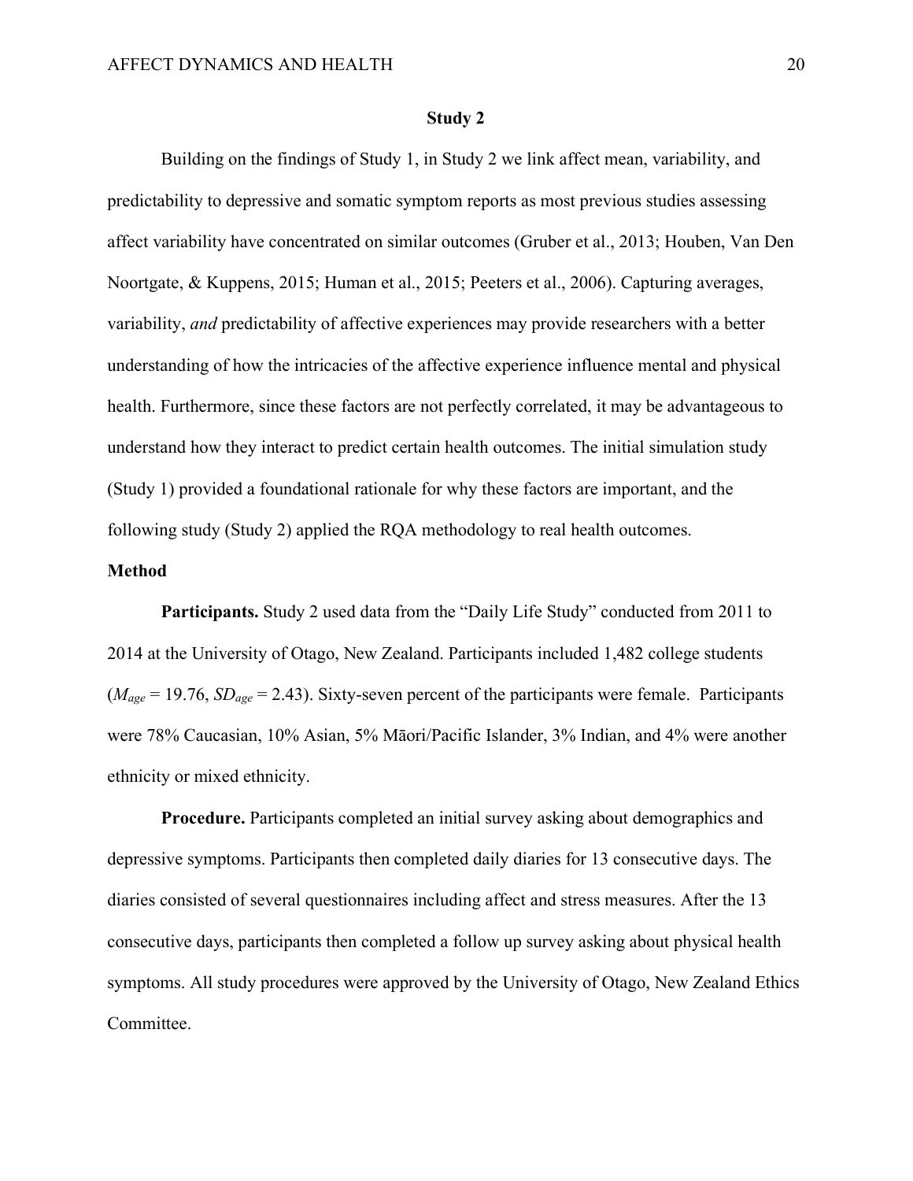## Study 2

Building on the findings of Study 1, in Study 2 we link affect mean, variability, and predictability to depressive and somatic symptom reports as most previous studies assessing affect variability have concentrated on similar outcomes (Gruber et al., 2013; Houben, Van Den Noortgate, & Kuppens, 2015; Human et al., 2015; Peeters et al., 2006). Capturing averages, variability, *and* predictability of affective experiences may provide researchers with a better understanding of how the intricacies of the affective experience influence mental and physical health. Furthermore, since these factors are not perfectly correlated, it may be advantageous to understand how they interact to predict certain health outcomes. The initial simulation study (Study 1) provided a foundational rationale for why these factors are important, and the following study (Study 2) applied the RQA methodology to real health outcomes.

### Method

**Participants.** Study 2 used data from the "Daily Life Study" conducted from 2011 to 2014 at the University of Otago, New Zealand. Participants included 1,482 college students ($M_{age}$ = 19.76, $SD_{age}$ = 2.43). Sixty-seven percent of the participants were female. Participants were 78% Caucasian, 10% Asian, 5% Māori/Pacific Islander, 3% Indian, and 4% were another ethnicity or mixed ethnicity.

**Procedure.** Participants completed an initial survey asking about demographics and depressive symptoms. Participants then completed daily diaries for 13 consecutive days. The diaries consisted of several questionnaires including affect and stress measures. After the 13 consecutive days, participants then completed a follow up survey asking about physical health symptoms. All study procedures were approved by the University of Otago, New Zealand Ethics Committee.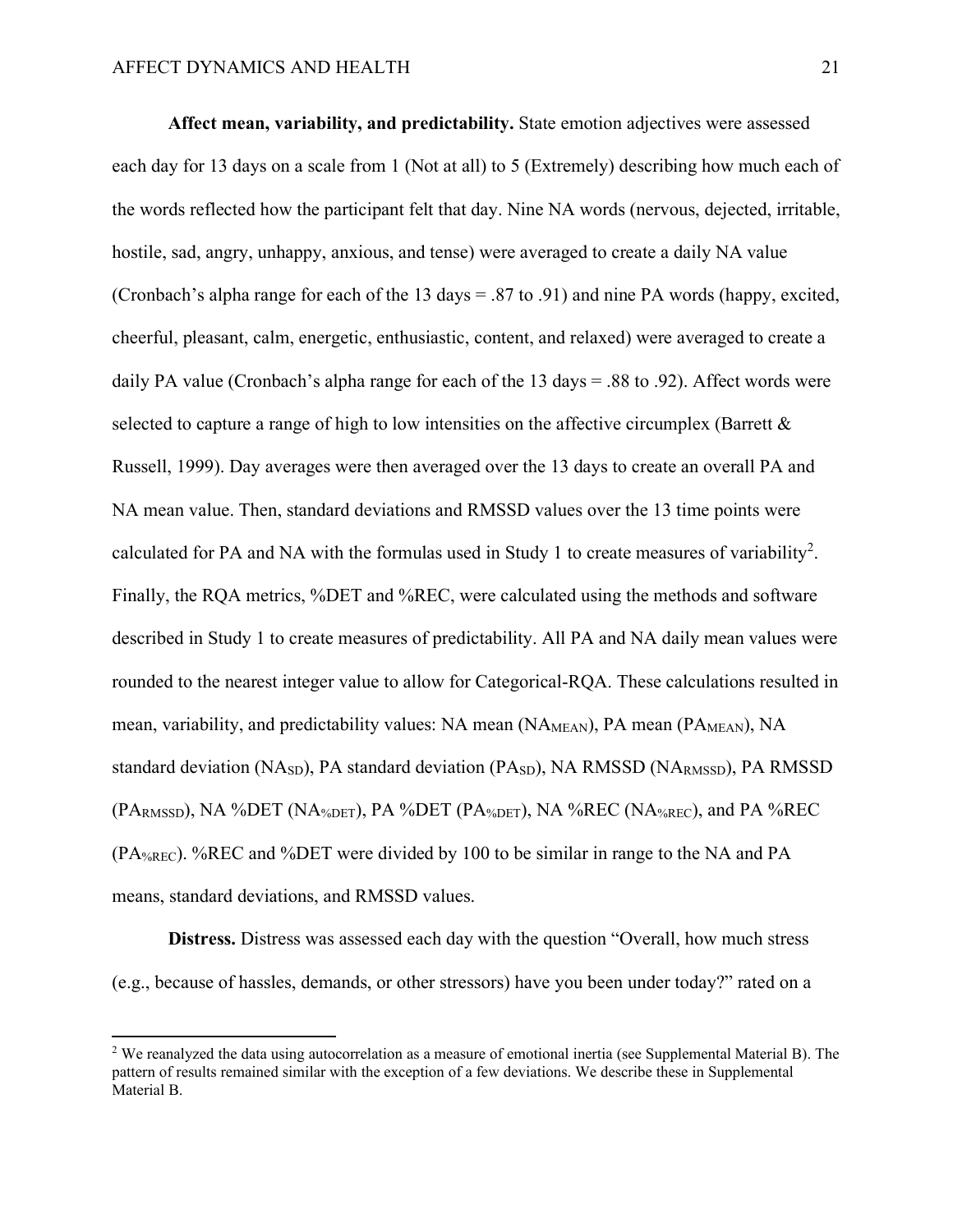**Affect mean, variability, and predictability.** State emotion adjectives were assessed each day for 13 days on a scale from 1 (Not at all) to 5 (Extremely) describing how much each of the words reflected how the participant felt that day. Nine NA words (nervous, dejected, irritable, hostile, sad, angry, unhappy, anxious, and tense) were averaged to create a daily NA value (Cronbach's alpha range for each of the 13 days = .87 to .91) and nine PA words (happy, excited, cheerful, pleasant, calm, energetic, enthusiastic, content, and relaxed) were averaged to create a daily PA value (Cronbach's alpha range for each of the 13 days = .88 to .92). Affect words were selected to capture a range of high to low intensities on the affective circumplex (Barrett & Russell, 1999). Day averages were then averaged over the 13 days to create an overall PA and NA mean value. Then, standard deviations and RMSSD values over the 13 time points were calculated for PA and NA with the formulas used in Study 1 to create measures of variability[2]. Finally, the RQA metrics, %DET and %REC, were calculated using the methods and software described in Study 1 to create measures of predictability. All PA and NA daily mean values were rounded to the nearest integer value to allow for Categorical-RQA. These calculations resulted in mean, variability, and predictability values: NA mean ($NA_{MEAN}$), PA mean ($PA_{MEAN}$), NA standard deviation ($NA_{SD}$), PA standard deviation ($PA_{SD}$), NA RMSSD ($NA_{RMSSD}$), PA RMSSD ($PA_{RMSSD}$), NA %DET ($NA_{\%DET}$), PA %DET ($PA_{\%DET}$), NA %REC ($NA_{\%REC}$), and PA %REC ($PA_{\%REC}$). %REC and %DET were divided by 100 to be similar in range to the NA and PA means, standard deviations, and RMSSD values.

**Distress.** Distress was assessed each day with the question "Overall, how much stress (e.g., because of hassles, demands, or other stressors) have you been under today?" rated on a

[2] We reanalyzed the data using autocorrelation as a measure of emotional inertia (see Supplemental Material B). The pattern of results remained similar with the exception of a few deviations. We describe these in Supplemental Material B.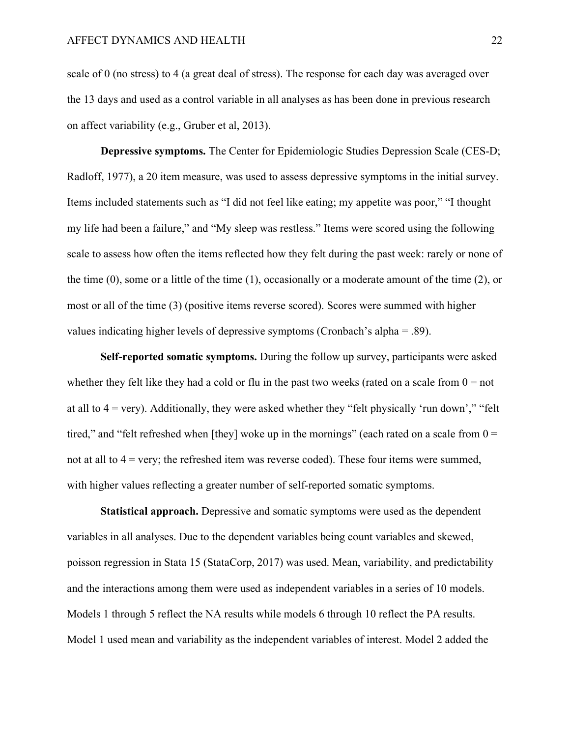scale of 0 (no stress) to 4 (a great deal of stress). The response for each day was averaged over the 13 days and used as a control variable in all analyses as has been done in previous research on affect variability (e.g., Gruber et al, 2013).

**Depressive symptoms.** The Center for Epidemiologic Studies Depression Scale (CES-D; Radloff, 1977), a 20 item measure, was used to assess depressive symptoms in the initial survey. Items included statements such as "I did not feel like eating; my appetite was poor," "I thought my life had been a failure," and "My sleep was restless." Items were scored using the following scale to assess how often the items reflected how they felt during the past week: rarely or none of the time (0), some or a little of the time (1), occasionally or a moderate amount of the time (2), or most or all of the time (3) (positive items reverse scored). Scores were summed with higher values indicating higher levels of depressive symptoms (Cronbach's alpha = .89).

**Self-reported somatic symptoms.** During the follow up survey, participants were asked whether they felt like they had a cold or flu in the past two weeks (rated on a scale from 0 = not at all to 4 = very). Additionally, they were asked whether they "felt physically 'run down'," "felt tired," and "felt refreshed when [they] woke up in the mornings" (each rated on a scale from 0 = not at all to 4 = very; the refreshed item was reverse coded). These four items were summed, with higher values reflecting a greater number of self-reported somatic symptoms.

**Statistical approach.** Depressive and somatic symptoms were used as the dependent variables in all analyses. Due to the dependent variables being count variables and skewed, poisson regression in Stata 15 (StataCorp, 2017) was used. Mean, variability, and predictability and the interactions among them were used as independent variables in a series of 10 models. Models 1 through 5 reflect the NA results while models 6 through 10 reflect the PA results. Model 1 used mean and variability as the independent variables of interest. Model 2 added the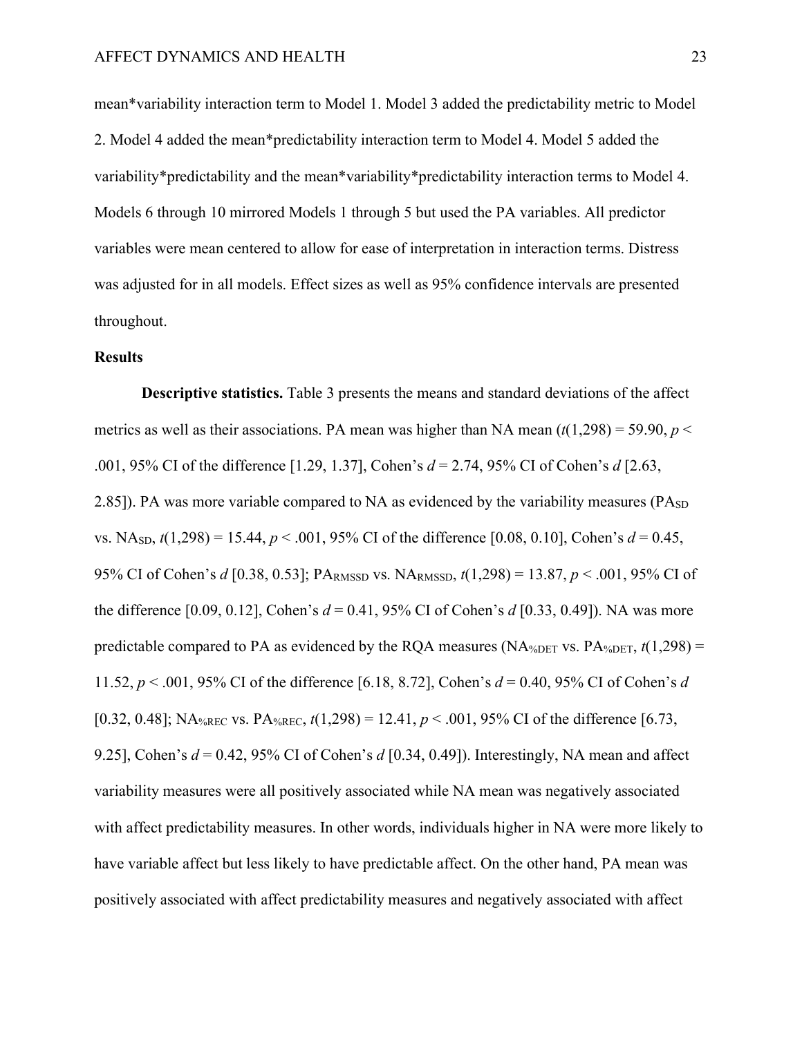mean*variability interaction term to Model 1. Model 3 added the predictability metric to Model 2. Model 4 added the mean*predictability interaction term to Model 4. Model 5 added the variability*predictability and the mean*variability*predictability interaction terms to Model 4. Models 6 through 10 mirrored Models 1 through 5 but used the PA variables. All predictor variables were mean centered to allow for ease of interpretation in interaction terms. Distress was adjusted for in all models. Effect sizes as well as 95% confidence intervals are presented throughout.

## Results

**Descriptive statistics.** Table 3 presents the means and standard deviations of the affect metrics as well as their associations. PA mean was higher than NA mean ($t(1,298) = 59.90$, $p < .001$, 95% CI of the difference [1.29, 1.37], Cohen's $d = 2.74$, 95% CI of Cohen's $d$ [2.63, 2.85]). PA was more variable compared to NA as evidenced by the variability measures ($PA_{SD}$ vs. $NA_{SD}$, $t(1,298) = 15.44$, $p < .001$, 95% CI of the difference [0.08, 0.10], Cohen's $d = 0.45$, 95% CI of Cohen's $d$ [0.38, 0.53]; $PA_{RMSSD}$ vs. $NA_{RMSSD}$, $t(1,298) = 13.87$, $p < .001$, 95% CI of the difference [0.09, 0.12], Cohen's $d = 0.41$, 95% CI of Cohen's $d$ [0.33, 0.49]). NA was more predictable compared to PA as evidenced by the RQA measures ($NA_{\%DET}$ vs. $PA_{\%DET}$, $t(1,298) = 11.52$, $p < .001$, 95% CI of the difference [6.18, 8.72], Cohen's $d = 0.40$, 95% CI of Cohen's $d$ [0.32, 0.48]; $NA_{\%REC}$ vs. $PA_{\%REC}$, $t(1,298) = 12.41$, $p < .001$, 95% CI of the difference [6.73, 9.25], Cohen's $d = 0.42$, 95% CI of Cohen's $d$ [0.34, 0.49]). Interestingly, NA mean and affect variability measures were all positively associated while NA mean was negatively associated with affect predictability measures. In other words, individuals higher in NA were more likely to have variable affect but less likely to have predictable affect. On the other hand, PA mean was positively associated with affect predictability measures and negatively associated with affect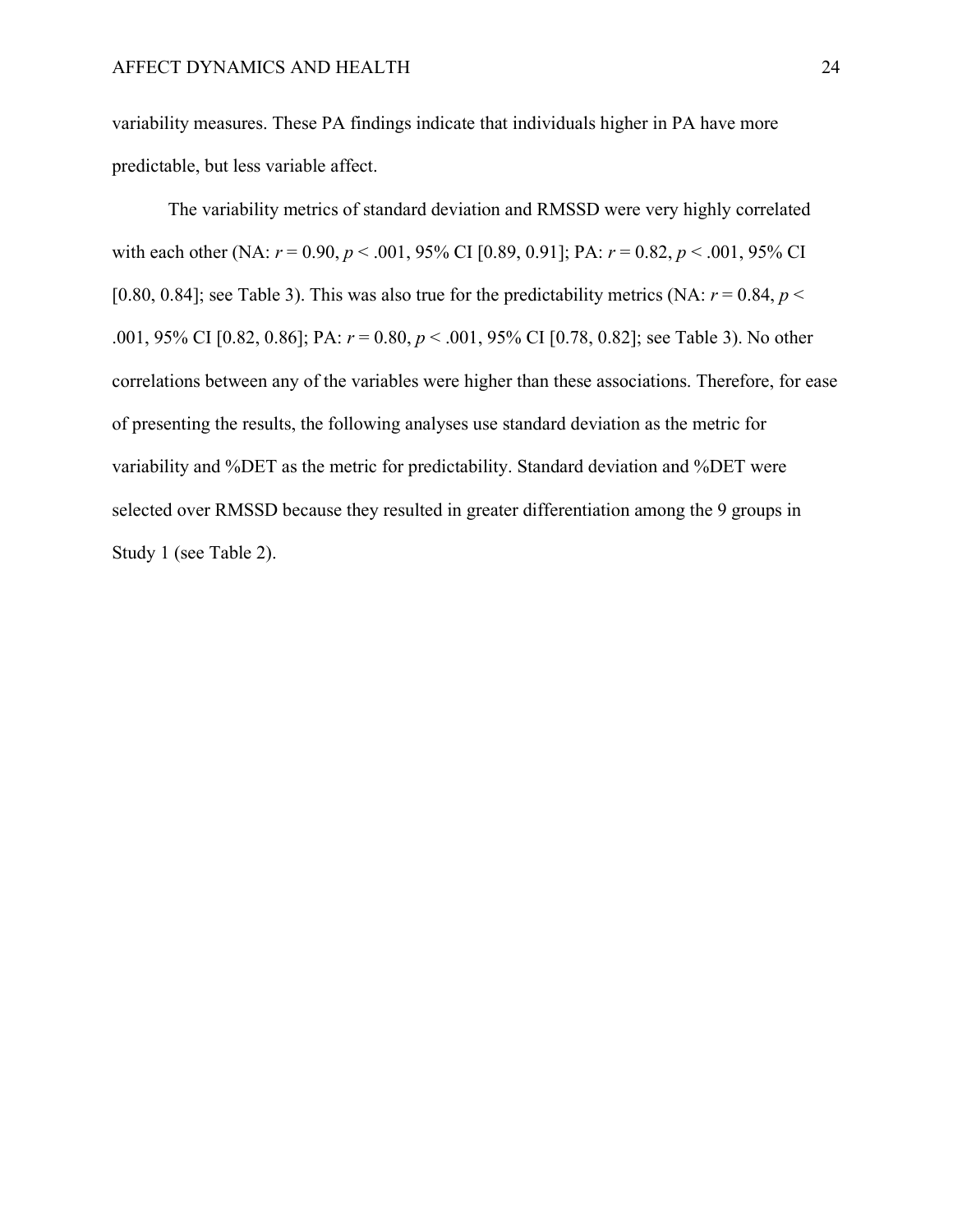variability measures. These PA findings indicate that individuals higher in PA have more predictable, but less variable affect.

The variability metrics of standard deviation and RMSSD were very highly correlated with each other (NA: $r = 0.90$, $p < .001$, 95% CI [0.89, 0.91]; PA: $r = 0.82$, $p < .001$, 95% CI [0.80, 0.84]; see Table 3). This was also true for the predictability metrics (NA: $r = 0.84$, $p < .001$, 95% CI [0.82, 0.86]; PA: $r = 0.80$, $p < .001$, 95% CI [0.78, 0.82]; see Table 3). No other correlations between any of the variables were higher than these associations. Therefore, for ease of presenting the results, the following analyses use standard deviation as the metric for variability and %DET as the metric for predictability. Standard deviation and %DET were selected over RMSSD because they resulted in greater differentiation among the 9 groups in Study 1 (see Table 2).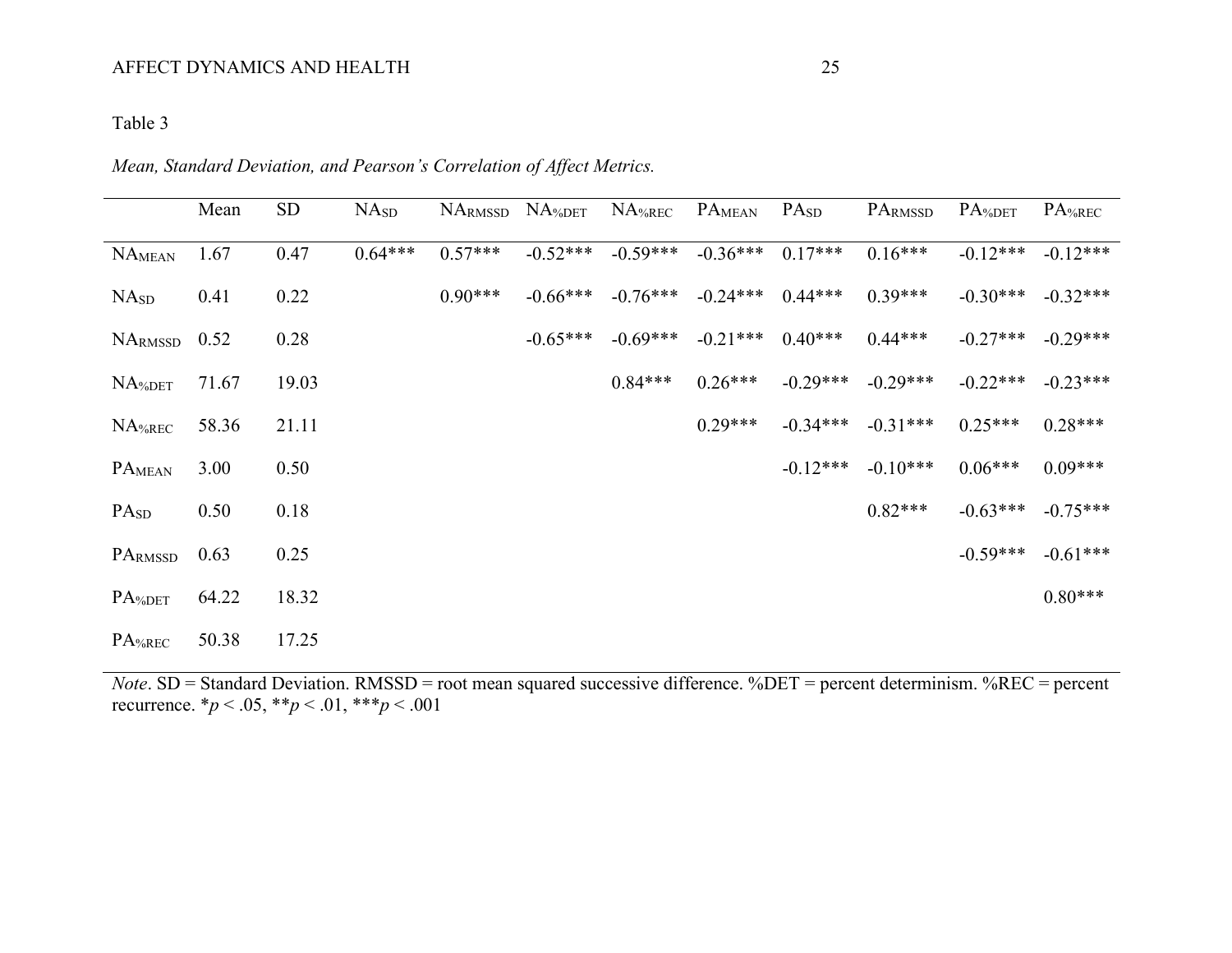Table 3

*Mean, Standard Deviation, and Pearson's Correlation of Affect Metrics.*

| | Mean | SD | $NA_{SD}$ | $NA_{RMSSD}$ | $NA_{\%DET}$ | $NA_{\%REC}$ | $PA_{MEAN}$ | $PA_{SD}$ | $PA_{RMSSD}$ | $PA_{\%DET}$ | $PA_{\%REC}$ |
|---|---|---|---|---|---|---|---|---|---|---|---|
| $NA_{MEAN}$ | 1.67 | 0.47 | 0.64*** | 0.57*** | -0.52*** | -0.59*** | -0.36*** | 0.17*** | 0.16*** | -0.12*** | -0.12*** |
| $NA_{SD}$ | 0.41 | 0.22 | | 0.90*** | -0.66*** | -0.76*** | -0.24*** | 0.44*** | 0.39*** | -0.30*** | -0.32*** |
| $NA_{RMSSD}$ | 0.52 | 0.28 | | | -0.65*** | -0.69*** | -0.21*** | 0.40*** | 0.44*** | -0.27*** | -0.29*** |
| $NA_{\%DET}$ | 71.67 | 19.03 | | | | 0.84*** | 0.26*** | -0.29*** | -0.29*** | -0.22*** | -0.23*** |
| $NA_{\%REC}$ | 58.36 | 21.11 | | | | | 0.29*** | -0.34*** | -0.31*** | 0.25*** | 0.28*** |
| $PA_{MEAN}$ | 3.00 | 0.50 | | | | | | -0.12*** | -0.10*** | 0.06*** | 0.09*** |
| $PA_{SD}$ | 0.50 | 0.18 | | | | | | | 0.82*** | -0.63*** | -0.75*** |
| $PA_{RMSSD}$ | 0.63 | 0.25 | | | | | | | | -0.59*** | -0.61*** |
| $PA_{\%DET}$ | 64.22 | 18.32 | | | | | | | | | 0.80*** |
| $PA_{\%REC}$ | 50.38 | 17.25 | | | | | | | | | |

*Note*. SD = Standard Deviation. RMSSD = root mean squared successive difference. %DET = percent determinism. %REC = percent recurrence. \*$p < .05$, \*\*$p < .01$, \*\*\*$p < .001$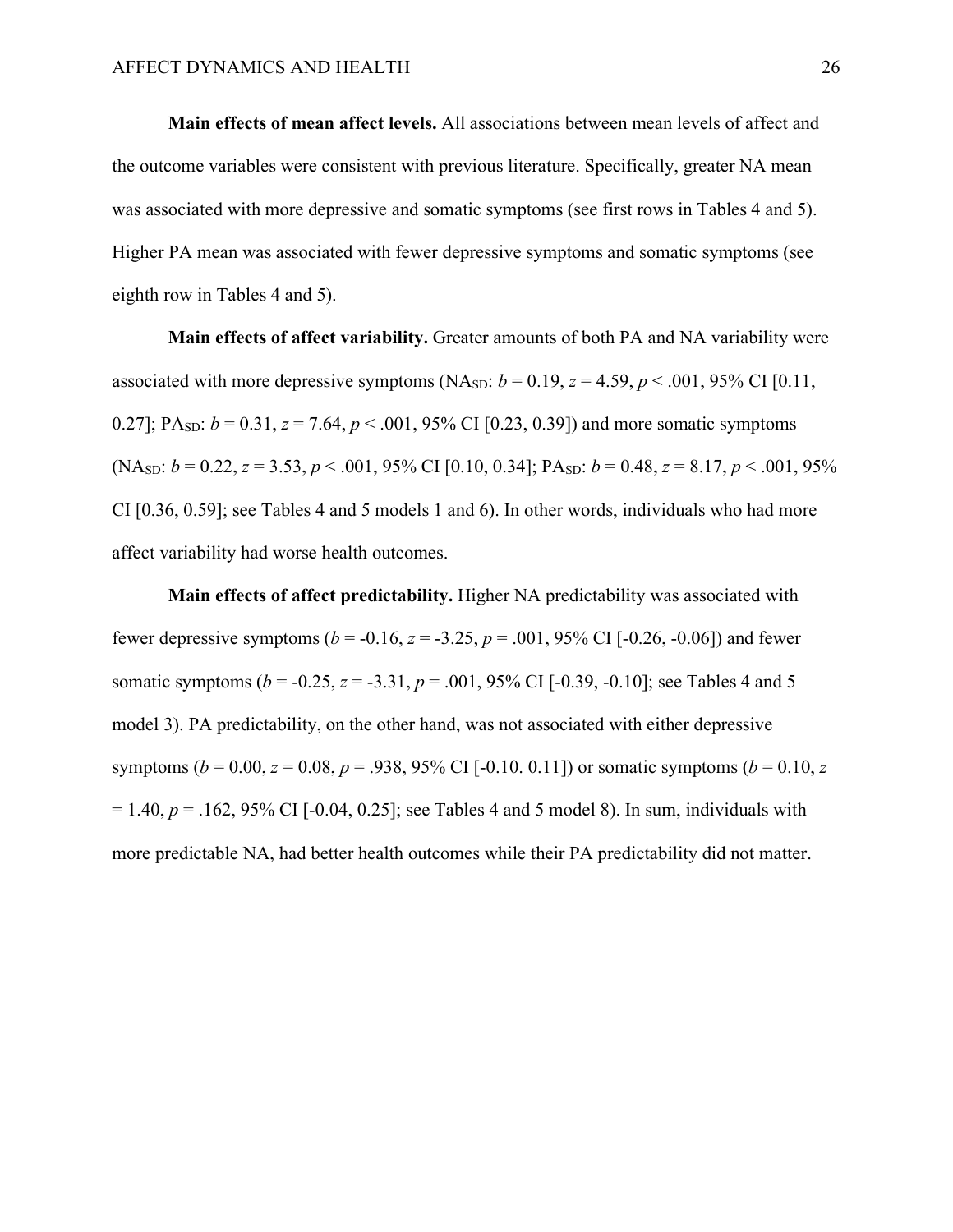**Main effects of mean affect levels.** All associations between mean levels of affect and the outcome variables were consistent with previous literature. Specifically, greater NA mean was associated with more depressive and somatic symptoms (see first rows in Tables 4 and 5). Higher PA mean was associated with fewer depressive symptoms and somatic symptoms (see eighth row in Tables 4 and 5).

**Main effects of affect variability.** Greater amounts of both PA and NA variability were associated with more depressive symptoms ($NA_{SD}$: $b = 0.19$, $z = 4.59$, $p < .001$, 95% CI [0.11, 0.27]; $PA_{SD}$: $b = 0.31$, $z = 7.64$, $p < .001$, 95% CI [0.23, 0.39]) and more somatic symptoms ($NA_{SD}$: $b = 0.22$, $z = 3.53$, $p < .001$, 95% CI [0.10, 0.34]; $PA_{SD}$: $b = 0.48$, $z = 8.17$, $p < .001$, 95% CI [0.36, 0.59]; see Tables 4 and 5 models 1 and 6). In other words, individuals who had more affect variability had worse health outcomes.

**Main effects of affect predictability.** Higher NA predictability was associated with fewer depressive symptoms ($b = -0.16$, $z = -3.25$, $p = .001$, 95% CI [-0.26, -0.06]) and fewer somatic symptoms ($b = -0.25$, $z = -3.31$, $p = .001$, 95% CI [-0.39, -0.10]; see Tables 4 and 5 model 3). PA predictability, on the other hand, was not associated with either depressive symptoms ($b = 0.00$, $z = 0.08$, $p = .938$, 95% CI [-0.10. 0.11]) or somatic symptoms ($b = 0.10$, $z = 1.40$, $p = .162$, 95% CI [-0.04, 0.25]; see Tables 4 and 5 model 8). In sum, individuals with more predictable NA, had better health outcomes while their PA predictability did not matter.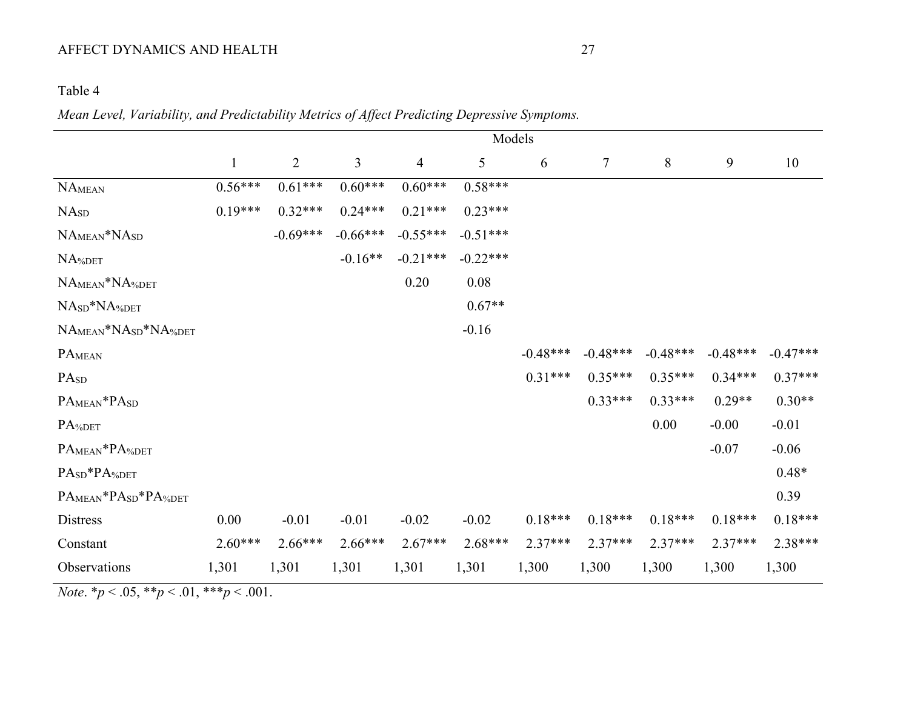Table 4

*Mean Level, Variability, and Predictability Metrics of Affect Predicting Depressive Symptoms.*

| | Models | | | | | | | | | |
|---|---|---|---|---|---|---|---|---|---|---|
| | 1 | 2 | 3 | 4 | 5 | 6 | 7 | 8 | 9 | 10 |
| $NA_{MEAN}$ | 0.56*** | 0.61*** | 0.60*** | 0.60*** | 0.58*** | | | | | |
| $NA_{SD}$ | 0.19*** | 0.32*** | 0.24*** | 0.21*** | 0.23*** | | | | | |
| $NA_{MEAN}$*$NA_{SD}$ | | -0.69*** | -0.66*** | -0.55*** | -0.51*** | | | | | |
| $NA_{\%DET}$ | | | -0.16** | -0.21*** | -0.22*** | | | | | |
| $NA_{MEAN}$*$NA_{\%DET}$ | | | | 0.20 | 0.08 | | | | | |
| $NA_{SD}$*$NA_{\%DET}$ | | | | | 0.67** | | | | | |
| $NA_{MEAN}$*$NA_{SD}$*$NA_{\%DET}$ | | | | | -0.16 | | | | | |
| $PA_{MEAN}$ | | | | | | -0.48*** | -0.48*** | -0.48*** | -0.48*** | -0.47*** |
| $PA_{SD}$ | | | | | | 0.31*** | 0.35*** | 0.35*** | 0.34*** | 0.37*** |
| $PA_{MEAN}$*$PA_{SD}$ | | | | | | | 0.33*** | 0.33*** | 0.29** | 0.30** |
| $PA_{\%DET}$ | | | | | | | | 0.00 | -0.00 | -0.01 |
| $PA_{MEAN}$*$PA_{\%DET}$ | | | | | | | | | -0.07 | -0.06 |
| $PA_{SD}$*$PA_{\%DET}$ | | | | | | | | | | 0.48* |
| $PA_{MEAN}$*$PA_{SD}$*$PA_{\%DET}$ | | | | | | | | | | 0.39 |
| Distress | 0.00 | -0.01 | -0.01 | -0.02 | -0.02 | 0.18*** | 0.18*** | 0.18*** | 0.18*** | 0.18*** |
| Constant | 2.60*** | 2.66*** | 2.66*** | 2.67*** | 2.68*** | 2.37*** | 2.37*** | 2.37*** | 2.37*** | 2.38*** |
| Observations | 1,301 | 1,301 | 1,301 | 1,301 | 1,301 | 1,300 | 1,300 | 1,300 | 1,300 | 1,300 |

*Note*. \*$p < .05$, \*\*$p < .01$, \*\*\*$p < .001$.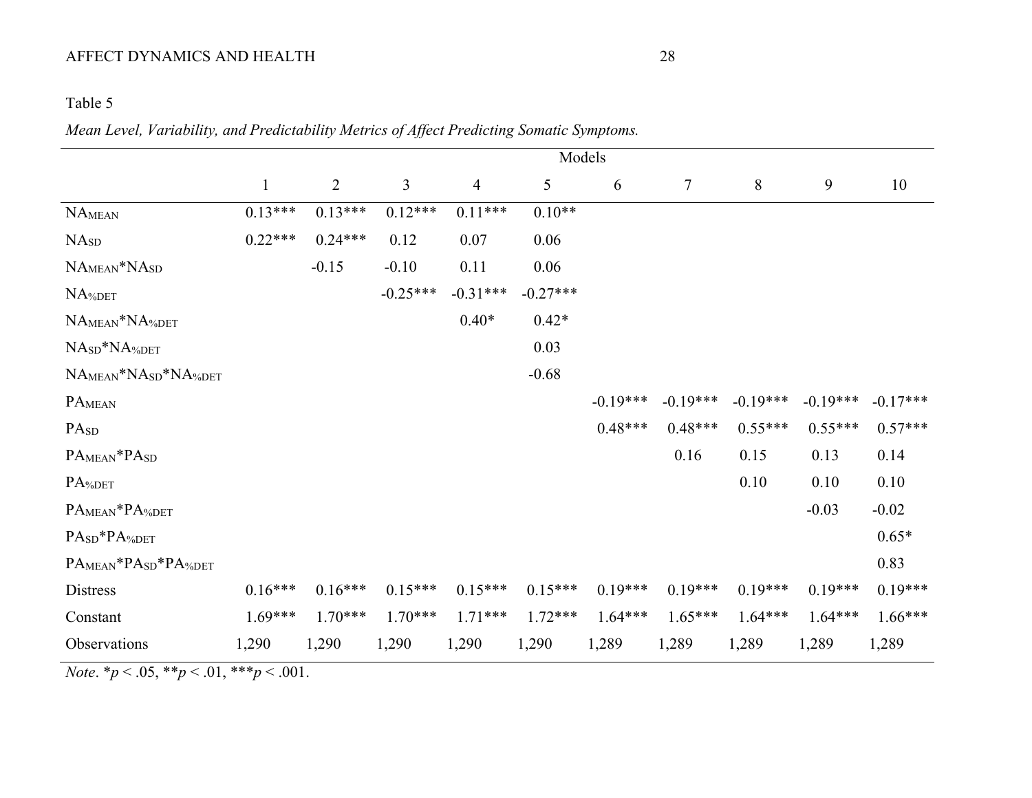Table 5

*Mean Level, Variability, and Predictability Metrics of Affect Predicting Somatic Symptoms.*

| | Models | | | | | | | | | |
|---|---|---|---|---|---|---|---|---|---|---|
| | 1 | 2 | 3 | 4 | 5 | 6 | 7 | 8 | 9 | 10 |
| $NA_{MEAN}$ | 0.13*** | 0.13*** | 0.12*** | 0.11*** | 0.10** | | | | | |
| $NA_{SD}$ | 0.22*** | 0.24*** | 0.12 | 0.07 | 0.06 | | | | | |
| $NA_{MEAN}$*$NA_{SD}$ | | -0.15 | -0.10 | 0.11 | 0.06 | | | | | |
| $NA_{\%DET}$ | | | -0.25*** | -0.31*** | -0.27*** | | | | | |
| $NA_{MEAN}$*$NA_{\%DET}$ | | | | 0.40* | 0.42* | | | | | |
| $NA_{SD}$*$NA_{\%DET}$ | | | | | 0.03 | | | | | |
| $NA_{MEAN}$*$NA_{SD}$*$NA_{\%DET}$ | | | | | -0.68 | | | | | |
| $PA_{MEAN}$ | | | | | | -0.19*** | -0.19*** | -0.19*** | -0.19*** | -0.17*** |
| $PA_{SD}$ | | | | | | 0.48*** | 0.48*** | 0.55*** | 0.55*** | 0.57*** |
| $PA_{MEAN}$*$PA_{SD}$ | | | | | | | 0.16 | 0.15 | 0.13 | 0.14 |
| $PA_{\%DET}$ | | | | | | | | 0.10 | 0.10 | 0.10 |
| $PA_{MEAN}$*$PA_{\%DET}$ | | | | | | | | | -0.03 | -0.02 |
| $PA_{SD}$*$PA_{\%DET}$ | | | | | | | | | | 0.65* |
| $PA_{MEAN}$*$PA_{SD}$*$PA_{\%DET}$ | | | | | | | | | | 0.83 |
| Distress | 0.16*** | 0.16*** | 0.15*** | 0.15*** | 0.15*** | 0.19*** | 0.19*** | 0.19*** | 0.19*** | 0.19*** |
| Constant | 1.69*** | 1.70*** | 1.70*** | 1.71*** | 1.72*** | 1.64*** | 1.65*** | 1.64*** | 1.64*** | 1.66*** |
| Observations | 1,290 | 1,290 | 1,290 | 1,290 | 1,290 | 1,289 | 1,289 | 1,289 | 1,289 | 1,289 |

*Note*. \**p* < .05, \*\**p* < .01, \*\*\**p* < .001.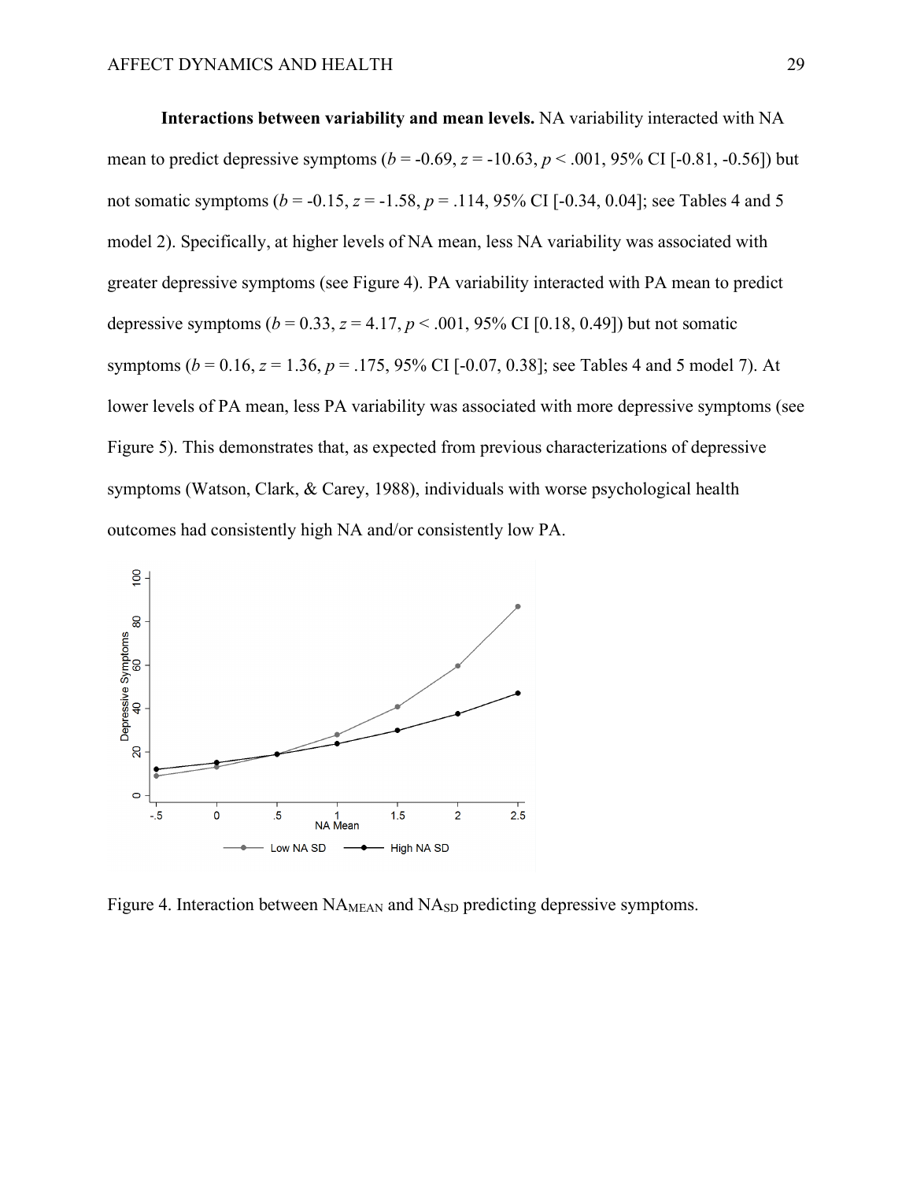**Interactions between variability and mean levels.** NA variability interacted with NA mean to predict depressive symptoms (*b* = -0.69, *z* = -10.63, *p* < .001, 95% CI [-0.81, -0.56]) but not somatic symptoms (*b* = -0.15, *z* = -1.58, *p* = .114, 95% CI [-0.34, 0.04]; see Tables 4 and 5 model 2). Specifically, at higher levels of NA mean, less NA variability was associated with greater depressive symptoms (see Figure 4). PA variability interacted with PA mean to predict depressive symptoms (*b* = 0.33, *z* = 4.17, *p* < .001, 95% CI [0.18, 0.49]) but not somatic symptoms (*b* = 0.16, *z* = 1.36, *p* = .175, 95% CI [-0.07, 0.38]; see Tables 4 and 5 model 7). At lower levels of PA mean, less PA variability was associated with more depressive symptoms (see Figure 5). This demonstrates that, as expected from previous characterizations of depressive symptoms (Watson, Clark, & Carey, 1988), individuals with worse psychological health outcomes had consistently high NA and/or consistently low PA.

Figure 4. Interaction between $NA_{MEAN}$ and $NA_{SD}$ predicting depressive symptoms.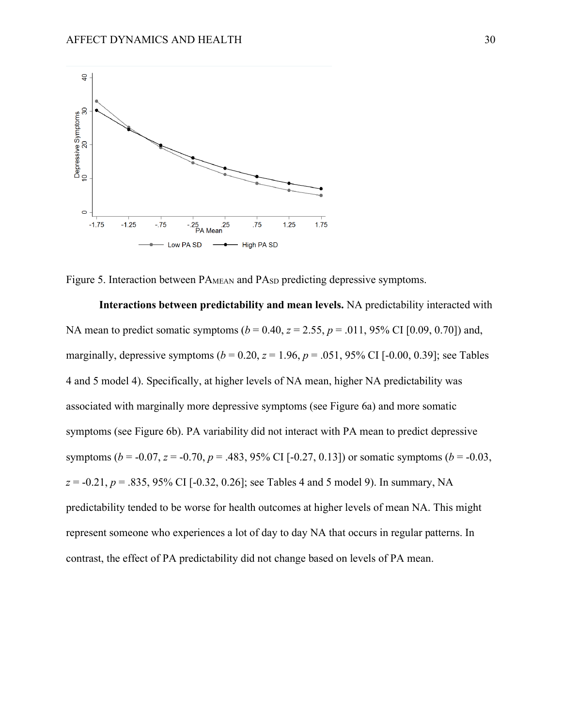Figure 5. Interaction between $PA_{MEAN}$ and $PA_{SD}$ predicting depressive symptoms.

**Interactions between predictability and mean levels.** NA predictability interacted with NA mean to predict somatic symptoms ($b = 0.40$, $z = 2.55$, $p = .011$, 95% CI [0.09, 0.70]) and, marginally, depressive symptoms ($b = 0.20$, $z = 1.96$, $p = .051$, 95% CI [-0.00, 0.39]; see Tables 4 and 5 model 4). Specifically, at higher levels of NA mean, higher NA predictability was associated with marginally more depressive symptoms (see Figure 6a) and more somatic symptoms (see Figure 6b). PA variability did not interact with PA mean to predict depressive symptoms ($b = -0.07$, $z = -0.70$, $p = .483$, 95% CI [-0.27, 0.13]) or somatic symptoms ($b = -0.03$, $z = -0.21$, $p = .835$, 95% CI [-0.32, 0.26]; see Tables 4 and 5 model 9). In summary, NA predictability tended to be worse for health outcomes at higher levels of mean NA. This might represent someone who experiences a lot of day to day NA that occurs in regular patterns. In contrast, the effect of PA predictability did not change based on levels of PA mean.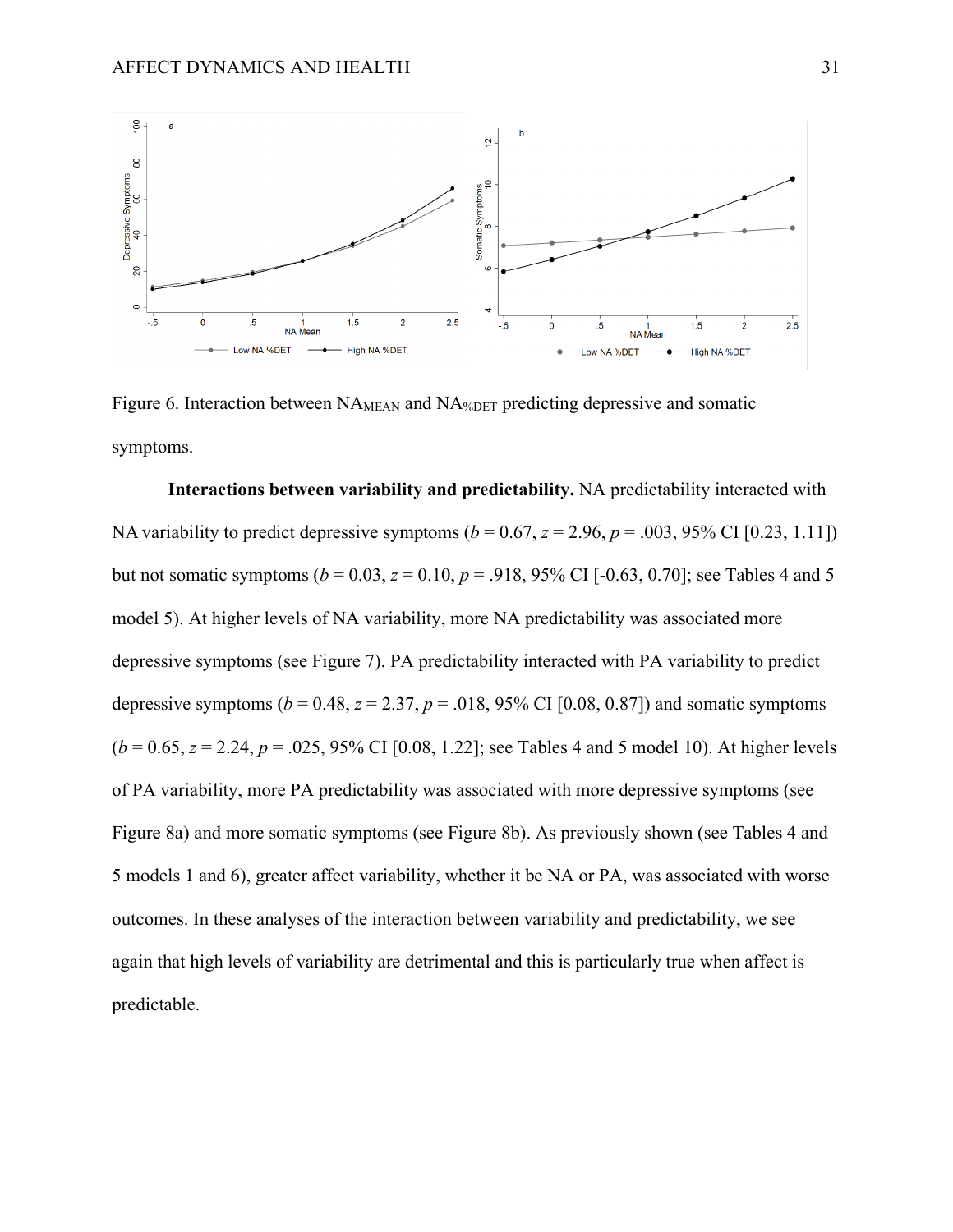Figure 6. Interaction between $NA_{MEAN}$ and $NA_{\%DET}$ predicting depressive and somatic symptoms.

**Interactions between variability and predictability.** NA predictability interacted with NA variability to predict depressive symptoms (*b* = 0.67, *z* = 2.96, *p* = .003, 95% CI [0.23, 1.11]) but not somatic symptoms (*b* = 0.03, *z* = 0.10, *p* = .918, 95% CI [-0.63, 0.70]; see Tables 4 and 5 model 5). At higher levels of NA variability, more NA predictability was associated more depressive symptoms (see Figure 7). PA predictability interacted with PA variability to predict depressive symptoms (*b* = 0.48, *z* = 2.37, *p* = .018, 95% CI [0.08, 0.87]) and somatic symptoms (*b* = 0.65, *z* = 2.24, *p* = .025, 95% CI [0.08, 1.22]; see Tables 4 and 5 model 10). At higher levels of PA variability, more PA predictability was associated with more depressive symptoms (see Figure 8a) and more somatic symptoms (see Figure 8b). As previously shown (see Tables 4 and 5 models 1 and 6), greater affect variability, whether it be NA or PA, was associated with worse outcomes. In these analyses of the interaction between variability and predictability, we see again that high levels of variability are detrimental and this is particularly true when affect is predictable.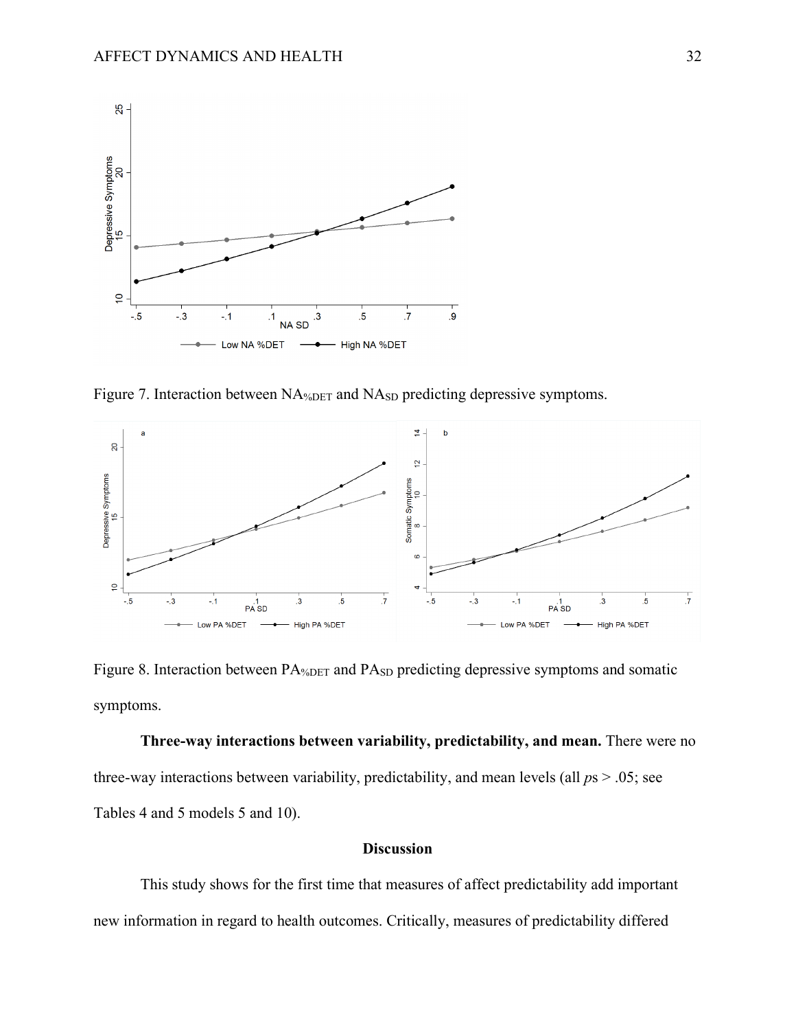Figure 7. Interaction between $NA_{\%DET}$ and $NA_{SD}$ predicting depressive symptoms.

Figure 8. Interaction between $PA_{\%DET}$ and $PA_{SD}$ predicting depressive symptoms and somatic symptoms.

**Three-way interactions between variability, predictability, and mean.** There were no three-way interactions between variability, predictability, and mean levels (all *p*s > .05; see Tables 4 and 5 models 5 and 10).

## Discussion

This study shows for the first time that measures of affect predictability add important new information in regard to health outcomes. Critically, measures of predictability differed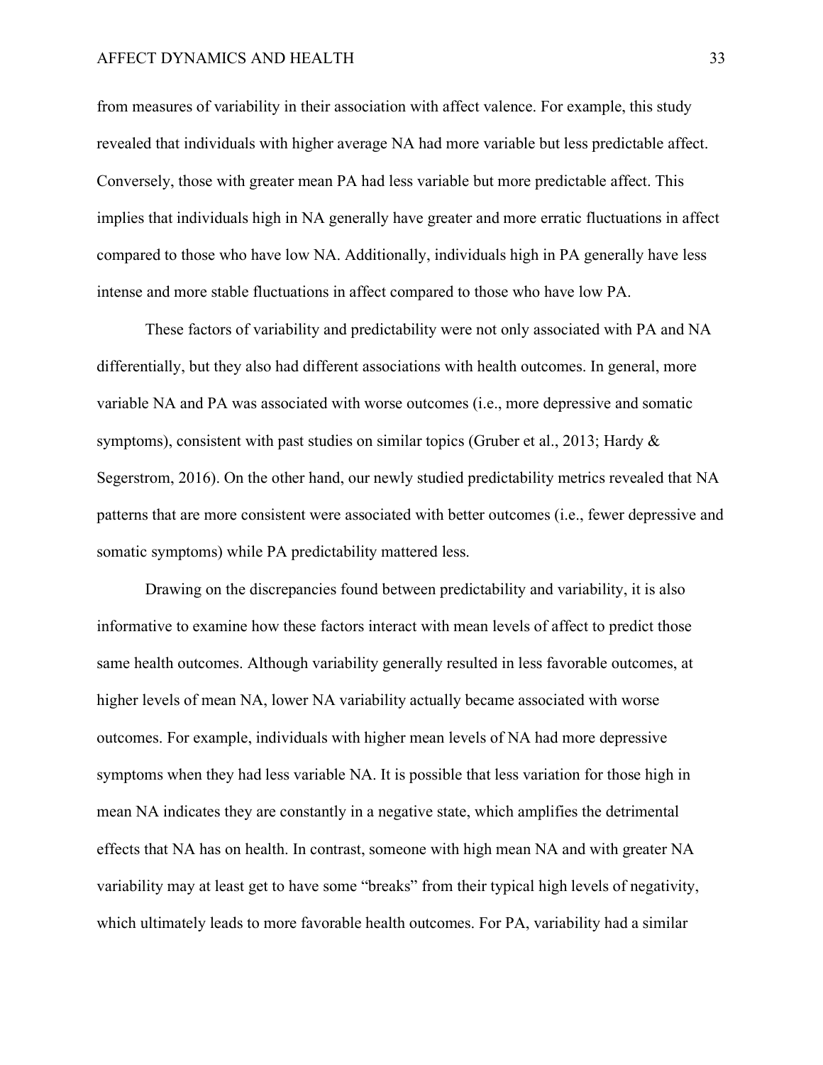from measures of variability in their association with affect valence. For example, this study revealed that individuals with higher average NA had more variable but less predictable affect. Conversely, those with greater mean PA had less variable but more predictable affect. This implies that individuals high in NA generally have greater and more erratic fluctuations in affect compared to those who have low NA. Additionally, individuals high in PA generally have less intense and more stable fluctuations in affect compared to those who have low PA.

These factors of variability and predictability were not only associated with PA and NA differentially, but they also had different associations with health outcomes. In general, more variable NA and PA was associated with worse outcomes (i.e., more depressive and somatic symptoms), consistent with past studies on similar topics (Gruber et al., 2013; Hardy & Segerstrom, 2016). On the other hand, our newly studied predictability metrics revealed that NA patterns that are more consistent were associated with better outcomes (i.e., fewer depressive and somatic symptoms) while PA predictability mattered less.

Drawing on the discrepancies found between predictability and variability, it is also informative to examine how these factors interact with mean levels of affect to predict those same health outcomes. Although variability generally resulted in less favorable outcomes, at higher levels of mean NA, lower NA variability actually became associated with worse outcomes. For example, individuals with higher mean levels of NA had more depressive symptoms when they had less variable NA. It is possible that less variation for those high in mean NA indicates they are constantly in a negative state, which amplifies the detrimental effects that NA has on health. In contrast, someone with high mean NA and with greater NA variability may at least get to have some "breaks" from their typical high levels of negativity, which ultimately leads to more favorable health outcomes. For PA, variability had a similar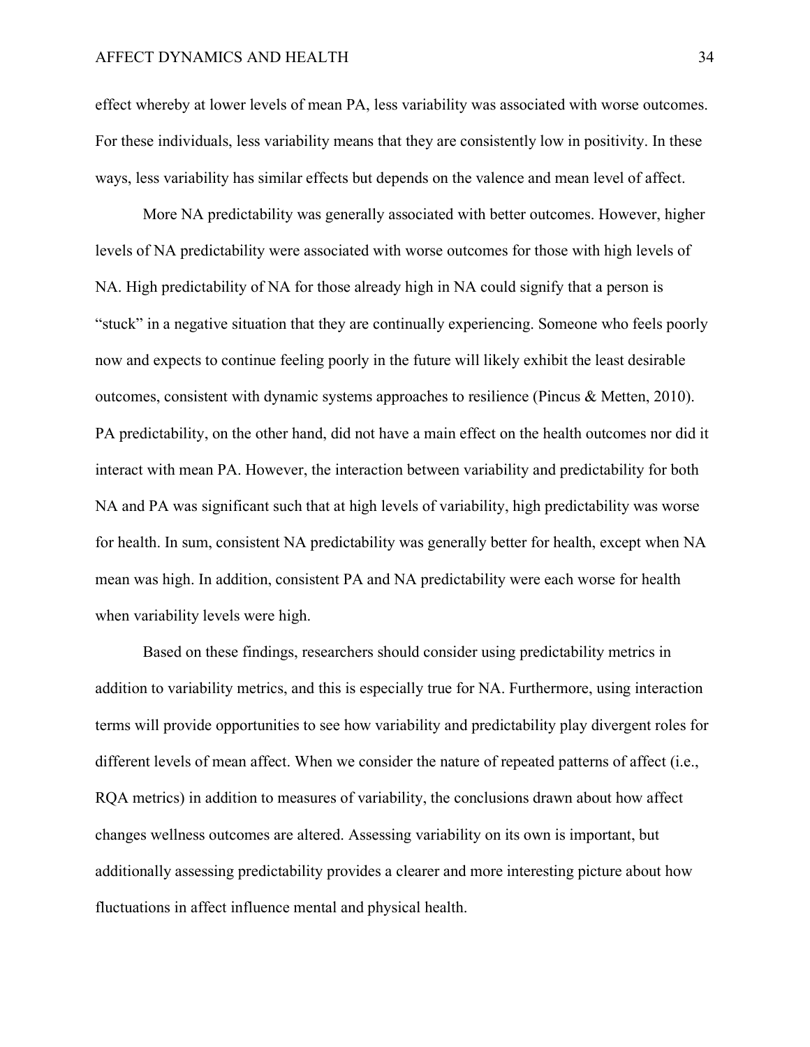effect whereby at lower levels of mean PA, less variability was associated with worse outcomes. For these individuals, less variability means that they are consistently low in positivity. In these ways, less variability has similar effects but depends on the valence and mean level of affect.

More NA predictability was generally associated with better outcomes. However, higher levels of NA predictability were associated with worse outcomes for those with high levels of NA. High predictability of NA for those already high in NA could signify that a person is "stuck" in a negative situation that they are continually experiencing. Someone who feels poorly now and expects to continue feeling poorly in the future will likely exhibit the least desirable outcomes, consistent with dynamic systems approaches to resilience (Pincus & Metten, 2010). PA predictability, on the other hand, did not have a main effect on the health outcomes nor did it interact with mean PA. However, the interaction between variability and predictability for both NA and PA was significant such that at high levels of variability, high predictability was worse for health. In sum, consistent NA predictability was generally better for health, except when NA mean was high. In addition, consistent PA and NA predictability were each worse for health when variability levels were high.

Based on these findings, researchers should consider using predictability metrics in addition to variability metrics, and this is especially true for NA. Furthermore, using interaction terms will provide opportunities to see how variability and predictability play divergent roles for different levels of mean affect. When we consider the nature of repeated patterns of affect (i.e., RQA metrics) in addition to measures of variability, the conclusions drawn about how affect changes wellness outcomes are altered. Assessing variability on its own is important, but additionally assessing predictability provides a clearer and more interesting picture about how fluctuations in affect influence mental and physical health.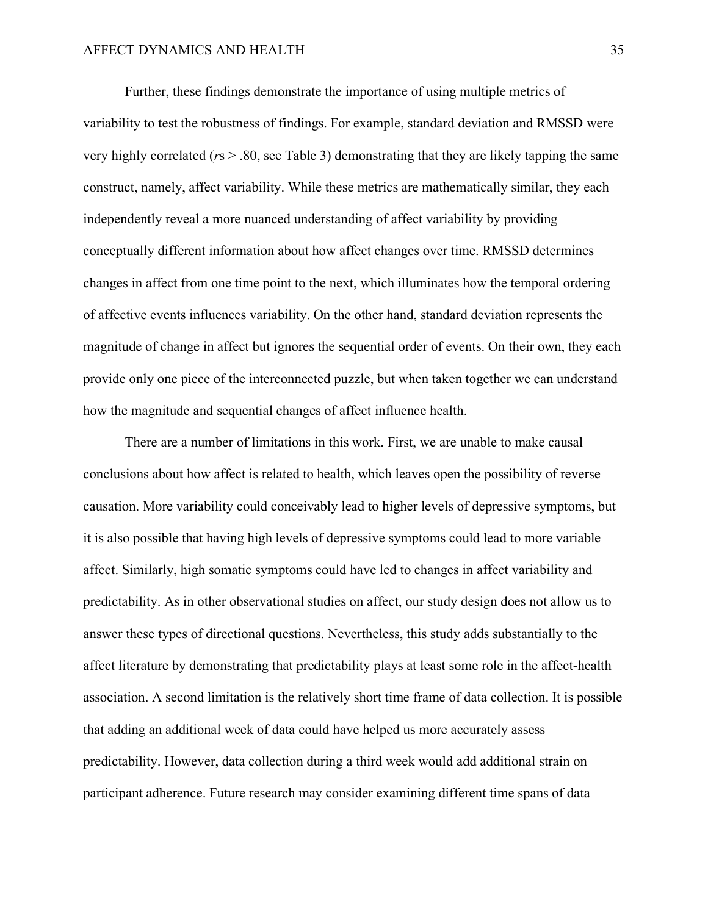Further, these findings demonstrate the importance of using multiple metrics of variability to test the robustness of findings. For example, standard deviation and RMSSD were very highly correlated (*r*s > .80, see Table 3) demonstrating that they are likely tapping the same construct, namely, affect variability. While these metrics are mathematically similar, they each independently reveal a more nuanced understanding of affect variability by providing conceptually different information about how affect changes over time. RMSSD determines changes in affect from one time point to the next, which illuminates how the temporal ordering of affective events influences variability. On the other hand, standard deviation represents the magnitude of change in affect but ignores the sequential order of events. On their own, they each provide only one piece of the interconnected puzzle, but when taken together we can understand how the magnitude and sequential changes of affect influence health.

There are a number of limitations in this work. First, we are unable to make causal conclusions about how affect is related to health, which leaves open the possibility of reverse causation. More variability could conceivably lead to higher levels of depressive symptoms, but it is also possible that having high levels of depressive symptoms could lead to more variable affect. Similarly, high somatic symptoms could have led to changes in affect variability and predictability. As in other observational studies on affect, our study design does not allow us to answer these types of directional questions. Nevertheless, this study adds substantially to the affect literature by demonstrating that predictability plays at least some role in the affect-health association. A second limitation is the relatively short time frame of data collection. It is possible that adding an additional week of data could have helped us more accurately assess predictability. However, data collection during a third week would add additional strain on participant adherence. Future research may consider examining different time spans of data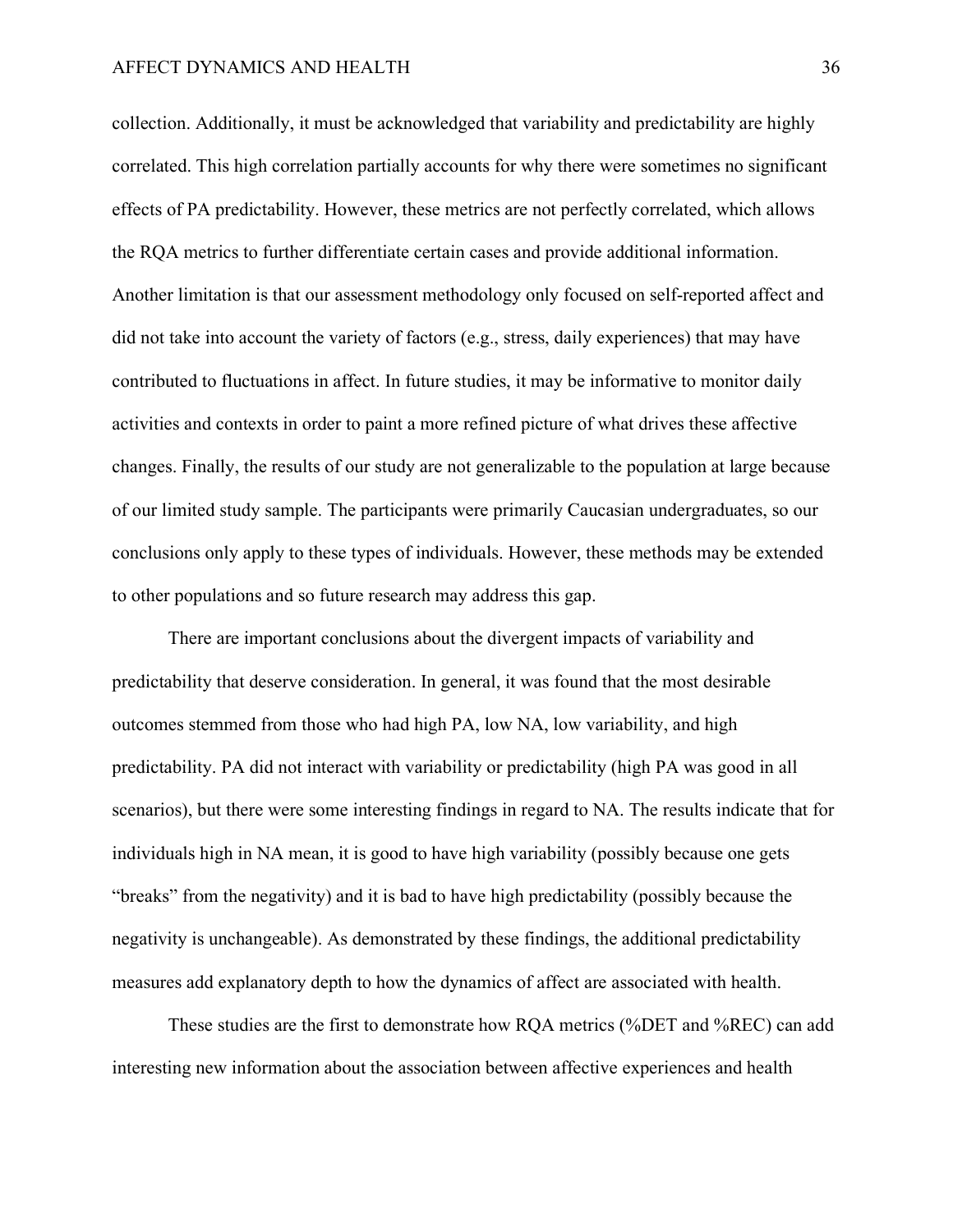collection. Additionally, it must be acknowledged that variability and predictability are highly correlated. This high correlation partially accounts for why there were sometimes no significant effects of PA predictability. However, these metrics are not perfectly correlated, which allows the RQA metrics to further differentiate certain cases and provide additional information. Another limitation is that our assessment methodology only focused on self-reported affect and did not take into account the variety of factors (e.g., stress, daily experiences) that may have contributed to fluctuations in affect. In future studies, it may be informative to monitor daily activities and contexts in order to paint a more refined picture of what drives these affective changes. Finally, the results of our study are not generalizable to the population at large because of our limited study sample. The participants were primarily Caucasian undergraduates, so our conclusions only apply to these types of individuals. However, these methods may be extended to other populations and so future research may address this gap.

There are important conclusions about the divergent impacts of variability and predictability that deserve consideration. In general, it was found that the most desirable outcomes stemmed from those who had high PA, low NA, low variability, and high predictability. PA did not interact with variability or predictability (high PA was good in all scenarios), but there were some interesting findings in regard to NA. The results indicate that for individuals high in NA mean, it is good to have high variability (possibly because one gets "breaks" from the negativity) and it is bad to have high predictability (possibly because the negativity is unchangeable). As demonstrated by these findings, the additional predictability measures add explanatory depth to how the dynamics of affect are associated with health.

These studies are the first to demonstrate how RQA metrics (%DET and %REC) can add interesting new information about the association between affective experiences and health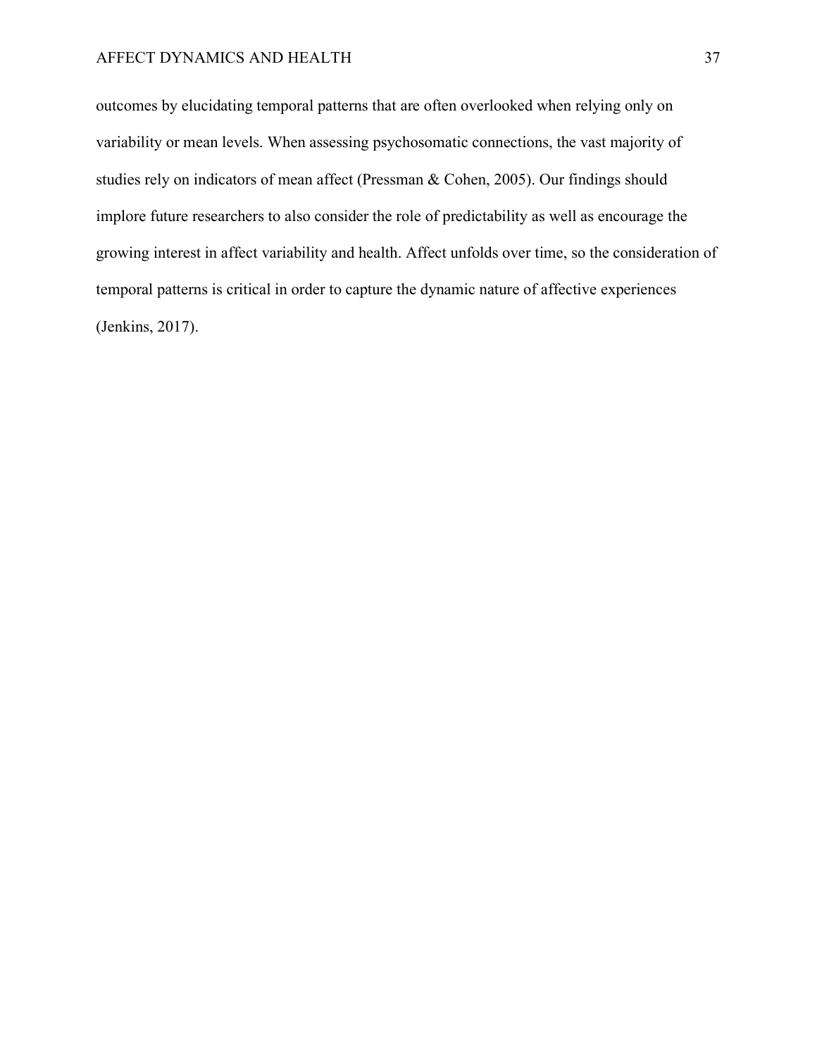outcomes by elucidating temporal patterns that are often overlooked when relying only on variability or mean levels. When assessing psychosomatic connections, the vast majority of studies rely on indicators of mean affect (Pressman & Cohen, 2005). Our findings should implore future researchers to also consider the role of predictability as well as encourage the growing interest in affect variability and health. Affect unfolds over time, so the consideration of temporal patterns is critical in order to capture the dynamic nature of affective experiences (Jenkins, 2017).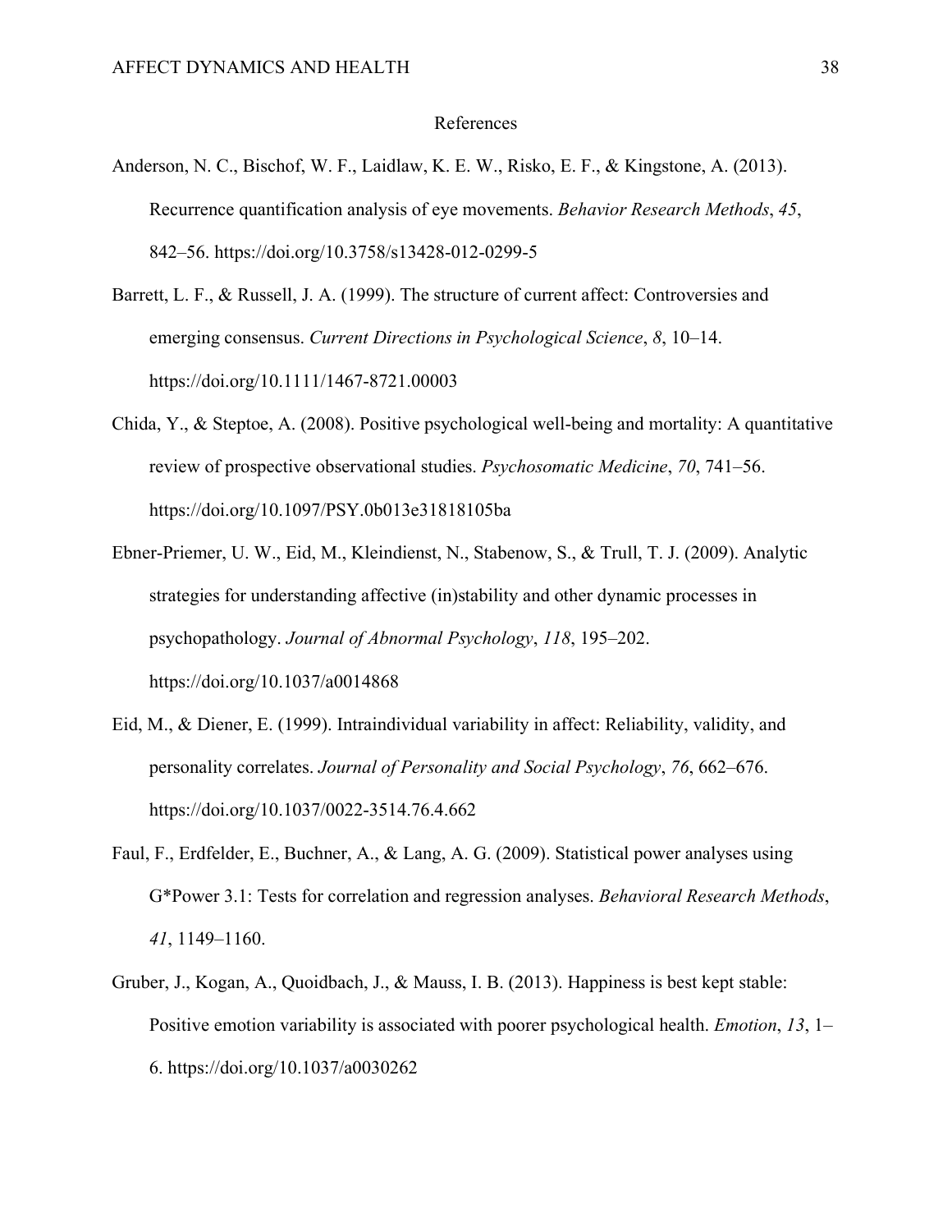## References

Anderson, N. C., Bischof, W. F., Laidlaw, K. E. W., Risko, E. F., & Kingstone, A. (2013). Recurrence quantification analysis of eye movements. *Behavior Research Methods*, *45*, 842–56. https://doi.org/10.3758/s13428-012-0299-5

Barrett, L. F., & Russell, J. A. (1999). The structure of current affect: Controversies and emerging consensus. *Current Directions in Psychological Science*, *8*, 10–14. https://doi.org/10.1111/1467-8721.00003

Chida, Y., & Steptoe, A. (2008). Positive psychological well-being and mortality: A quantitative review of prospective observational studies. *Psychosomatic Medicine*, *70*, 741–56. https://doi.org/10.1097/PSY.0b013e31818105ba

Ebner-Priemer, U. W., Eid, M., Kleindienst, N., Stabenow, S., & Trull, T. J. (2009). Analytic strategies for understanding affective (in)stability and other dynamic processes in psychopathology. *Journal of Abnormal Psychology*, *118*, 195–202. https://doi.org/10.1037/a0014868

Eid, M., & Diener, E. (1999). Intraindividual variability in affect: Reliability, validity, and personality correlates. *Journal of Personality and Social Psychology*, *76*, 662–676. https://doi.org/10.1037/0022-3514.76.4.662

Faul, F., Erdfelder, E., Buchner, A., & Lang, A. G. (2009). Statistical power analyses using G*Power 3.1: Tests for correlation and regression analyses. *Behavioral Research Methods*, *41*, 1149–1160.

Gruber, J., Kogan, A., Quoidbach, J., & Mauss, I. B. (2013). Happiness is best kept stable: Positive emotion variability is associated with poorer psychological health. *Emotion*, *13*, 1–6. https://doi.org/10.1037/a0030262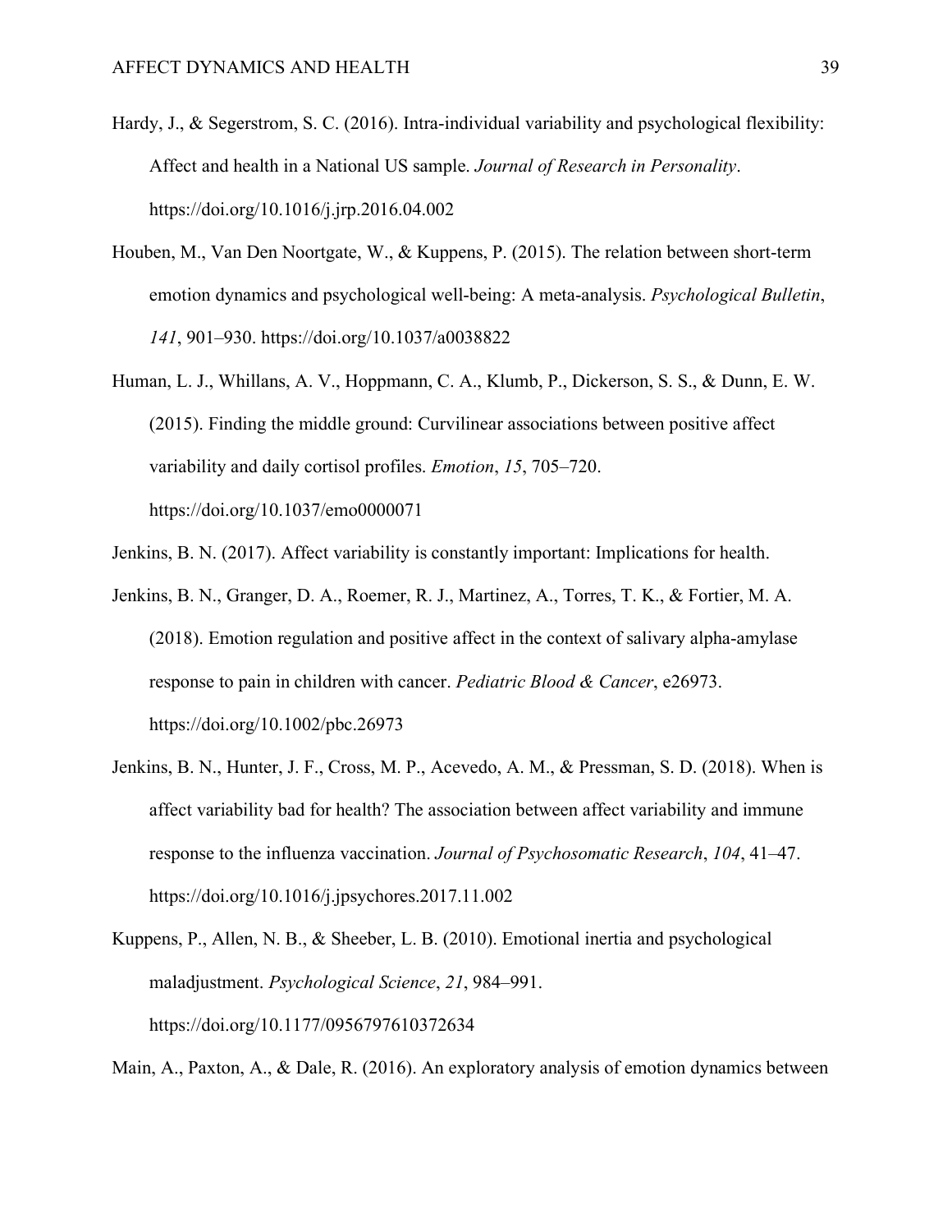Hardy, J., & Segerstrom, S. C. (2016). Intra-individual variability and psychological flexibility: Affect and health in a National US sample. *Journal of Research in Personality*. https://doi.org/10.1016/j.jrp.2016.04.002

Houben, M., Van Den Noortgate, W., & Kuppens, P. (2015). The relation between short-term emotion dynamics and psychological well-being: A meta-analysis. *Psychological Bulletin*, *141*, 901–930. https://doi.org/10.1037/a0038822

Human, L. J., Whillans, A. V., Hoppmann, C. A., Klumb, P., Dickerson, S. S., & Dunn, E. W. (2015). Finding the middle ground: Curvilinear associations between positive affect variability and daily cortisol profiles. *Emotion*, *15*, 705–720. https://doi.org/10.1037/emo0000071

Jenkins, B. N. (2017). Affect variability is constantly important: Implications for health.

Jenkins, B. N., Granger, D. A., Roemer, R. J., Martinez, A., Torres, T. K., & Fortier, M. A. (2018). Emotion regulation and positive affect in the context of salivary alpha-amylase response to pain in children with cancer. *Pediatric Blood & Cancer*, e26973. https://doi.org/10.1002/pbc.26973

Jenkins, B. N., Hunter, J. F., Cross, M. P., Acevedo, A. M., & Pressman, S. D. (2018). When is affect variability bad for health? The association between affect variability and immune response to the influenza vaccination. *Journal of Psychosomatic Research*, *104*, 41–47. https://doi.org/10.1016/j.jpsychores.2017.11.002

Kuppens, P., Allen, N. B., & Sheeber, L. B. (2010). Emotional inertia and psychological maladjustment. *Psychological Science*, *21*, 984–991. https://doi.org/10.1177/0956797610372634

Main, A., Paxton, A., & Dale, R. (2016). An exploratory analysis of emotion dynamics between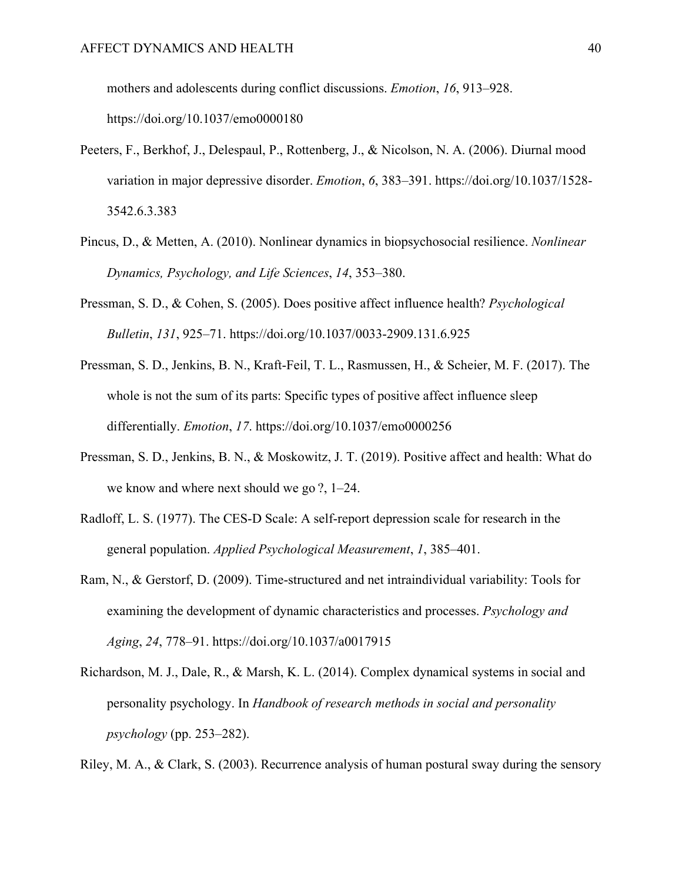mothers and adolescents during conflict discussions. *Emotion*, *16*, 913–928. https://doi.org/10.1037/emo0000180

Peeters, F., Berkhof, J., Delespaul, P., Rottenberg, J., & Nicolson, N. A. (2006). Diurnal mood variation in major depressive disorder. *Emotion*, *6*, 383–391. https://doi.org/10.1037/1528-3542.6.3.383

Pincus, D., & Metten, A. (2010). Nonlinear dynamics in biopsychosocial resilience. *Nonlinear Dynamics, Psychology, and Life Sciences*, *14*, 353–380.

Pressman, S. D., & Cohen, S. (2005). Does positive affect influence health? *Psychological Bulletin*, *131*, 925–71. https://doi.org/10.1037/0033-2909.131.6.925

Pressman, S. D., Jenkins, B. N., Kraft-Feil, T. L., Rasmussen, H., & Scheier, M. F. (2017). The whole is not the sum of its parts: Specific types of positive affect influence sleep differentially. *Emotion*, *17*. https://doi.org/10.1037/emo0000256

Pressman, S. D., Jenkins, B. N., & Moskowitz, J. T. (2019). Positive affect and health: What do we know and where next should we go ?, 1–24.

Radloff, L. S. (1977). The CES-D Scale: A self-report depression scale for research in the general population. *Applied Psychological Measurement*, *1*, 385–401.

Ram, N., & Gerstorf, D. (2009). Time-structured and net intraindividual variability: Tools for examining the development of dynamic characteristics and processes. *Psychology and Aging*, *24*, 778–91. https://doi.org/10.1037/a0017915

Richardson, M. J., Dale, R., & Marsh, K. L. (2014). Complex dynamical systems in social and personality psychology. In *Handbook of research methods in social and personality psychology* (pp. 253–282).

Riley, M. A., & Clark, S. (2003). Recurrence analysis of human postural sway during the sensory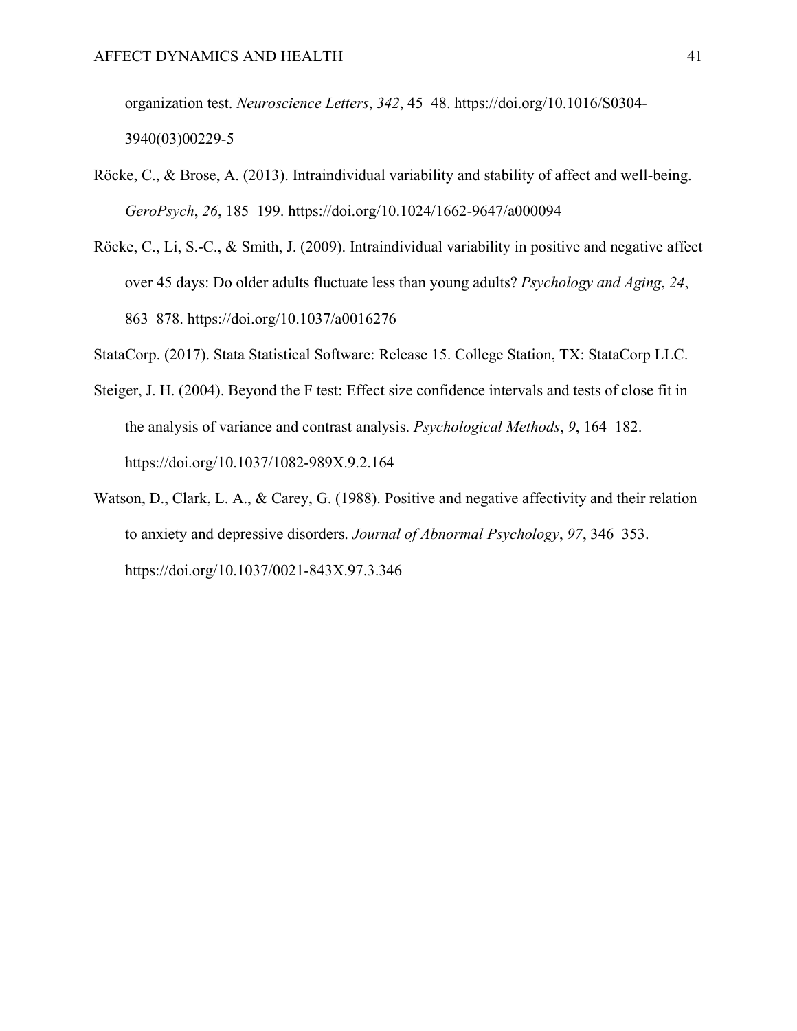organization test. *Neuroscience Letters*, *342*, 45–48. https://doi.org/10.1016/S0304-3940(03)00229-5

Röcke, C., & Brose, A. (2013). Intraindividual variability and stability of affect and well-being. *GeroPsych*, *26*, 185–199. https://doi.org/10.1024/1662-9647/a000094

Röcke, C., Li, S.-C., & Smith, J. (2009). Intraindividual variability in positive and negative affect over 45 days: Do older adults fluctuate less than young adults? *Psychology and Aging*, *24*, 863–878. https://doi.org/10.1037/a0016276

StataCorp. (2017). Stata Statistical Software: Release 15. College Station, TX: StataCorp LLC.

Steiger, J. H. (2004). Beyond the F test: Effect size confidence intervals and tests of close fit in the analysis of variance and contrast analysis. *Psychological Methods*, *9*, 164–182. https://doi.org/10.1037/1082-989X.9.2.164

Watson, D., Clark, L. A., & Carey, G. (1988). Positive and negative affectivity and their relation to anxiety and depressive disorders. *Journal of Abnormal Psychology*, *97*, 346–353. https://doi.org/10.1037/0021-843X.97.3.346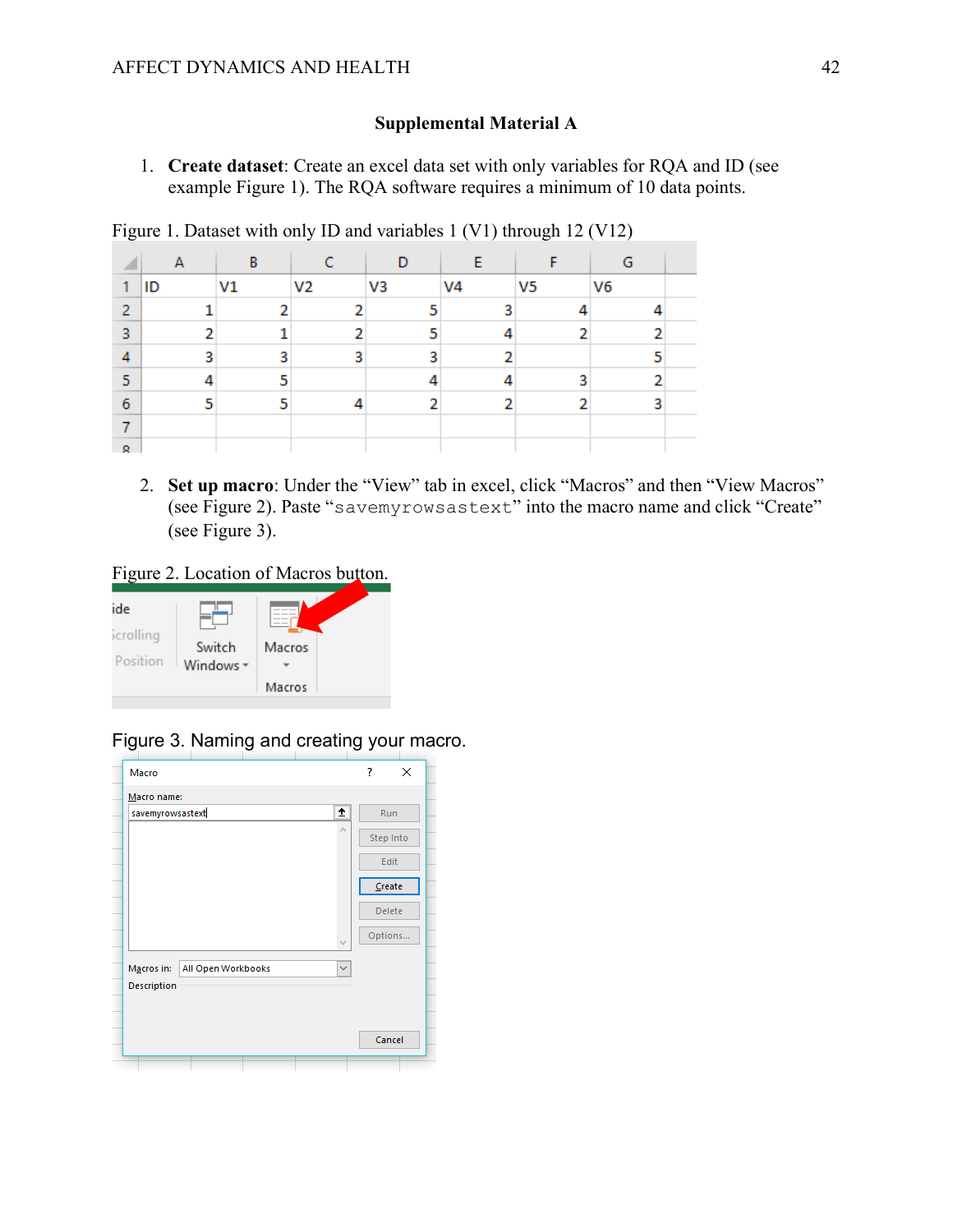## Supplemental Material A

1. **Create dataset**: Create an excel data set with only variables for RQA and ID (see example Figure 1). The RQA software requires a minimum of 10 data points.

Figure 1. Dataset with only ID and variables 1 (V1) through 12 (V12)

| ID | V1 | V2 | V3 | V4 | V5 | V6 |
|---|---|---|---|---|---|---|
| 1 | 2 | 2 | 5 | 3 | 4 | 4 |
| 2 | 1 | 2 | 5 | 4 | 2 | 2 |
| 3 | 3 | 3 | 3 | 2 | | 5 |
| 4 | 5 | | 4 | 4 | 3 | 2 |
| 5 | 5 | 4 | 2 | 2 | 2 | 3 |

2. **Set up macro**: Under the "View" tab in excel, click "Macros" and then "View Macros" (see Figure 2). Paste "`savemyrowsastext`" into the macro name and click "Create" (see Figure 3).

Figure 2. Location of Macros button.

Figure 3. Naming and creating your macro.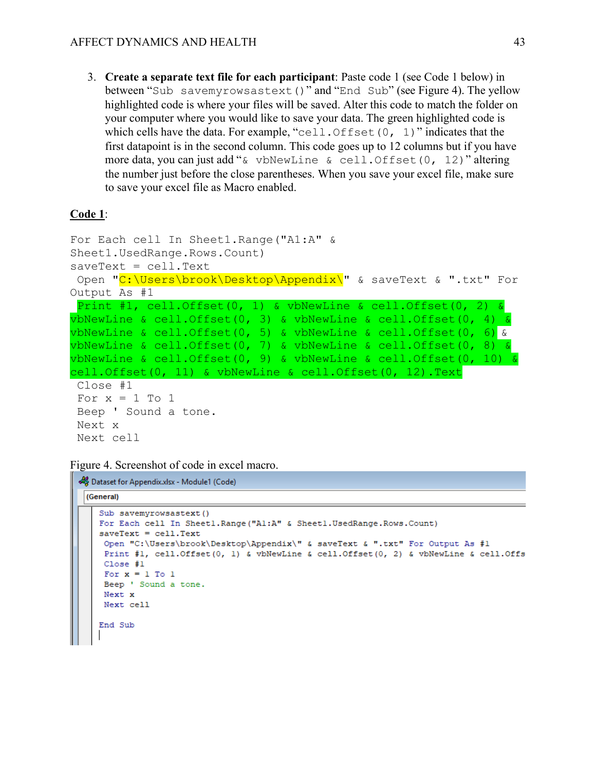3. **Create a separate text file for each participant**: Paste code 1 (see Code 1 below) in between "`Sub savemyrowsastext()`" and "`End Sub`" (see Figure 4). The yellow highlighted code is where your files will be saved. Alter this code to match the folder on your computer where you would like to save your data. The green highlighted code is which cells have the data. For example, "`cell.Offset(0, 1)`" indicates that the first datapoint is in the second column. This code goes up to 12 columns but if you have more data, you can just add "`& vbNewLine & cell.Offset(0, 12)`" altering the number just before the close parentheses. When you save your excel file, make sure to save your excel file as Macro enabled.

**<u>Code 1</u>**:

```
For Each cell In Sheet1.Range("A1:A" &
Sheet1.UsedRange.Rows.Count)
saveText = cell.Text
 Open "C:\Users\brook\Desktop\Appendix\" & saveText & ".txt" For
Output As #1
 Print #1, cell.Offset(0, 1) & vbNewLine & cell.Offset(0, 2) &
vbNewLine & cell.Offset(0, 3) & vbNewLine & cell.Offset(0, 4) &
vbNewLine & cell.Offset(0, 5) & vbNewLine & cell.Offset(0, 6) &
vbNewLine & cell.Offset(0, 7) & vbNewLine & cell.Offset(0, 8) &
vbNewLine & cell.Offset(0, 9) & vbNewLine & cell.Offset(0, 10) &
cell.Offset(0, 11) & vbNewLine & cell.Offset(0, 12).Text
 Close #1
 For x = 1 To 1
 Beep ' Sound a tone.
 Next x
 Next cell
```

Figure 4. Screenshot of code in excel macro.

```
Sub savemyrowsastext()
For Each cell In Sheet1.Range("A1:A" & Sheet1.UsedRange.Rows.Count)
saveText = cell.Text
 Open "C:\Users\brook\Desktop\Appendix\" & saveText & ".txt" For Output As #1
 Print #1, cell.Offset(0, 1) & vbNewLine & cell.Offset(0, 2) & vbNewLine & cell.Offs
 Close #1
 For x = 1 To 1
 Beep ' Sound a tone.
 Next x
 Next cell

End Sub
```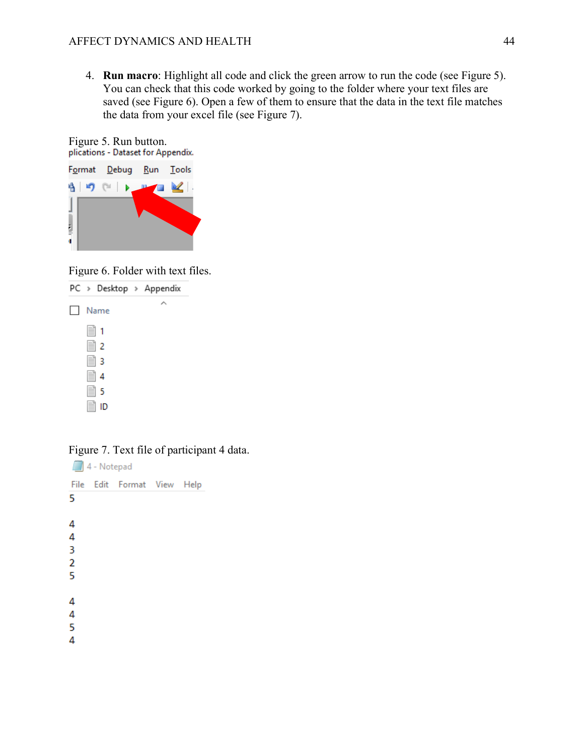4. **Run macro**: Highlight all code and click the green arrow to run the code (see Figure 5). You can check that this code worked by going to the folder where your text files are saved (see Figure 6). Open a few of them to ensure that the data in the text file matches the data from your excel file (see Figure 7).

Figure 5. Run button.

Figure 6. Folder with text files.

Figure 7. Text file of participant 4 data.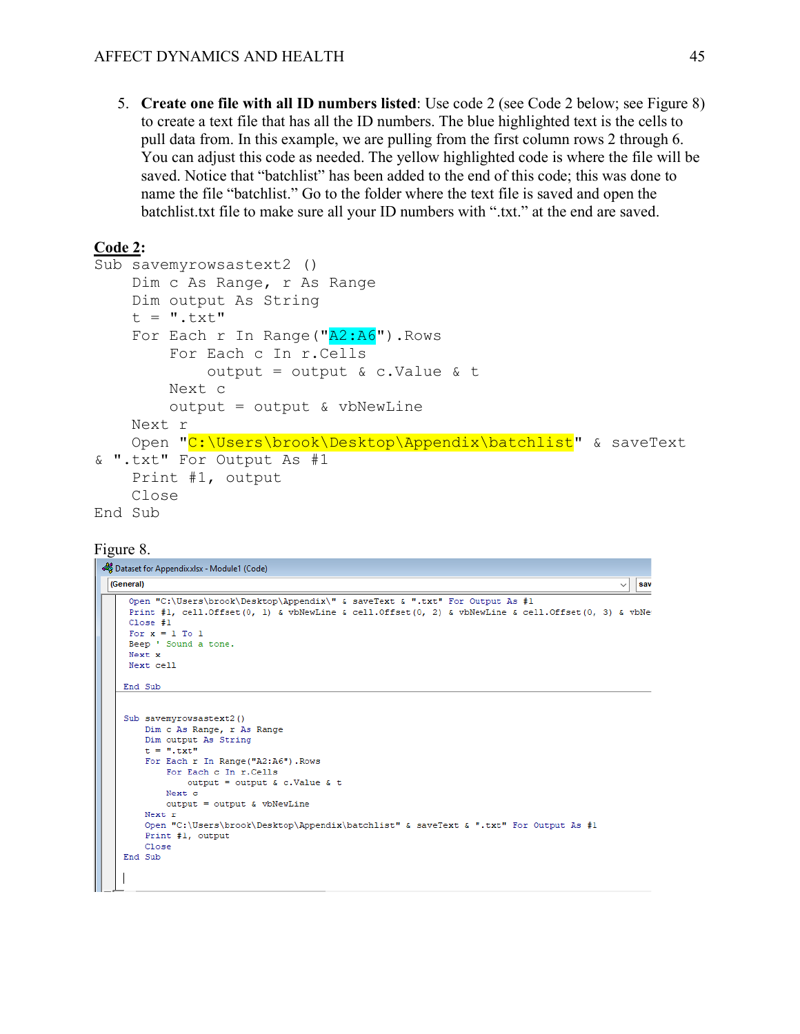5. **Create one file with all ID numbers listed**: Use code 2 (see Code 2 below; see Figure 8) to create a text file that has all the ID numbers. The blue highlighted text is the cells to pull data from. In this example, we are pulling from the first column rows 2 through 6. You can adjust this code as needed. The yellow highlighted code is where the file will be saved. Notice that "batchlist" has been added to the end of this code; this was done to name the file "batchlist." Go to the folder where the text file is saved and open the batchlist.txt file to make sure all your ID numbers with ".txt." at the end are saved.

**Code 2:**

```
Sub savemyrowsastext2 ()
    Dim c As Range, r As Range
    Dim output As String
    t = ".txt"
    For Each r In Range("A2:A6").Rows
        For Each c In r.Cells
            output = output & c.Value & t
        Next c
        output = output & vbNewLine
    Next r
    Open "C:\Users\brook\Desktop\Appendix\batchlist" & saveText
& ".txt" For Output As #1
    Print #1, output
    Close
End Sub
```

Figure 8.

```
Dataset for Appendix.xlsx - Module1 (Code)
(General)

    Open "C:\Users\brook\Desktop\Appendix\" & saveText & ".txt" For Output As #1
    Print #1, cell.Offset(0, 1) & vbNewLine & cell.Offset(0, 2) & vbNewLine & cell.Offset(0, 3) & vbNe
    Close #1
    For x = 1 To 1
    Beep ' Sound a tone.
    Next x
    Next cell

End Sub

Sub savemyrowsastext2()
    Dim c As Range, r As Range
    Dim output As String
    t = ".txt"
    For Each r In Range("A2:A6").Rows
        For Each c In r.Cells
            output = output & c.Value & t
        Next c
        output = output & vbNewLine
    Next r
    Open "C:\Users\brook\Desktop\Appendix\batchlist" & saveText & ".txt" For Output As #1
    Print #1, output
    Close
End Sub
```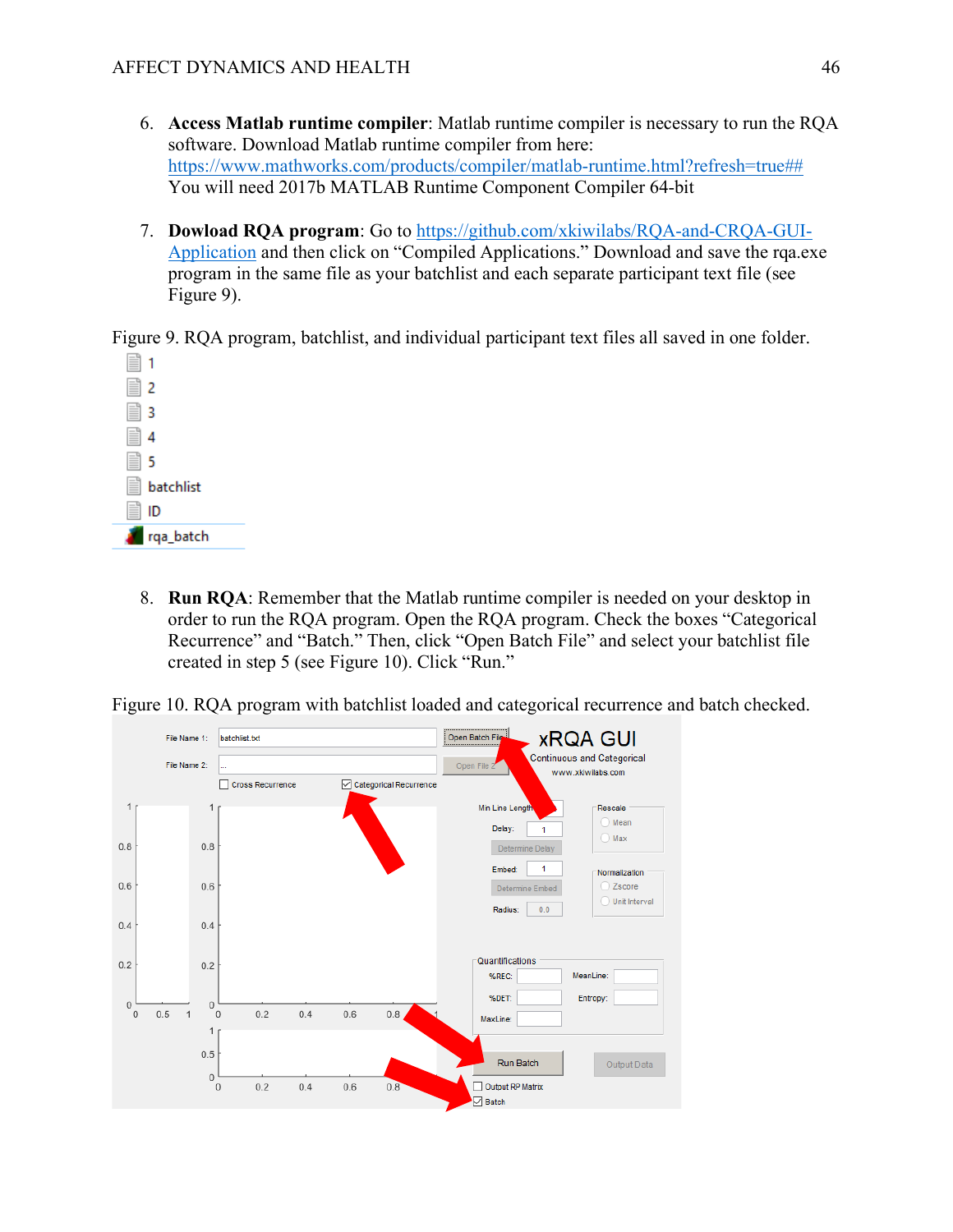6. **Access Matlab runtime compiler**: Matlab runtime compiler is necessary to run the RQA software. Download Matlab runtime compiler from here: https://www.mathworks.com/products/compiler/matlab-runtime.html?refresh=true## You will need 2017b MATLAB Runtime Component Compiler 64-bit

7. **Dowload RQA program**: Go to https://github.com/xkiwilabs/RQA-and-CRQA-GUI-Application and then click on "Compiled Applications." Download and save the rqa.exe program in the same file as your batchlist and each separate participant text file (see Figure 9).

Figure 9. RQA program, batchlist, and individual participant text files all saved in one folder.

8. **Run RQA**: Remember that the Matlab runtime compiler is needed on your desktop in order to run the RQA program. Open the RQA program. Check the boxes "Categorical Recurrence" and "Batch." Then, click "Open Batch File" and select your batchlist file created in step 5 (see Figure 10). Click "Run."

Figure 10. RQA program with batchlist loaded and categorical recurrence and batch checked.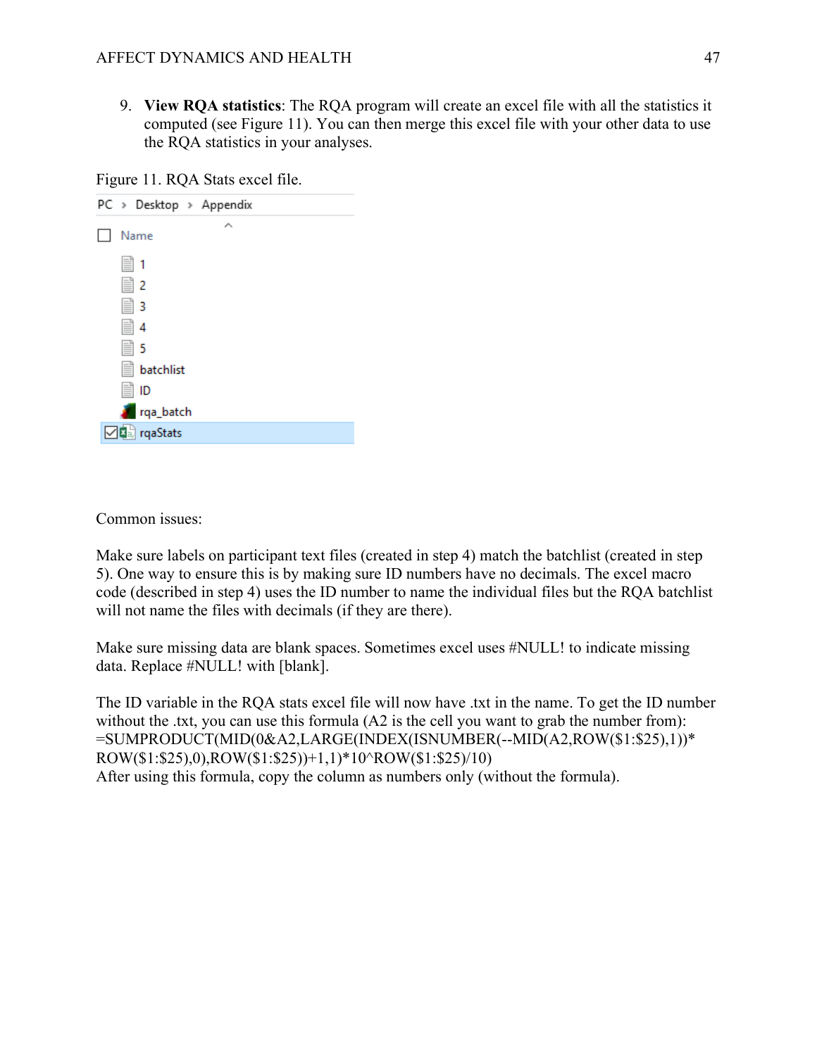9. **View RQA statistics**: The RQA program will create an excel file with all the statistics it computed (see Figure 11). You can then merge this excel file with your other data to use the RQA statistics in your analyses.

Figure 11. RQA Stats excel file.

PC > Desktop > Appendix

- Name
- 1
- 2
- 3
- 4
- 5
- batchlist
- ID
- rqa_batch
- rqaStats

Common issues:

Make sure labels on participant text files (created in step 4) match the batchlist (created in step 5). One way to ensure this is by making sure ID numbers have no decimals. The excel macro code (described in step 4) uses the ID number to name the individual files but the RQA batchlist will not name the files with decimals (if they are there).

Make sure missing data are blank spaces. Sometimes excel uses #NULL! to indicate missing data. Replace #NULL! with [blank].

The ID variable in the RQA stats excel file will now have .txt in the name. To get the ID number without the .txt, you can use this formula (A2 is the cell you want to grab the number from):

```
=SUMPRODUCT(MID(0&A2,LARGE(INDEX(ISNUMBER(--MID(A2,ROW($1:$25),1))*ROW($1:$25),0),ROW($1:$25))+1,1)*10^ROW($1:$25)/10)
```

After using this formula, copy the column as numbers only (without the formula).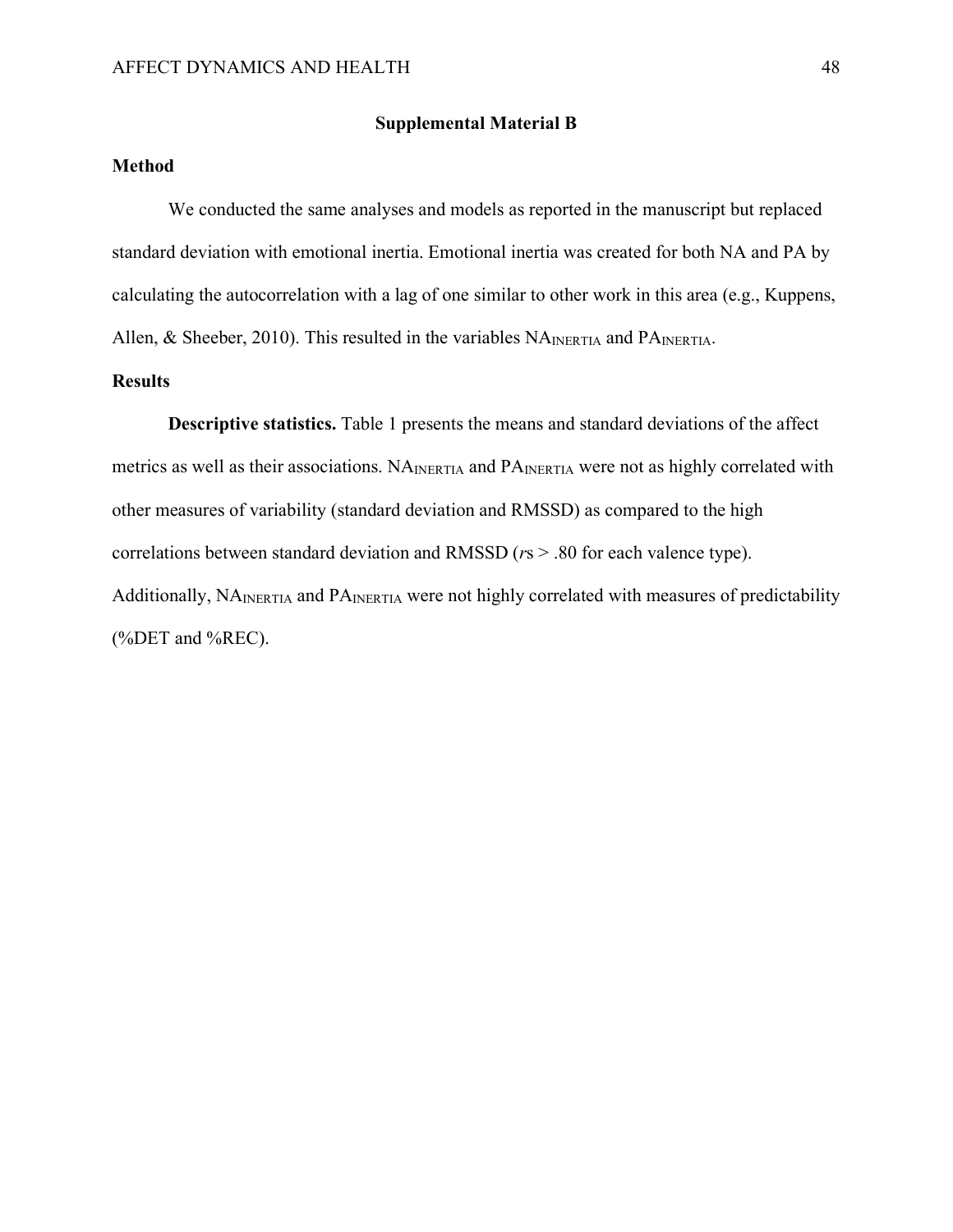## Supplemental Material B

### Method

We conducted the same analyses and models as reported in the manuscript but replaced standard deviation with emotional inertia. Emotional inertia was created for both NA and PA by calculating the autocorrelation with a lag of one similar to other work in this area (e.g., Kuppens, Allen, & Sheeber, 2010). This resulted in the variables $NA_{INERTIA}$ and $PA_{INERTIA}$.

### Results

**Descriptive statistics.** Table 1 presents the means and standard deviations of the affect metrics as well as their associations. $NA_{INERTIA}$ and $PA_{INERTIA}$ were not as highly correlated with other measures of variability (standard deviation and RMSSD) as compared to the high correlations between standard deviation and RMSSD (*r*s > .80 for each valence type). Additionally, $NA_{INERTIA}$ and $PA_{INERTIA}$ were not highly correlated with measures of predictability (%DET and %REC).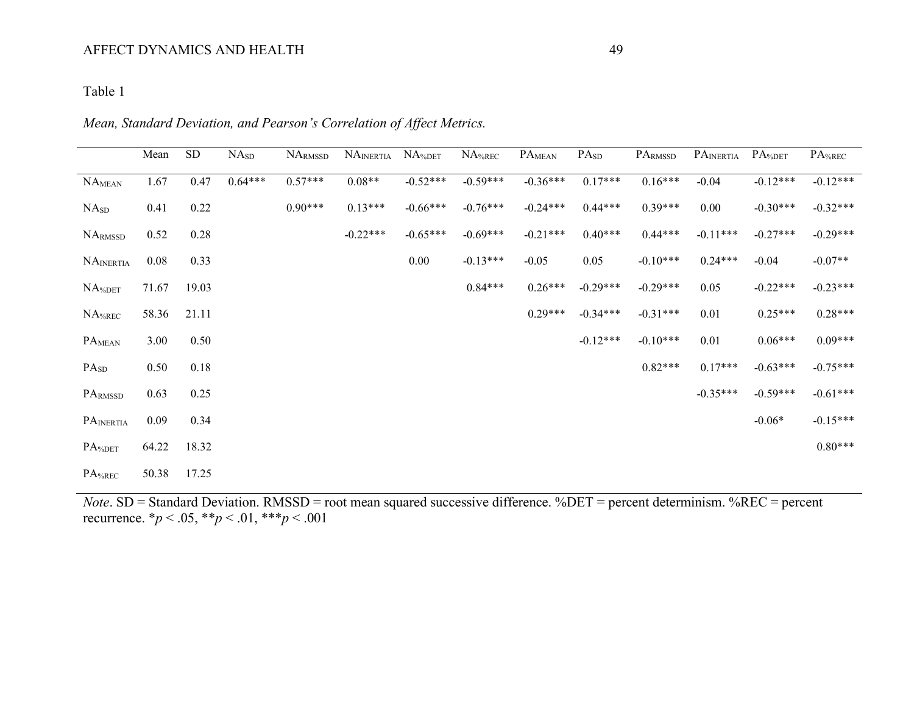Table 1

*Mean, Standard Deviation, and Pearson's Correlation of Affect Metrics.*

| | Mean | SD | $NA_{SD}$ | $NA_{RMSSD}$ | $NA_{INERTIA}$ | $NA_{\%DET}$ | $NA_{\%REC}$ | $PA_{MEAN}$ | $PA_{SD}$ | $PA_{RMSSD}$ | $PA_{INERTIA}$ | $PA_{\%DET}$ | $PA_{\%REC}$ |
|---|---|---|---|---|---|---|---|---|---|---|---|---|---|
| $NA_{MEAN}$ | 1.67 | 0.47 | 0.64*** | 0.57*** | 0.08** | -0.52*** | -0.59*** | -0.36*** | 0.17*** | 0.16*** | -0.04 | -0.12*** | -0.12*** |
| $NA_{SD}$ | 0.41 | 0.22 | | 0.90*** | 0.13*** | -0.66*** | -0.76*** | -0.24*** | 0.44*** | 0.39*** | 0.00 | -0.30*** | -0.32*** |
| $NA_{RMSSD}$ | 0.52 | 0.28 | | | -0.22*** | -0.65*** | -0.69*** | -0.21*** | 0.40*** | 0.44*** | -0.11*** | -0.27*** | -0.29*** |
| $NA_{INERTIA}$ | 0.08 | 0.33 | | | | 0.00 | -0.13*** | -0.05 | 0.05 | -0.10*** | 0.24*** | -0.04 | -0.07** |
| $NA_{\%DET}$ | 71.67 | 19.03 | | | | | 0.84*** | 0.26*** | -0.29*** | -0.29*** | 0.05 | -0.22*** | -0.23*** |
| $NA_{\%REC}$ | 58.36 | 21.11 | | | | | | 0.29*** | -0.34*** | -0.31*** | 0.01 | 0.25*** | 0.28*** |
| $PA_{MEAN}$ | 3.00 | 0.50 | | | | | | | -0.12*** | -0.10*** | 0.01 | 0.06*** | 0.09*** |
| $PA_{SD}$ | 0.50 | 0.18 | | | | | | | | 0.82*** | 0.17*** | -0.63*** | -0.75*** |
| $PA_{RMSSD}$ | 0.63 | 0.25 | | | | | | | | | -0.35*** | -0.59*** | -0.61*** |
| $PA_{INERTIA}$ | 0.09 | 0.34 | | | | | | | | | | -0.06* | -0.15*** |
| $PA_{\%DET}$ | 64.22 | 18.32 | | | | | | | | | | | 0.80*** |
| $PA_{\%REC}$ | 50.38 | 17.25 | | | | | | | | | | | |

*Note*. SD = Standard Deviation. RMSSD = root mean squared successive difference. %DET = percent determinism. %REC = percent recurrence. \*$p < .05$, \*\*$p < .01$, \*\*\*$p < .001$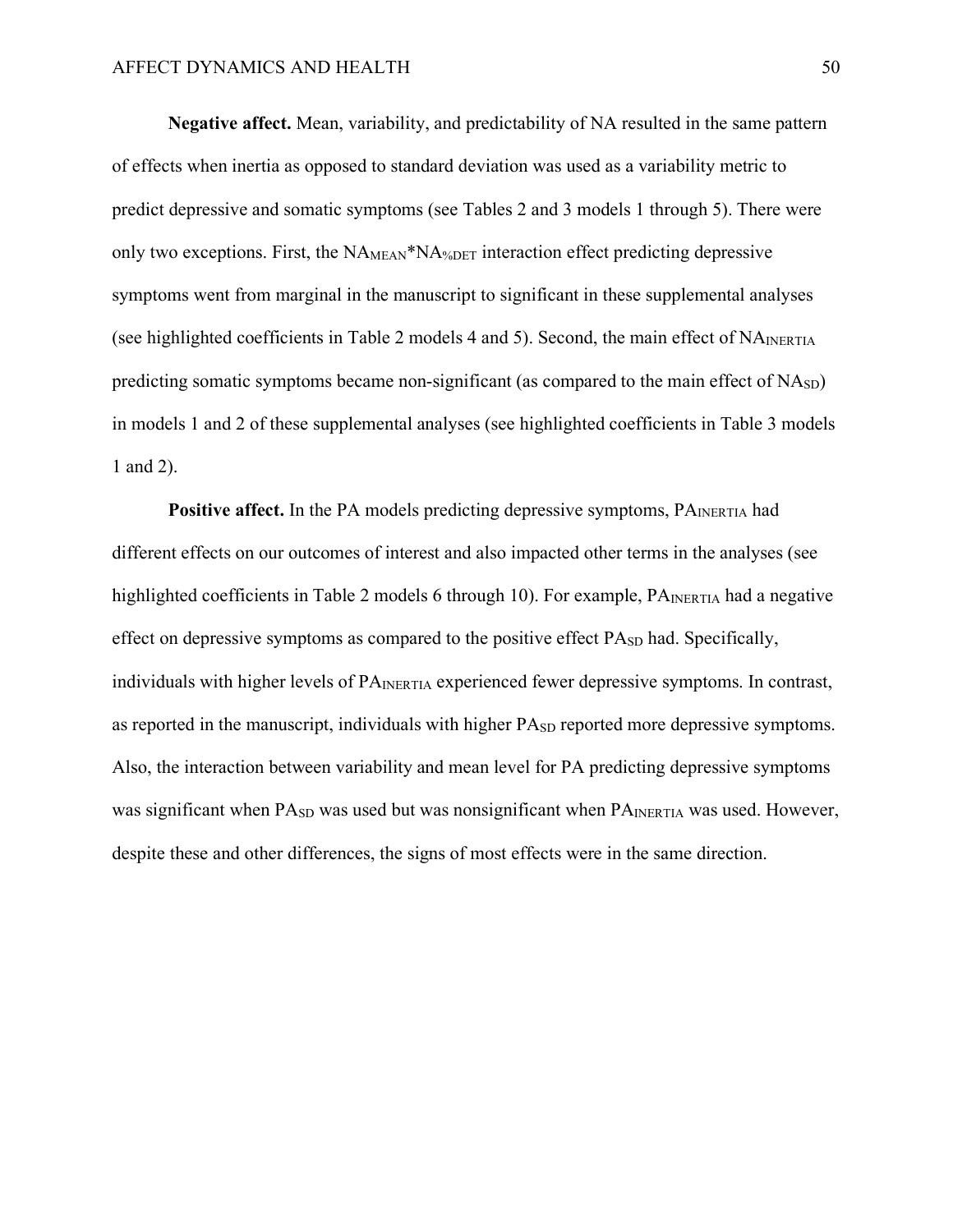**Negative affect.** Mean, variability, and predictability of NA resulted in the same pattern of effects when inertia as opposed to standard deviation was used as a variability metric to predict depressive and somatic symptoms (see Tables 2 and 3 models 1 through 5). There were only two exceptions. First, the $NA_{MEAN}$*$NA_{\%DET}$ interaction effect predicting depressive symptoms went from marginal in the manuscript to significant in these supplemental analyses (see highlighted coefficients in Table 2 models 4 and 5). Second, the main effect of $NA_{INERTIA}$ predicting somatic symptoms became non-significant (as compared to the main effect of $NA_{SD}$) in models 1 and 2 of these supplemental analyses (see highlighted coefficients in Table 3 models 1 and 2).

**Positive affect.** In the PA models predicting depressive symptoms, $PA_{INERTIA}$ had different effects on our outcomes of interest and also impacted other terms in the analyses (see highlighted coefficients in Table 2 models 6 through 10). For example, $PA_{INERTIA}$ had a negative effect on depressive symptoms as compared to the positive effect $PA_{SD}$ had. Specifically, individuals with higher levels of $PA_{INERTIA}$ experienced fewer depressive symptoms. In contrast, as reported in the manuscript, individuals with higher $PA_{SD}$ reported more depressive symptoms. Also, the interaction between variability and mean level for PA predicting depressive symptoms was significant when $PA_{SD}$ was used but was nonsignificant when $PA_{INERTIA}$ was used. However, despite these and other differences, the signs of most effects were in the same direction.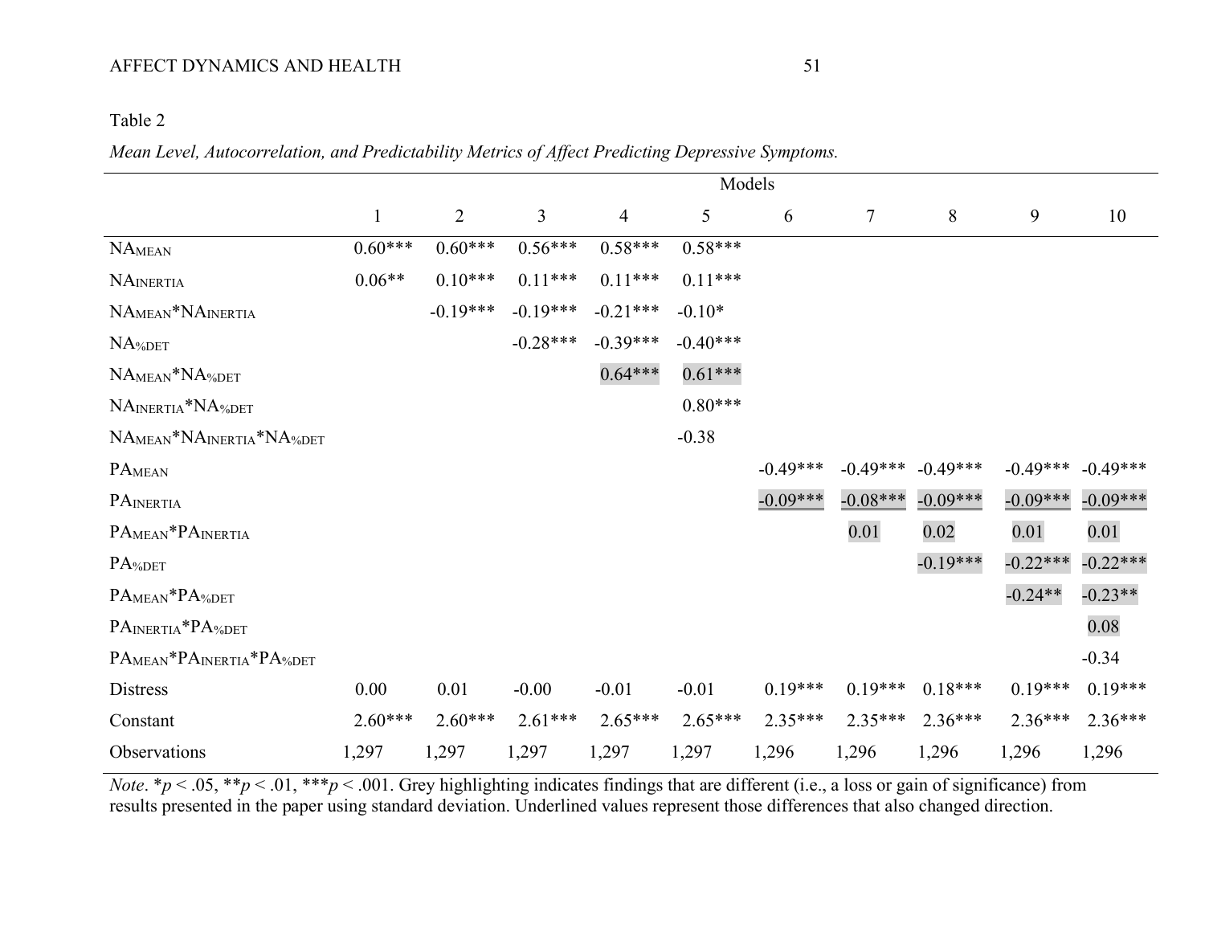Table 2

*Mean Level, Autocorrelation, and Predictability Metrics of Affect Predicting Depressive Symptoms.*

| | Models | | | | | | | | | |
|---|---|---|---|---|---|---|---|---|---|---|
| | 1 | 2 | 3 | 4 | 5 | 6 | 7 | 8 | 9 | 10 |
| $NA_{MEAN}$ | 0.60*** | 0.60*** | 0.56*** | 0.58*** | 0.58*** | | | | | |
| $NA_{INERTIA}$ | 0.06** | 0.10*** | 0.11*** | 0.11*** | 0.11*** | | | | | |
| $NA_{MEAN}$*$NA_{INERTIA}$ | | -0.19*** | -0.19*** | -0.21*** | -0.10* | | | | | |
| $NA_{\%DET}$ | | | -0.28*** | -0.39*** | -0.40*** | | | | | |
| $NA_{MEAN}$*$NA_{\%DET}$ | | | | 0.64*** | 0.61*** | | | | | |
| $NA_{INERTIA}$*$NA_{\%DET}$ | | | | | 0.80*** | | | | | |
| $NA_{MEAN}$*$NA_{INERTIA}$*$NA_{\%DET}$ | | | | | -0.38 | | | | | |
| $PA_{MEAN}$ | | | | | | -0.49*** | -0.49*** | -0.49*** | -0.49*** | -0.49*** |
| $PA_{INERTIA}$ | | | | | | -0.09*** | -0.08*** | -0.09*** | -0.09*** | -0.09*** |
| $PA_{MEAN}$*$PA_{INERTIA}$ | | | | | | | 0.01 | 0.02 | 0.01 | 0.01 |
| $PA_{\%DET}$ | | | | | | | | -0.19*** | -0.22*** | -0.22*** |
| $PA_{MEAN}$*$PA_{\%DET}$ | | | | | | | | | -0.24** | -0.23** |
| $PA_{INERTIA}$*$PA_{\%DET}$ | | | | | | | | | | 0.08 |
| $PA_{MEAN}$*$PA_{INERTIA}$*$PA_{\%DET}$ | | | | | | | | | | -0.34 |
| Distress | 0.00 | 0.01 | -0.00 | -0.01 | -0.01 | 0.19*** | 0.19*** | 0.18*** | 0.19*** | 0.19*** |
| Constant | 2.60*** | 2.60*** | 2.61*** | 2.65*** | 2.65*** | 2.35*** | 2.35*** | 2.36*** | 2.36*** | 2.36*** |
| Observations | 1,297 | 1,297 | 1,297 | 1,297 | 1,297 | 1,296 | 1,296 | 1,296 | 1,296 | 1,296 |

*Note*. *$p < .05$, **$p < .01$, ***$p < .001$. Grey highlighting indicates findings that are different (i.e., a loss or gain of significance) from results presented in the paper using standard deviation. Underlined values represent those differences that also changed direction.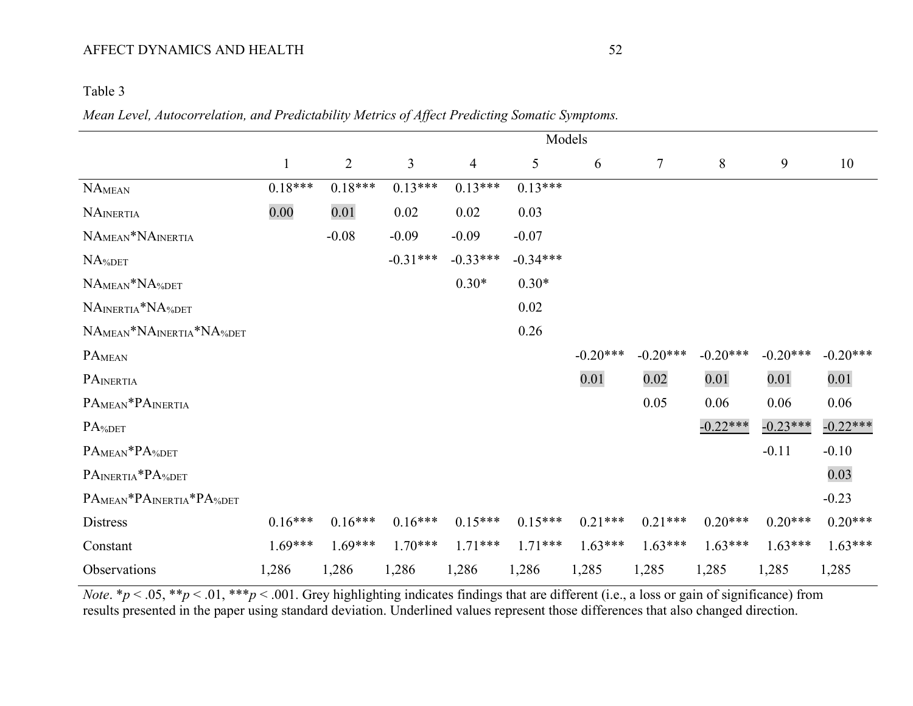Table 3

*Mean Level, Autocorrelation, and Predictability Metrics of Affect Predicting Somatic Symptoms.*

| | Models | | | | | | | | | |
|---|---|---|---|---|---|---|---|---|---|---|
| | 1 | 2 | 3 | 4 | 5 | 6 | 7 | 8 | 9 | 10 |
| $NA_{MEAN}$ | 0.18*** | 0.18*** | 0.13*** | 0.13*** | 0.13*** | | | | | |
| $NA_{INERTIA}$ | 0.00 | 0.01 | 0.02 | 0.02 | 0.03 | | | | | |
| $NA_{MEAN}$*$NA_{INERTIA}$ | | -0.08 | -0.09 | -0.09 | -0.07 | | | | | |
| $NA_{\%DET}$ | | | -0.31*** | -0.33*** | -0.34*** | | | | | |
| $NA_{MEAN}$*$NA_{\%DET}$ | | | | 0.30* | 0.30* | | | | | |
| $NA_{INERTIA}$*$NA_{\%DET}$ | | | | | 0.02 | | | | | |
| $NA_{MEAN}$*$NA_{INERTIA}$*$NA_{\%DET}$ | | | | | 0.26 | | | | | |
| $PA_{MEAN}$ | | | | | | -0.20*** | -0.20*** | -0.20*** | -0.20*** | -0.20*** |
| $PA_{INERTIA}$ | | | | | | 0.01 | 0.02 | 0.01 | 0.01 | 0.01 |
| $PA_{MEAN}$*$PA_{INERTIA}$ | | | | | | | 0.05 | 0.06 | 0.06 | 0.06 |
| $PA_{\%DET}$ | | | | | | | | -0.22*** | -0.23*** | -0.22*** |
| $PA_{MEAN}$*$PA_{\%DET}$ | | | | | | | | | -0.11 | -0.10 |
| $PA_{INERTIA}$*$PA_{\%DET}$ | | | | | | | | | | 0.03 |
| $PA_{MEAN}$*$PA_{INERTIA}$*$PA_{\%DET}$ | | | | | | | | | | -0.23 |
| Distress | 0.16*** | 0.16*** | 0.16*** | 0.15*** | 0.15*** | 0.21*** | 0.21*** | 0.20*** | 0.20*** | 0.20*** |
| Constant | 1.69*** | 1.69*** | 1.70*** | 1.71*** | 1.71*** | 1.63*** | 1.63*** | 1.63*** | 1.63*** | 1.63*** |
| Observations | 1,286 | 1,286 | 1,286 | 1,286 | 1,286 | 1,285 | 1,285 | 1,285 | 1,285 | 1,285 |

*Note*. *$p < .05$, **$p < .01$, ***$p < .001$. Grey highlighting indicates findings that are different (i.e., a loss or gain of significance) from results presented in the paper using standard deviation. Underlined values represent those differences that also changed direction.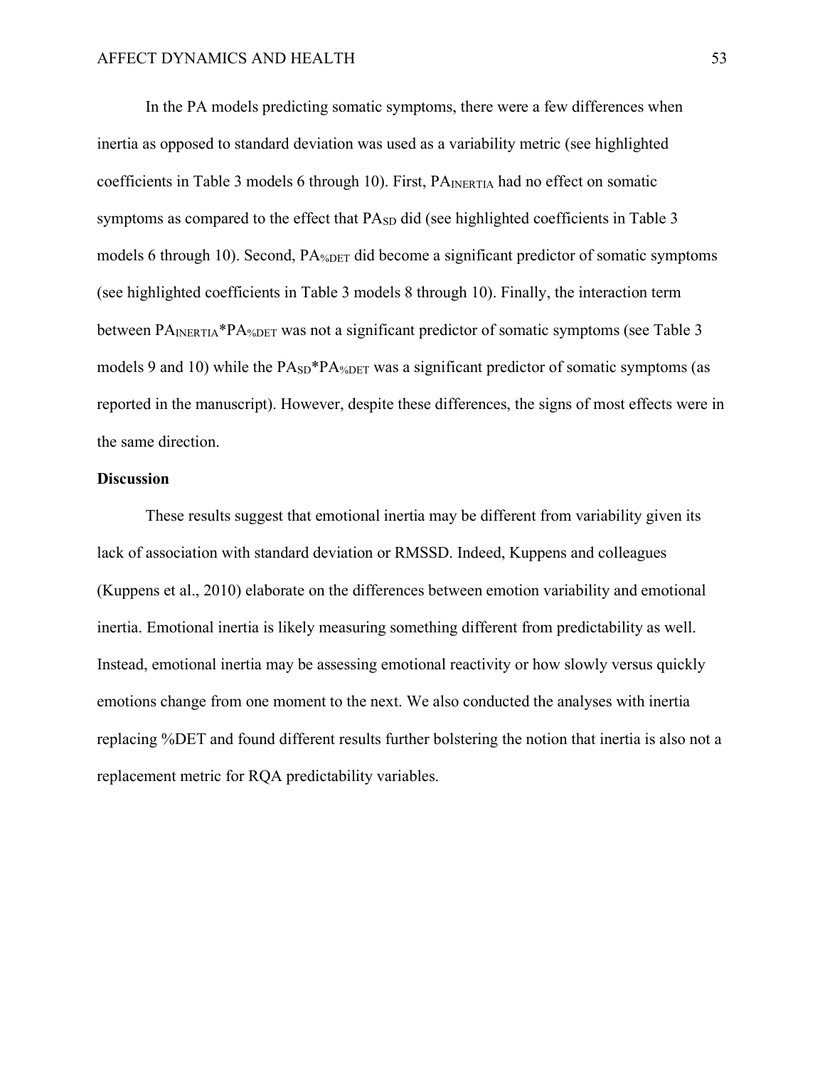In the PA models predicting somatic symptoms, there were a few differences when inertia as opposed to standard deviation was used as a variability metric (see highlighted coefficients in Table 3 models 6 through 10). First, $PA_{INERTIA}$ had no effect on somatic symptoms as compared to the effect that $PA_{SD}$ did (see highlighted coefficients in Table 3 models 6 through 10). Second, $PA_{\%DET}$ did become a significant predictor of somatic symptoms (see highlighted coefficients in Table 3 models 8 through 10). Finally, the interaction term between $PA_{INERTIA}$*$PA_{\%DET}$ was not a significant predictor of somatic symptoms (see Table 3 models 9 and 10) while the $PA_{SD}$*$PA_{\%DET}$ was a significant predictor of somatic symptoms (as reported in the manuscript). However, despite these differences, the signs of most effects were in the same direction.

**Discussion**

These results suggest that emotional inertia may be different from variability given its lack of association with standard deviation or RMSSD. Indeed, Kuppens and colleagues (Kuppens et al., 2010) elaborate on the differences between emotion variability and emotional inertia. Emotional inertia is likely measuring something different from predictability as well. Instead, emotional inertia may be assessing emotional reactivity or how slowly versus quickly emotions change from one moment to the next. We also conducted the analyses with inertia replacing %DET and found different results further bolstering the notion that inertia is also not a replacement metric for RQA predictability variables.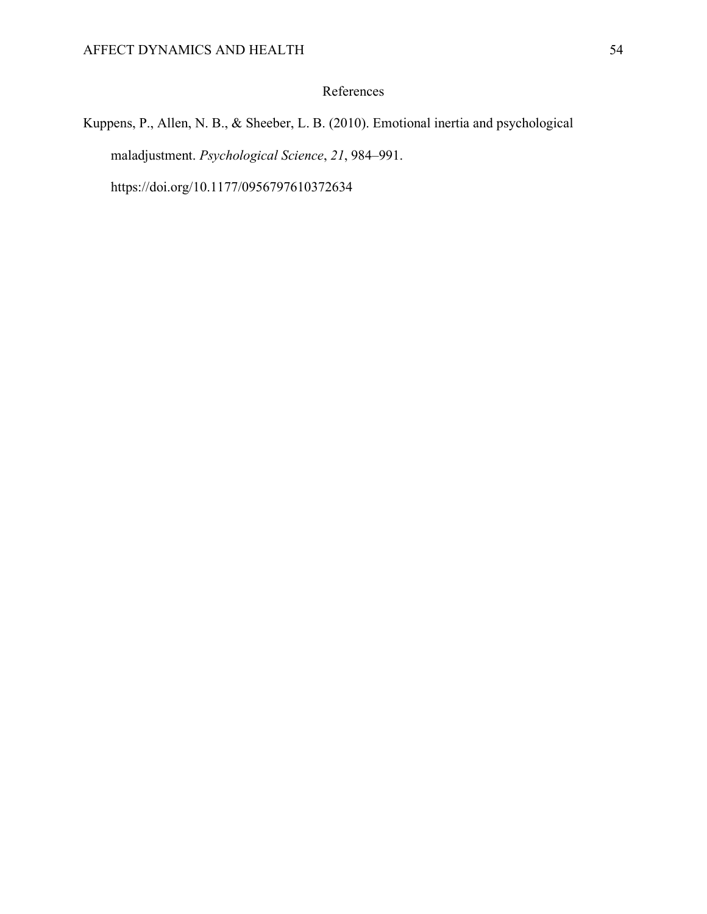# References

Kuppens, P., Allen, N. B., & Sheeber, L. B. (2010). Emotional inertia and psychological maladjustment. *Psychological Science*, *21*, 984–991. https://doi.org/10.1177/0956797610372634